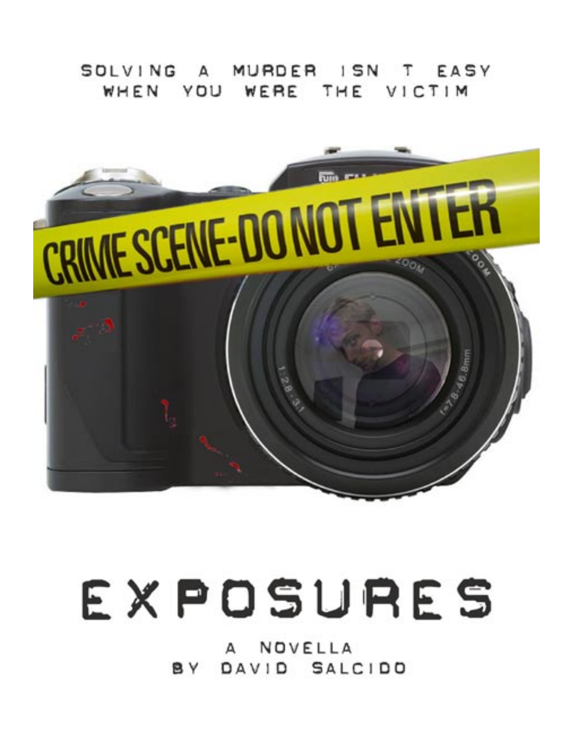SOLVING A MURDER ISN T EASY
WHEN YOU WERE THE VICTIM

CRIME SCENE-DO NOT ENTER

# EXPOSURES

A NOVELLA
BY DAVID SALCIDO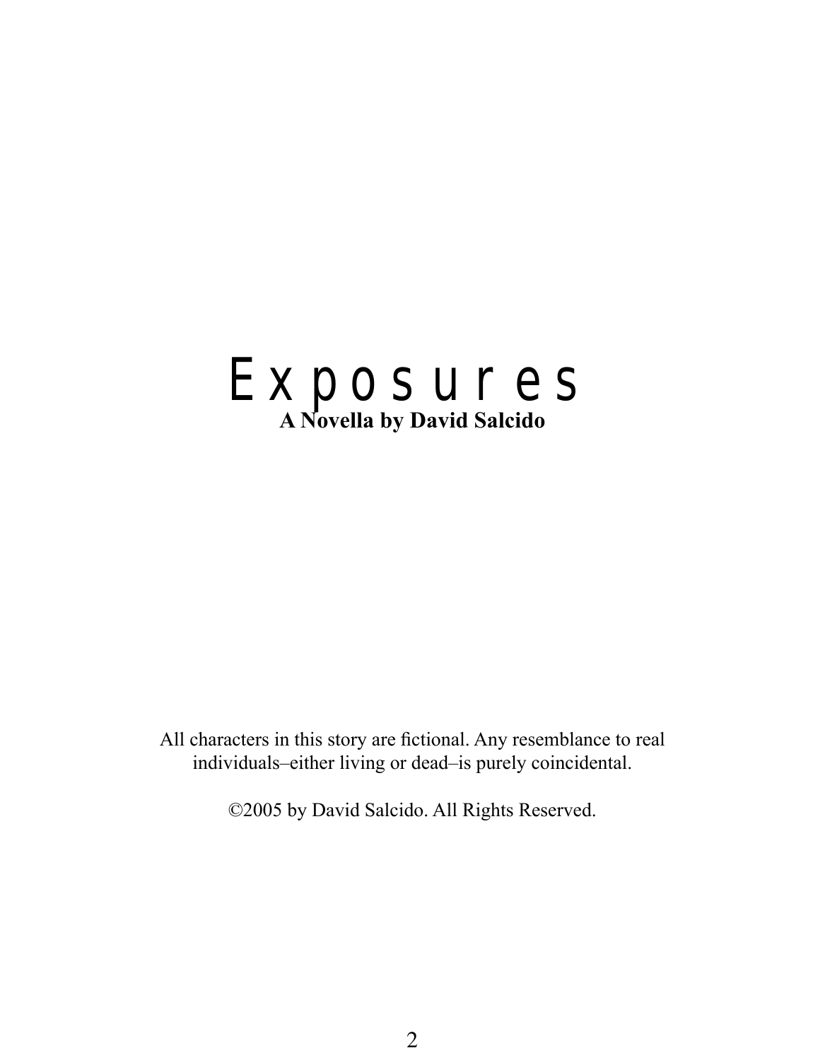# Exposures

**A Novella by David Salcido**

All characters in this story are fictional. Any resemblance to real individuals–either living or dead–is purely coincidental.

©2005 by David Salcido. All Rights Reserved.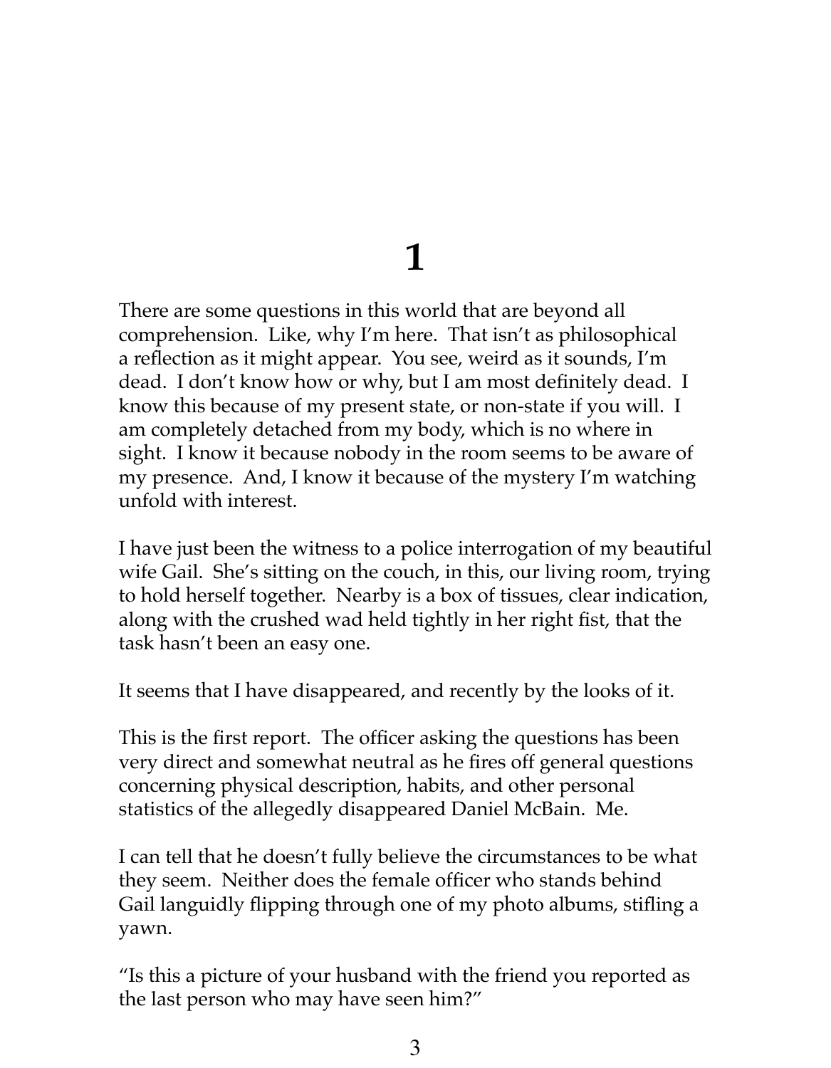# 1

There are some questions in this world that are beyond all comprehension. Like, why I'm here. That isn't as philosophical a reflection as it might appear. You see, weird as it sounds, I'm dead. I don't know how or why, but I am most definitely dead. I know this because of my present state, or non-state if you will. I am completely detached from my body, which is no where in sight. I know it because nobody in the room seems to be aware of my presence. And, I know it because of the mystery I'm watching unfold with interest.

I have just been the witness to a police interrogation of my beautiful wife Gail. She's sitting on the couch, in this, our living room, trying to hold herself together. Nearby is a box of tissues, clear indication, along with the crushed wad held tightly in her right fist, that the task hasn't been an easy one.

It seems that I have disappeared, and recently by the looks of it.

This is the first report. The officer asking the questions has been very direct and somewhat neutral as he fires off general questions concerning physical description, habits, and other personal statistics of the allegedly disappeared Daniel McBain. Me.

I can tell that he doesn't fully believe the circumstances to be what they seem. Neither does the female officer who stands behind Gail languidly flipping through one of my photo albums, stifling a yawn.

"Is this a picture of your husband with the friend you reported as the last person who may have seen him?"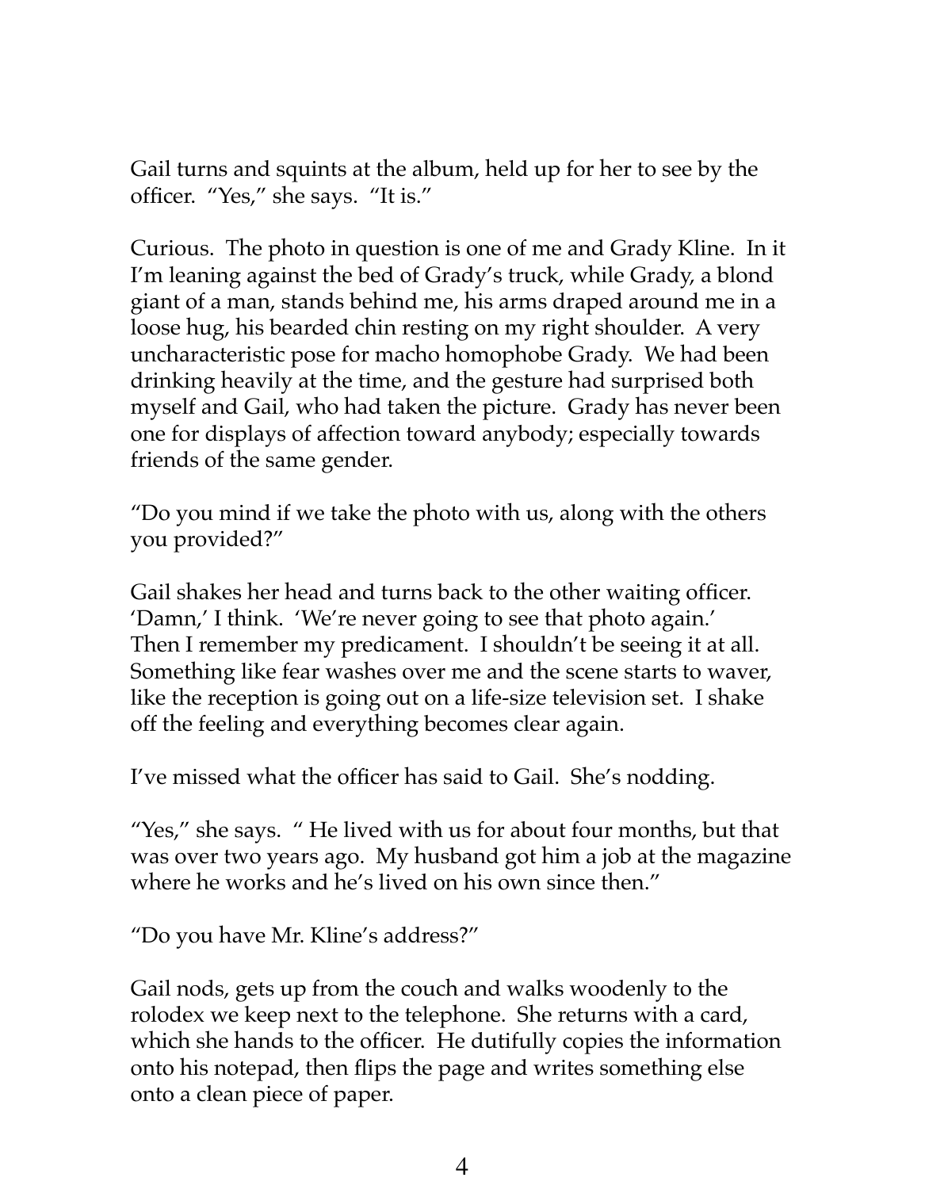Gail turns and squints at the album, held up for her to see by the officer. “Yes,” she says. “It is.”

Curious. The photo in question is one of me and Grady Kline. In it I’m leaning against the bed of Grady’s truck, while Grady, a blond giant of a man, stands behind me, his arms draped around me in a loose hug, his bearded chin resting on my right shoulder. A very uncharacteristic pose for macho homophobe Grady. We had been drinking heavily at the time, and the gesture had surprised both myself and Gail, who had taken the picture. Grady has never been one for displays of affection toward anybody; especially towards friends of the same gender.

“Do you mind if we take the photo with us, along with the others you provided?”

Gail shakes her head and turns back to the other waiting officer. ‘Damn,’ I think. ‘We’re never going to see that photo again.’ Then I remember my predicament. I shouldn’t be seeing it at all. Something like fear washes over me and the scene starts to waver, like the reception is going out on a life-size television set. I shake off the feeling and everything becomes clear again.

I’ve missed what the officer has said to Gail. She’s nodding.

“Yes,” she says. “ He lived with us for about four months, but that was over two years ago. My husband got him a job at the magazine where he works and he’s lived on his own since then.”

“Do you have Mr. Kline’s address?”

Gail nods, gets up from the couch and walks woodenly to the rolodex we keep next to the telephone. She returns with a card, which she hands to the officer. He dutifully copies the information onto his notepad, then flips the page and writes something else onto a clean piece of paper.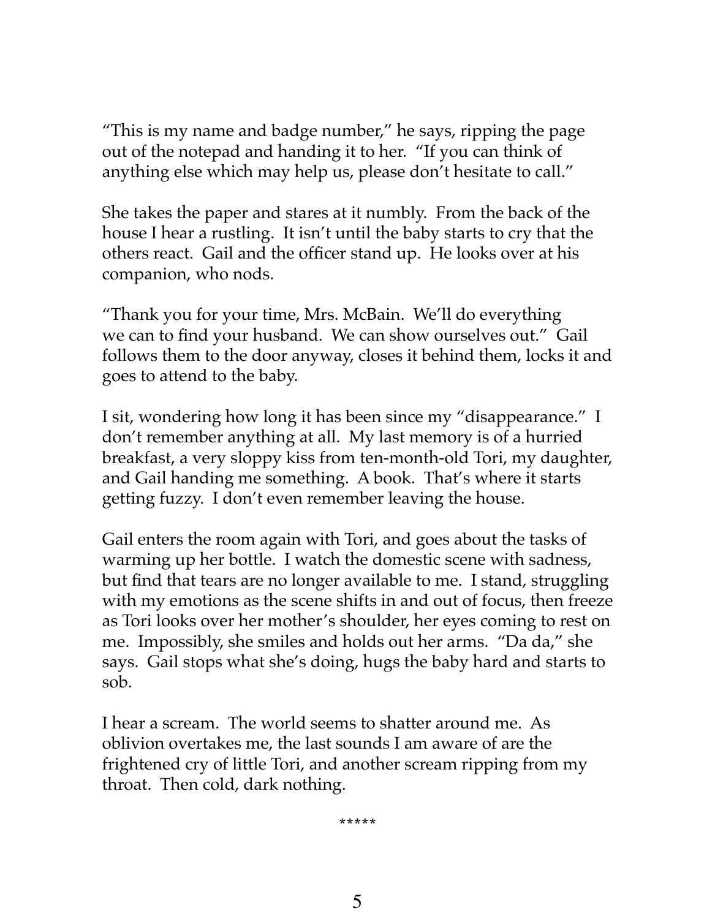"This is my name and badge number," he says, ripping the page out of the notepad and handing it to her. "If you can think of anything else which may help us, please don't hesitate to call."

She takes the paper and stares at it numbly. From the back of the house I hear a rustling. It isn't until the baby starts to cry that the others react. Gail and the officer stand up. He looks over at his companion, who nods.

"Thank you for your time, Mrs. McBain. We'll do everything we can to find your husband. We can show ourselves out." Gail follows them to the door anyway, closes it behind them, locks it and goes to attend to the baby.

I sit, wondering how long it has been since my "disappearance." I don't remember anything at all. My last memory is of a hurried breakfast, a very sloppy kiss from ten-month-old Tori, my daughter, and Gail handing me something. A book. That's where it starts getting fuzzy. I don't even remember leaving the house.

Gail enters the room again with Tori, and goes about the tasks of warming up her bottle. I watch the domestic scene with sadness, but find that tears are no longer available to me. I stand, struggling with my emotions as the scene shifts in and out of focus, then freeze as Tori looks over her mother's shoulder, her eyes coming to rest on me. Impossibly, she smiles and holds out her arms. "Da da," she says. Gail stops what she's doing, hugs the baby hard and starts to sob.

I hear a scream. The world seems to shatter around me. As oblivion overtakes me, the last sounds I am aware of are the frightened cry of little Tori, and another scream ripping from my throat. Then cold, dark nothing.

*****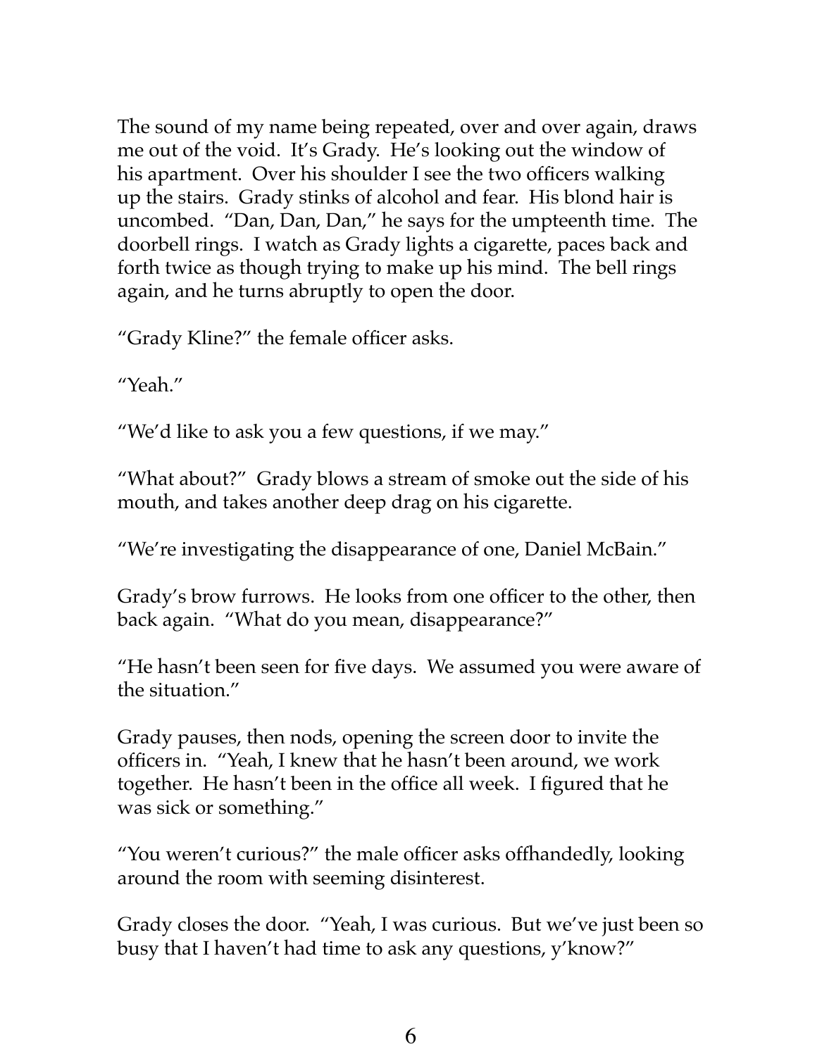The sound of my name being repeated, over and over again, draws me out of the void. It's Grady. He's looking out the window of his apartment. Over his shoulder I see the two officers walking up the stairs. Grady stinks of alcohol and fear. His blond hair is uncombed. "Dan, Dan, Dan," he says for the umpteenth time. The doorbell rings. I watch as Grady lights a cigarette, paces back and forth twice as though trying to make up his mind. The bell rings again, and he turns abruptly to open the door.

"Grady Kline?" the female officer asks.

"Yeah."

"We'd like to ask you a few questions, if we may."

"What about?" Grady blows a stream of smoke out the side of his mouth, and takes another deep drag on his cigarette.

"We're investigating the disappearance of one, Daniel McBain."

Grady's brow furrows. He looks from one officer to the other, then back again. "What do you mean, disappearance?"

"He hasn't been seen for five days. We assumed you were aware of the situation."

Grady pauses, then nods, opening the screen door to invite the officers in. "Yeah, I knew that he hasn't been around, we work together. He hasn't been in the office all week. I figured that he was sick or something."

"You weren't curious?" the male officer asks offhandedly, looking around the room with seeming disinterest.

Grady closes the door. "Yeah, I was curious. But we've just been so busy that I haven't had time to ask any questions, y'know?"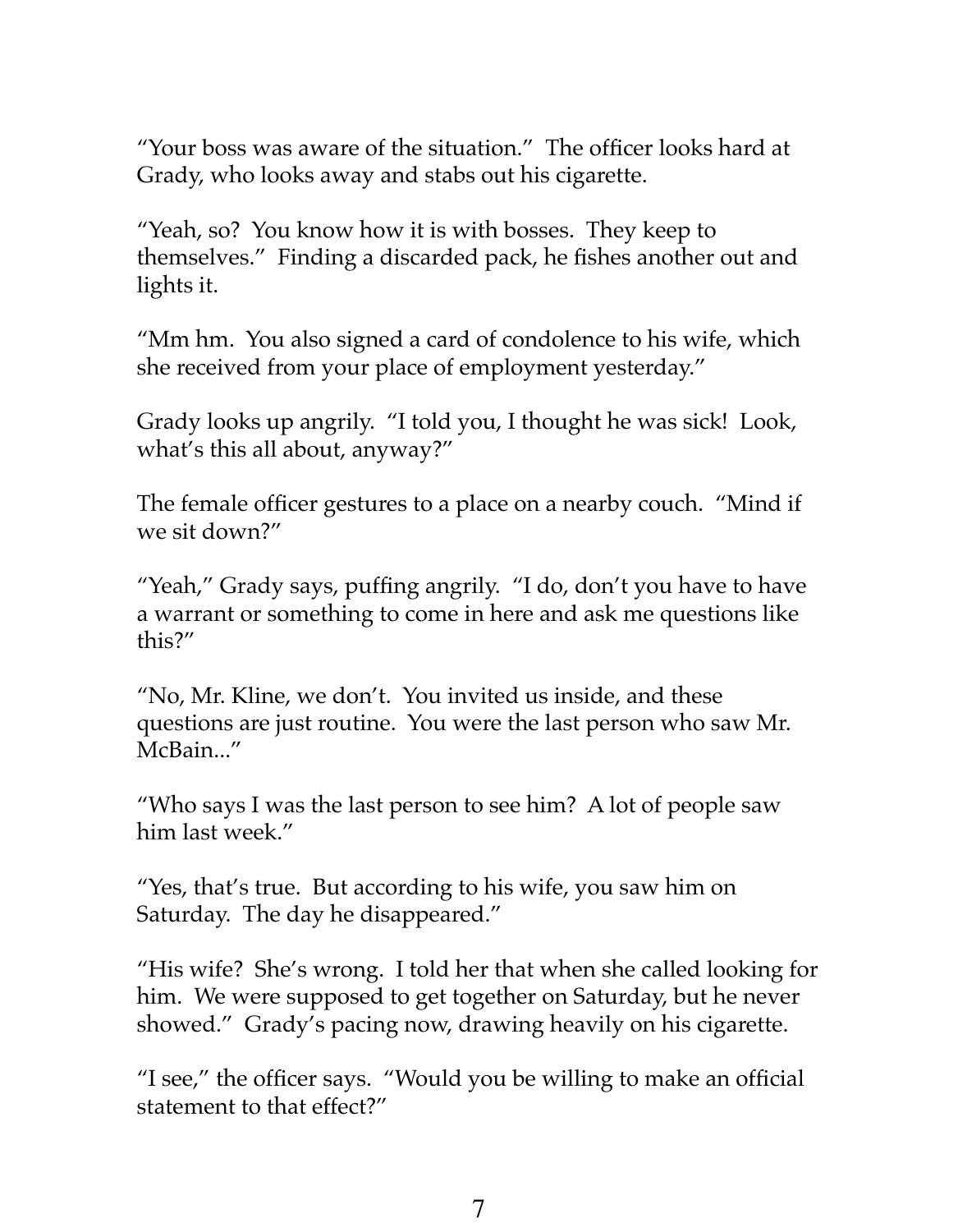“Your boss was aware of the situation.” The officer looks hard at Grady, who looks away and stabs out his cigarette.

“Yeah, so? You know how it is with bosses. They keep to themselves.” Finding a discarded pack, he fishes another out and lights it.

“Mm hm. You also signed a card of condolence to his wife, which she received from your place of employment yesterday.”

Grady looks up angrily. “I told you, I thought he was sick! Look, what’s this all about, anyway?”

The female officer gestures to a place on a nearby couch. “Mind if we sit down?”

“Yeah,” Grady says, puffing angrily. “I do, don’t you have to have a warrant or something to come in here and ask me questions like this?”

“No, Mr. Kline, we don’t. You invited us inside, and these questions are just routine. You were the last person who saw Mr. McBain...”

“Who says I was the last person to see him? A lot of people saw him last week.”

“Yes, that’s true. But according to his wife, you saw him on Saturday. The day he disappeared.”

“His wife? She’s wrong. I told her that when she called looking for him. We were supposed to get together on Saturday, but he never showed.” Grady’s pacing now, drawing heavily on his cigarette.

“I see,” the officer says. “Would you be willing to make an official statement to that effect?”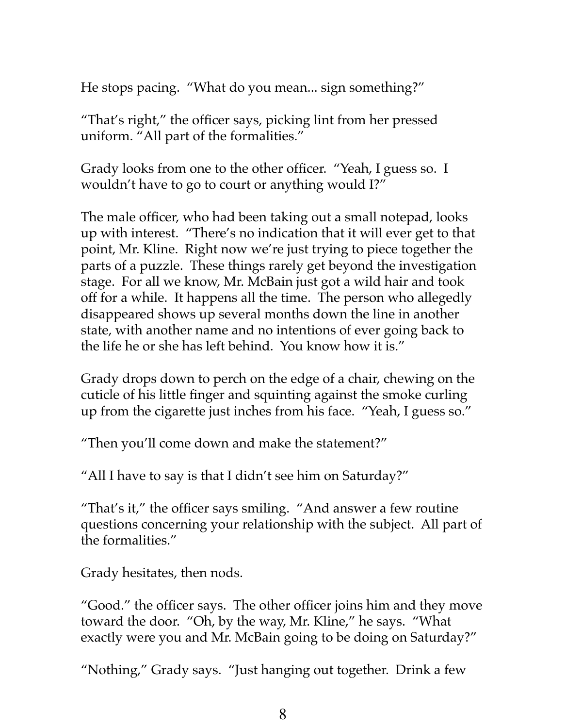He stops pacing. "What do you mean... sign something?"

"That's right," the officer says, picking lint from her pressed uniform. "All part of the formalities."

Grady looks from one to the other officer. "Yeah, I guess so. I wouldn't have to go to court or anything would I?"

The male officer, who had been taking out a small notepad, looks up with interest. "There's no indication that it will ever get to that point, Mr. Kline. Right now we're just trying to piece together the parts of a puzzle. These things rarely get beyond the investigation stage. For all we know, Mr. McBain just got a wild hair and took off for a while. It happens all the time. The person who allegedly disappeared shows up several months down the line in another state, with another name and no intentions of ever going back to the life he or she has left behind. You know how it is."

Grady drops down to perch on the edge of a chair, chewing on the cuticle of his little finger and squinting against the smoke curling up from the cigarette just inches from his face. "Yeah, I guess so."

"Then you'll come down and make the statement?"

"All I have to say is that I didn't see him on Saturday?"

"That's it," the officer says smiling. "And answer a few routine questions concerning your relationship with the subject. All part of the formalities."

Grady hesitates, then nods.

"Good." the officer says. The other officer joins him and they move toward the door. "Oh, by the way, Mr. Kline," he says. "What exactly were you and Mr. McBain going to be doing on Saturday?"

"Nothing," Grady says. "Just hanging out together. Drink a few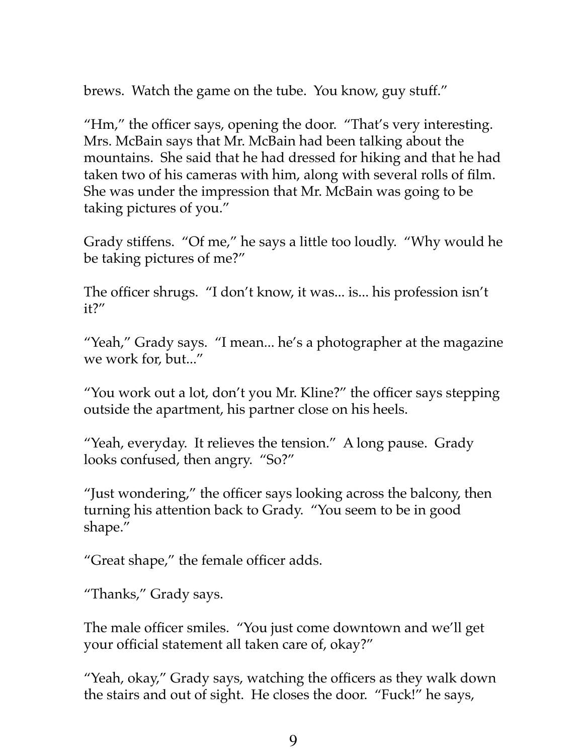brews. Watch the game on the tube. You know, guy stuff."

"Hm," the officer says, opening the door. "That's very interesting. Mrs. McBain says that Mr. McBain had been talking about the mountains. She said that he had dressed for hiking and that he had taken two of his cameras with him, along with several rolls of film. She was under the impression that Mr. McBain was going to be taking pictures of you."

Grady stiffens. "Of me," he says a little too loudly. "Why would he be taking pictures of me?"

The officer shrugs. "I don't know, it was... is... his profession isn't it?"

"Yeah," Grady says. "I mean... he's a photographer at the magazine we work for, but..."

"You work out a lot, don't you Mr. Kline?" the officer says stepping outside the apartment, his partner close on his heels.

"Yeah, everyday. It relieves the tension." A long pause. Grady looks confused, then angry. "So?"

"Just wondering," the officer says looking across the balcony, then turning his attention back to Grady. "You seem to be in good shape."

"Great shape," the female officer adds.

"Thanks," Grady says.

The male officer smiles. "You just come downtown and we'll get your official statement all taken care of, okay?"

"Yeah, okay," Grady says, watching the officers as they walk down the stairs and out of sight. He closes the door. "Fuck!" he says,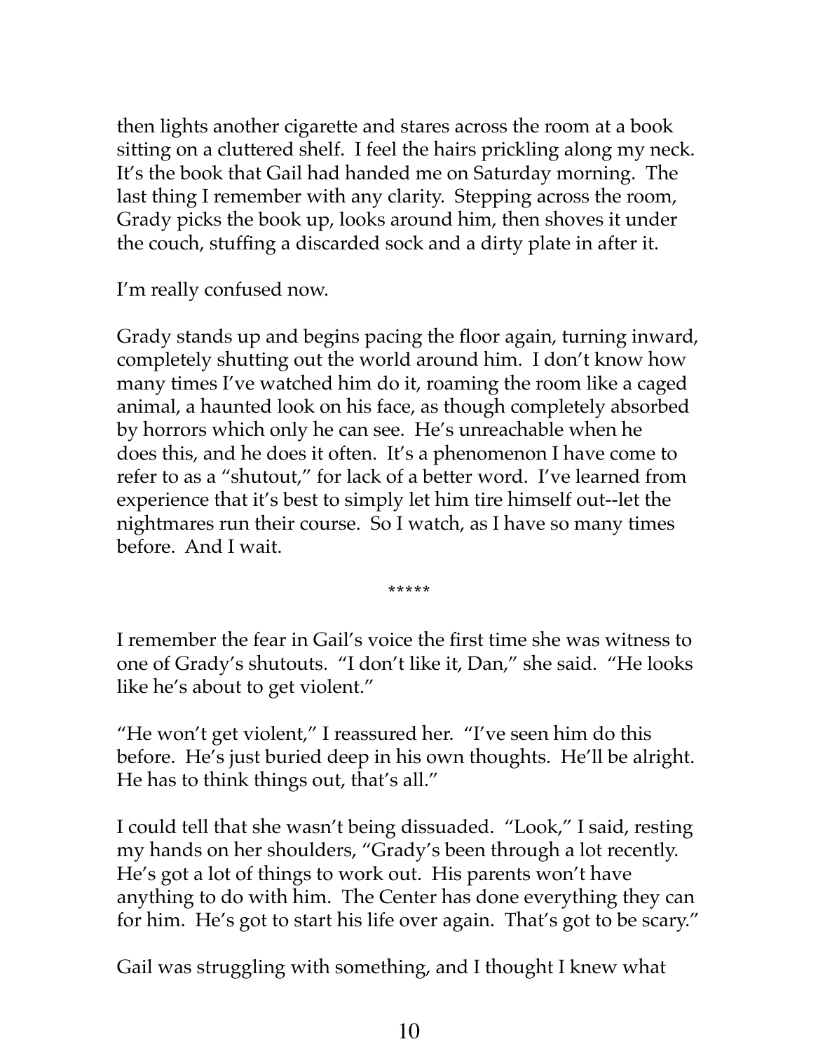then lights another cigarette and stares across the room at a book sitting on a cluttered shelf. I feel the hairs prickling along my neck. It's the book that Gail had handed me on Saturday morning. The last thing I remember with any clarity. Stepping across the room, Grady picks the book up, looks around him, then shoves it under the couch, stuffing a discarded sock and a dirty plate in after it.

I'm really confused now.

Grady stands up and begins pacing the floor again, turning inward, completely shutting out the world around him. I don't know how many times I've watched him do it, roaming the room like a caged animal, a haunted look on his face, as though completely absorbed by horrors which only he can see. He's unreachable when he does this, and he does it often. It's a phenomenon I have come to refer to as a "shutout," for lack of a better word. I've learned from experience that it's best to simply let him tire himself out--let the nightmares run their course. So I watch, as I have so many times before. And I wait.

\*\*\*\*\*

I remember the fear in Gail's voice the first time she was witness to one of Grady's shutouts. "I don't like it, Dan," she said. "He looks like he's about to get violent."

"He won't get violent," I reassured her. "I've seen him do this before. He's just buried deep in his own thoughts. He'll be alright. He has to think things out, that's all."

I could tell that she wasn't being dissuaded. "Look," I said, resting my hands on her shoulders, "Grady's been through a lot recently. He's got a lot of things to work out. His parents won't have anything to do with him. The Center has done everything they can for him. He's got to start his life over again. That's got to be scary."

Gail was struggling with something, and I thought I knew what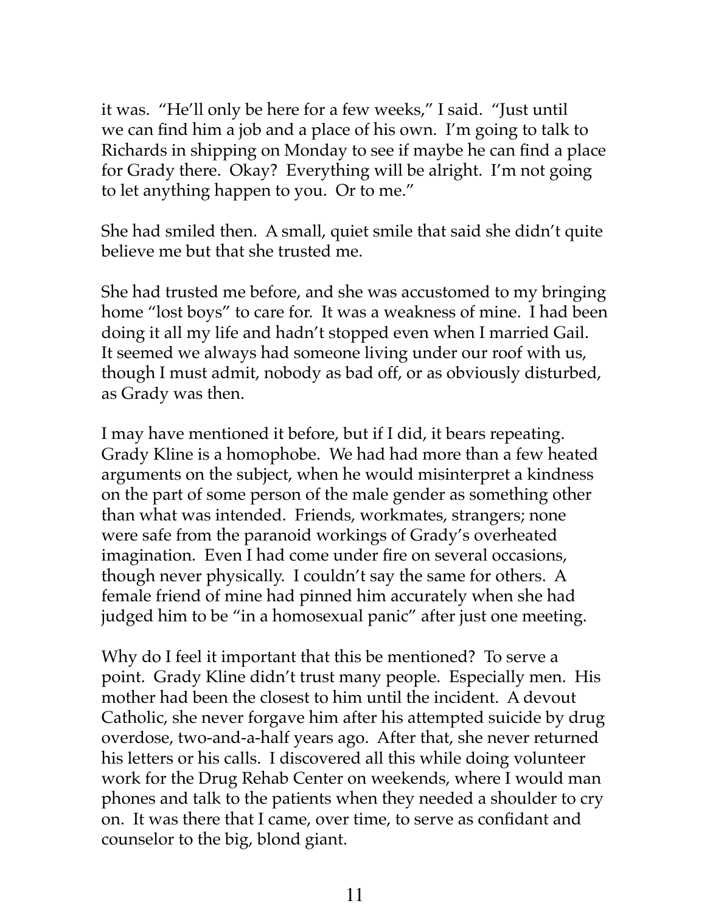it was. "He'll only be here for a few weeks," I said. "Just until we can find him a job and a place of his own. I'm going to talk to Richards in shipping on Monday to see if maybe he can find a place for Grady there. Okay? Everything will be alright. I'm not going to let anything happen to you. Or to me."

She had smiled then. A small, quiet smile that said she didn't quite believe me but that she trusted me.

She had trusted me before, and she was accustomed to my bringing home "lost boys" to care for. It was a weakness of mine. I had been doing it all my life and hadn't stopped even when I married Gail. It seemed we always had someone living under our roof with us, though I must admit, nobody as bad off, or as obviously disturbed, as Grady was then.

I may have mentioned it before, but if I did, it bears repeating. Grady Kline is a homophobe. We had had more than a few heated arguments on the subject, when he would misinterpret a kindness on the part of some person of the male gender as something other than what was intended. Friends, workmates, strangers; none were safe from the paranoid workings of Grady's overheated imagination. Even I had come under fire on several occasions, though never physically. I couldn't say the same for others. A female friend of mine had pinned him accurately when she had judged him to be "in a homosexual panic" after just one meeting.

Why do I feel it important that this be mentioned? To serve a point. Grady Kline didn't trust many people. Especially men. His mother had been the closest to him until the incident. A devout Catholic, she never forgave him after his attempted suicide by drug overdose, two-and-a-half years ago. After that, she never returned his letters or his calls. I discovered all this while doing volunteer work for the Drug Rehab Center on weekends, where I would man phones and talk to the patients when they needed a shoulder to cry on. It was there that I came, over time, to serve as confidant and counselor to the big, blond giant.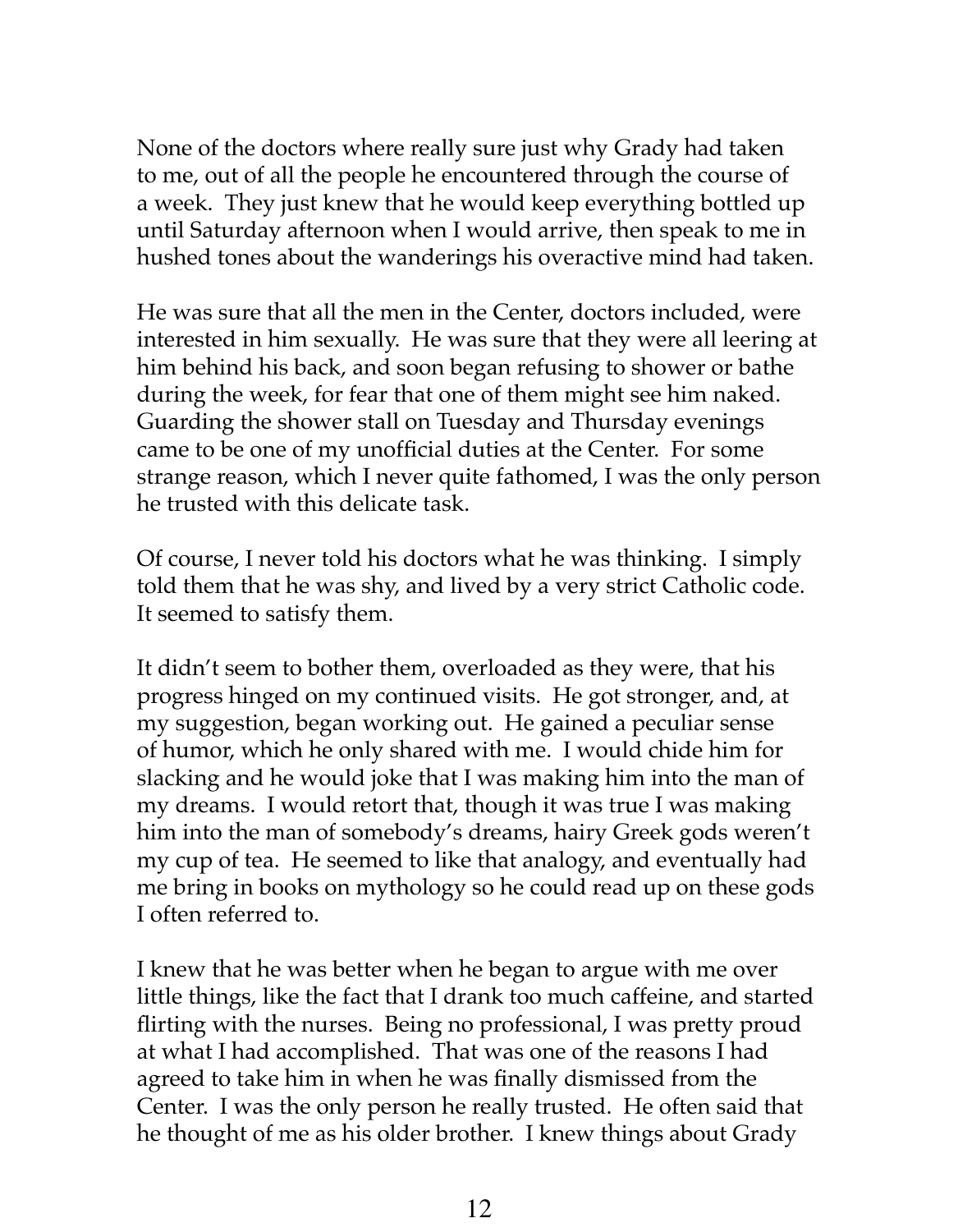None of the doctors where really sure just why Grady had taken to me, out of all the people he encountered through the course of a week. They just knew that he would keep everything bottled up until Saturday afternoon when I would arrive, then speak to me in hushed tones about the wanderings his overactive mind had taken.

He was sure that all the men in the Center, doctors included, were interested in him sexually. He was sure that they were all leering at him behind his back, and soon began refusing to shower or bathe during the week, for fear that one of them might see him naked. Guarding the shower stall on Tuesday and Thursday evenings came to be one of my unofficial duties at the Center. For some strange reason, which I never quite fathomed, I was the only person he trusted with this delicate task.

Of course, I never told his doctors what he was thinking. I simply told them that he was shy, and lived by a very strict Catholic code. It seemed to satisfy them.

It didn't seem to bother them, overloaded as they were, that his progress hinged on my continued visits. He got stronger, and, at my suggestion, began working out. He gained a peculiar sense of humor, which he only shared with me. I would chide him for slacking and he would joke that I was making him into the man of my dreams. I would retort that, though it was true I was making him into the man of somebody's dreams, hairy Greek gods weren't my cup of tea. He seemed to like that analogy, and eventually had me bring in books on mythology so he could read up on these gods I often referred to.

I knew that he was better when he began to argue with me over little things, like the fact that I drank too much caffeine, and started flirting with the nurses. Being no professional, I was pretty proud at what I had accomplished. That was one of the reasons I had agreed to take him in when he was finally dismissed from the Center. I was the only person he really trusted. He often said that he thought of me as his older brother. I knew things about Grady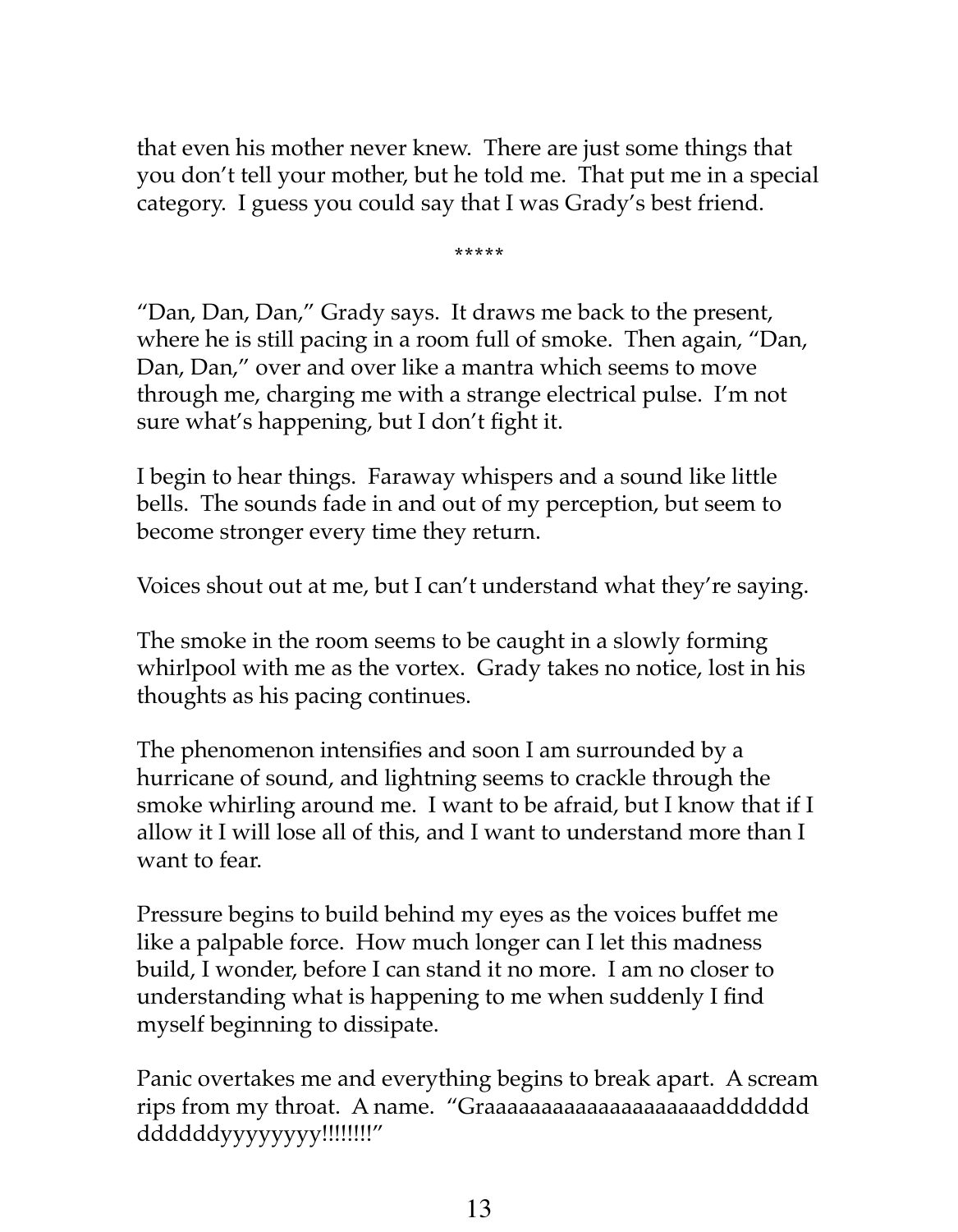that even his mother never knew. There are just some things that you don't tell your mother, but he told me. That put me in a special category. I guess you could say that I was Grady's best friend.

*****

"Dan, Dan, Dan," Grady says. It draws me back to the present, where he is still pacing in a room full of smoke. Then again, "Dan, Dan, Dan," over and over like a mantra which seems to move through me, charging me with a strange electrical pulse. I'm not sure what's happening, but I don't fight it.

I begin to hear things. Faraway whispers and a sound like little bells. The sounds fade in and out of my perception, but seem to become stronger every time they return.

Voices shout out at me, but I can't understand what they're saying.

The smoke in the room seems to be caught in a slowly forming whirlpool with me as the vortex. Grady takes no notice, lost in his thoughts as his pacing continues.

The phenomenon intensifies and soon I am surrounded by a hurricane of sound, and lightning seems to crackle through the smoke whirling around me. I want to be afraid, but I know that if I allow it I will lose all of this, and I want to understand more than I want to fear.

Pressure begins to build behind my eyes as the voices buffet me like a palpable force. How much longer can I let this madness build, I wonder, before I can stand it no more. I am no closer to understanding what is happening to me when suddenly I find myself beginning to dissipate.

Panic overtakes me and everything begins to break apart. A scream rips from my throat. A name. "Graaaaaaaaaaaaaaaaaaaaddddddd ddddddyyyyyyyy!!!!!!!!"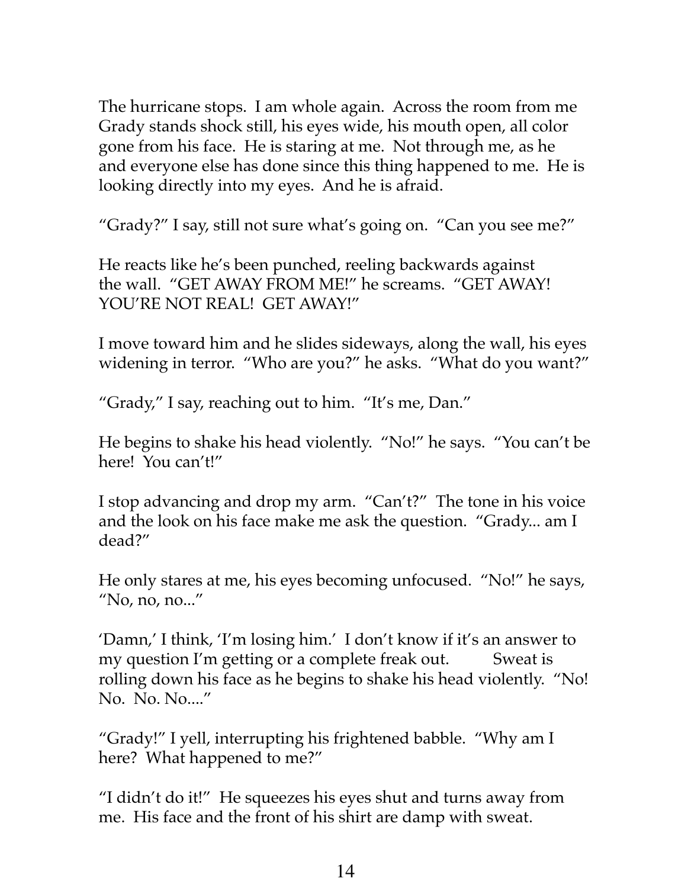The hurricane stops. I am whole again. Across the room from me Grady stands shock still, his eyes wide, his mouth open, all color gone from his face. He is staring at me. Not through me, as he and everyone else has done since this thing happened to me. He is looking directly into my eyes. And he is afraid.

"Grady?" I say, still not sure what's going on. "Can you see me?"

He reacts like he's been punched, reeling backwards against the wall. "GET AWAY FROM ME!" he screams. "GET AWAY! YOU'RE NOT REAL! GET AWAY!"

I move toward him and he slides sideways, along the wall, his eyes widening in terror. "Who are you?" he asks. "What do you want?"

"Grady," I say, reaching out to him. "It's me, Dan."

He begins to shake his head violently. "No!" he says. "You can't be here! You can't!"

I stop advancing and drop my arm. "Can't?" The tone in his voice and the look on his face make me ask the question. "Grady... am I dead?"

He only stares at me, his eyes becoming unfocused. "No!" he says, "No, no, no..."

'Damn,' I think, 'I'm losing him.' I don't know if it's an answer to my question I'm getting or a complete freak out. Sweat is rolling down his face as he begins to shake his head violently. "No! No. No. No...."

"Grady!" I yell, interrupting his frightened babble. "Why am I here? What happened to me?"

"I didn't do it!" He squeezes his eyes shut and turns away from me. His face and the front of his shirt are damp with sweat.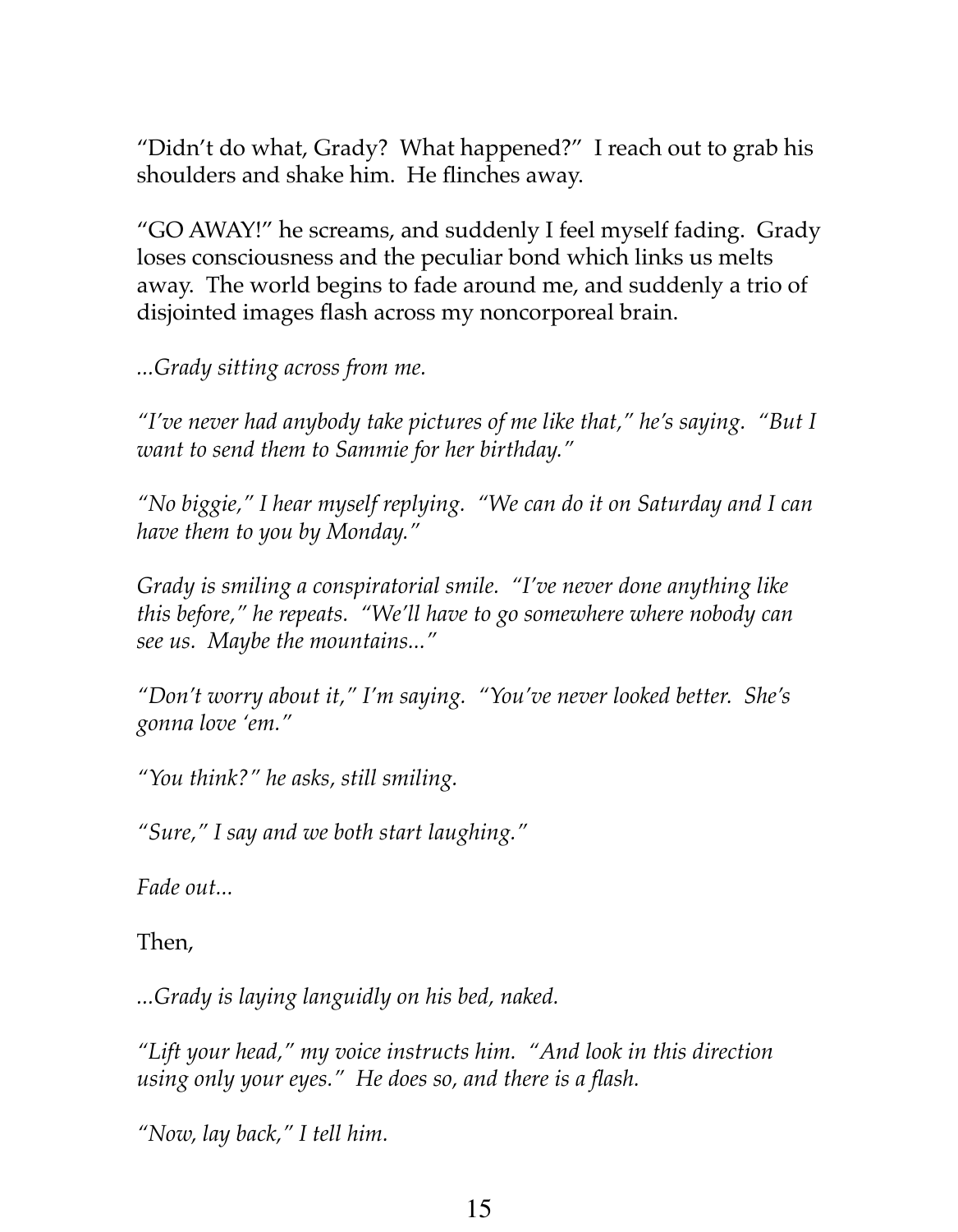"Didn't do what, Grady? What happened?" I reach out to grab his shoulders and shake him. He flinches away.

"GO AWAY!" he screams, and suddenly I feel myself fading. Grady loses consciousness and the peculiar bond which links us melts away. The world begins to fade around me, and suddenly a trio of disjointed images flash across my noncorporeal brain.

*...Grady sitting across from me.*

*"I've never had anybody take pictures of me like that," he's saying. "But I want to send them to Sammie for her birthday."*

*"No biggie," I hear myself replying. "We can do it on Saturday and I can have them to you by Monday."*

*Grady is smiling a conspiratorial smile. "I've never done anything like this before," he repeats. "We'll have to go somewhere where nobody can see us. Maybe the mountains..."*

*"Don't worry about it," I'm saying. "You've never looked better. She's gonna love 'em."*

*"You think?" he asks, still smiling.*

*"Sure," I say and we both start laughing."*

*Fade out...*

Then,

*...Grady is laying languidly on his bed, naked.*

*"Lift your head," my voice instructs him. "And look in this direction using only your eyes." He does so, and there is a flash.*

*"Now, lay back," I tell him.*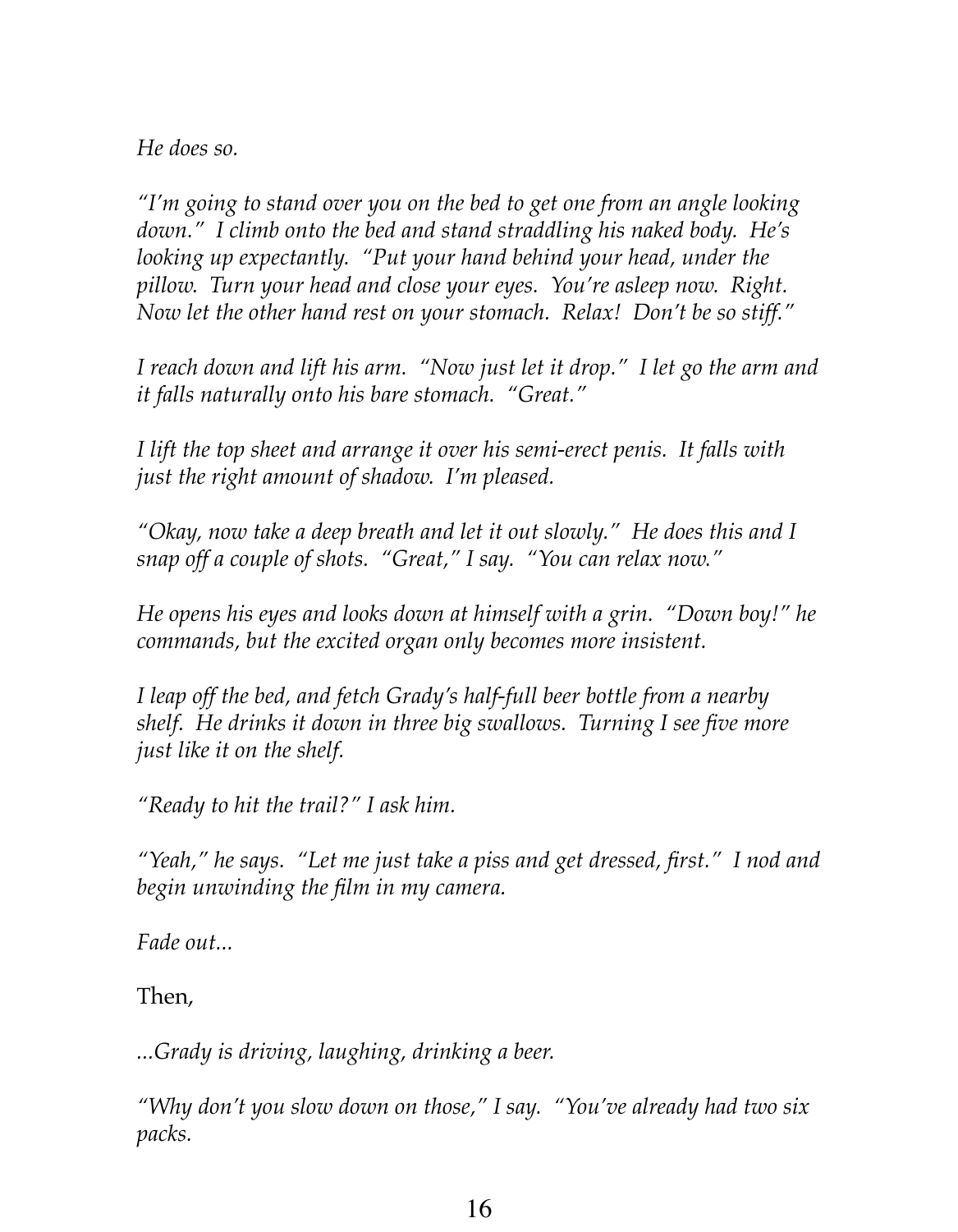*He does so.*

*"I'm going to stand over you on the bed to get one from an angle looking down." I climb onto the bed and stand straddling his naked body. He's looking up expectantly. "Put your hand behind your head, under the pillow. Turn your head and close your eyes. You're asleep now. Right. Now let the other hand rest on your stomach. Relax! Don't be so stiff."*

*I reach down and lift his arm. "Now just let it drop." I let go the arm and it falls naturally onto his bare stomach. "Great."*

*I lift the top sheet and arrange it over his semi-erect penis. It falls with just the right amount of shadow. I'm pleased.*

*"Okay, now take a deep breath and let it out slowly." He does this and I snap off a couple of shots. "Great," I say. "You can relax now."*

*He opens his eyes and looks down at himself with a grin. "Down boy!" he commands, but the excited organ only becomes more insistent.*

*I leap off the bed, and fetch Grady's half-full beer bottle from a nearby shelf. He drinks it down in three big swallows. Turning I see five more just like it on the shelf.*

*"Ready to hit the trail?" I ask him.*

*"Yeah," he says. "Let me just take a piss and get dressed, first." I nod and begin unwinding the film in my camera.*

*Fade out...*

Then,

*...Grady is driving, laughing, drinking a beer.*

*"Why don't you slow down on those," I say. "You've already had two six packs.*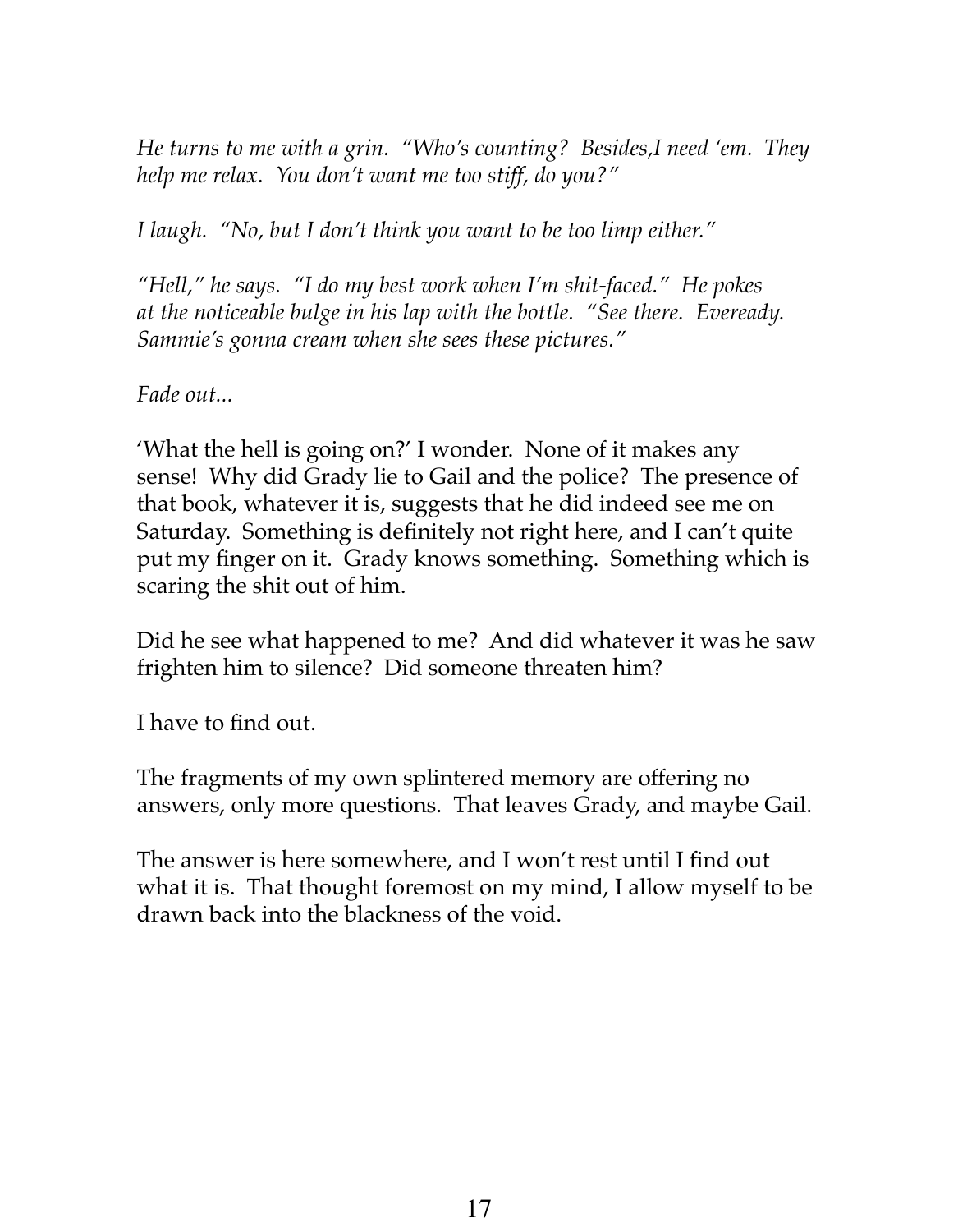*He turns to me with a grin. "Who's counting? Besides,I need 'em. They help me relax. You don't want me too stiff, do you?"*

*I laugh. "No, but I don't think you want to be too limp either."*

*"Hell," he says. "I do my best work when I'm shit-faced." He pokes at the noticeable bulge in his lap with the bottle. "See there. Eveready. Sammie's gonna cream when she sees these pictures."*

*Fade out...*

'What the hell is going on?' I wonder. None of it makes any sense! Why did Grady lie to Gail and the police? The presence of that book, whatever it is, suggests that he did indeed see me on Saturday. Something is definitely not right here, and I can't quite put my finger on it. Grady knows something. Something which is scaring the shit out of him.

Did he see what happened to me? And did whatever it was he saw frighten him to silence? Did someone threaten him?

I have to find out.

The fragments of my own splintered memory are offering no answers, only more questions. That leaves Grady, and maybe Gail.

The answer is here somewhere, and I won't rest until I find out what it is. That thought foremost on my mind, I allow myself to be drawn back into the blackness of the void.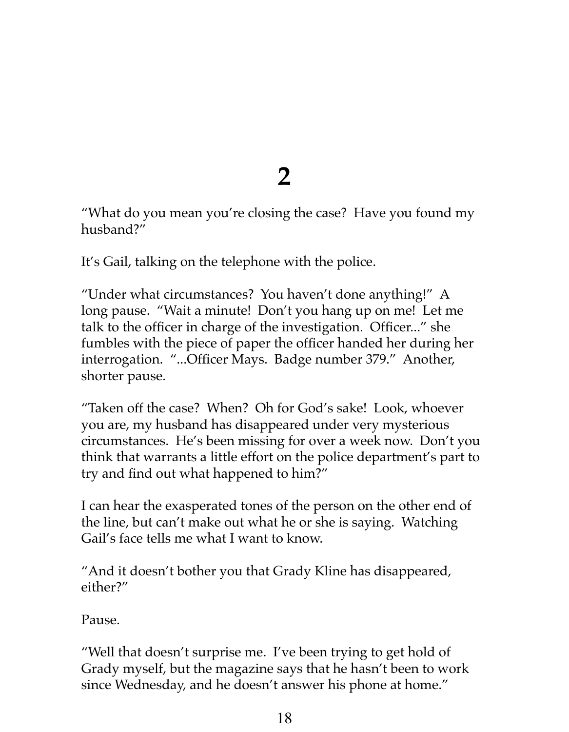# 2

"What do you mean you're closing the case? Have you found my husband?"

It's Gail, talking on the telephone with the police.

"Under what circumstances? You haven't done anything!" A long pause. "Wait a minute! Don't you hang up on me! Let me talk to the officer in charge of the investigation. Officer..." she fumbles with the piece of paper the officer handed her during her interrogation. "...Officer Mays. Badge number 379." Another, shorter pause.

"Taken off the case? When? Oh for God's sake! Look, whoever you are, my husband has disappeared under very mysterious circumstances. He's been missing for over a week now. Don't you think that warrants a little effort on the police department's part to try and find out what happened to him?"

I can hear the exasperated tones of the person on the other end of the line, but can't make out what he or she is saying. Watching Gail's face tells me what I want to know.

"And it doesn't bother you that Grady Kline has disappeared, either?"

Pause.

"Well that doesn't surprise me. I've been trying to get hold of Grady myself, but the magazine says that he hasn't been to work since Wednesday, and he doesn't answer his phone at home."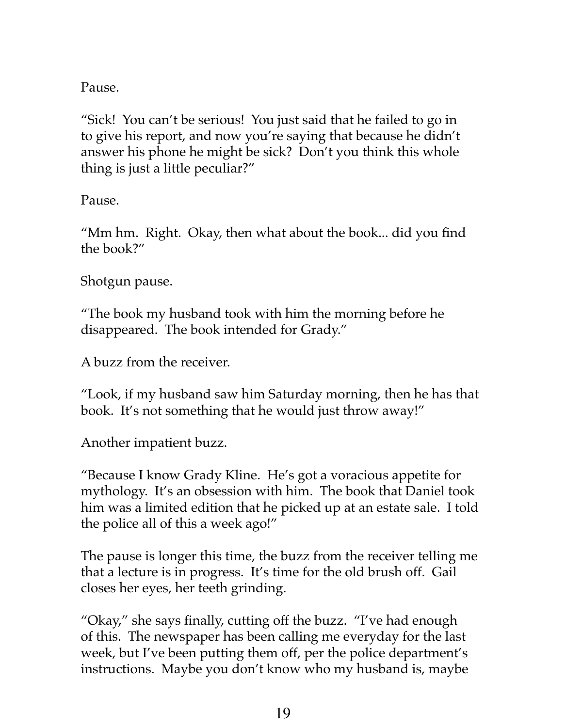Pause.

"Sick! You can't be serious! You just said that he failed to go in to give his report, and now you're saying that because he didn't answer his phone he might be sick? Don't you think this whole thing is just a little peculiar?"

Pause.

"Mm hm. Right. Okay, then what about the book... did you find the book?"

Shotgun pause.

"The book my husband took with him the morning before he disappeared. The book intended for Grady."

A buzz from the receiver.

"Look, if my husband saw him Saturday morning, then he has that book. It's not something that he would just throw away!"

Another impatient buzz.

"Because I know Grady Kline. He's got a voracious appetite for mythology. It's an obsession with him. The book that Daniel took him was a limited edition that he picked up at an estate sale. I told the police all of this a week ago!"

The pause is longer this time, the buzz from the receiver telling me that a lecture is in progress. It's time for the old brush off. Gail closes her eyes, her teeth grinding.

"Okay," she says finally, cutting off the buzz. "I've had enough of this. The newspaper has been calling me everyday for the last week, but I've been putting them off, per the police department's instructions. Maybe you don't know who my husband is, maybe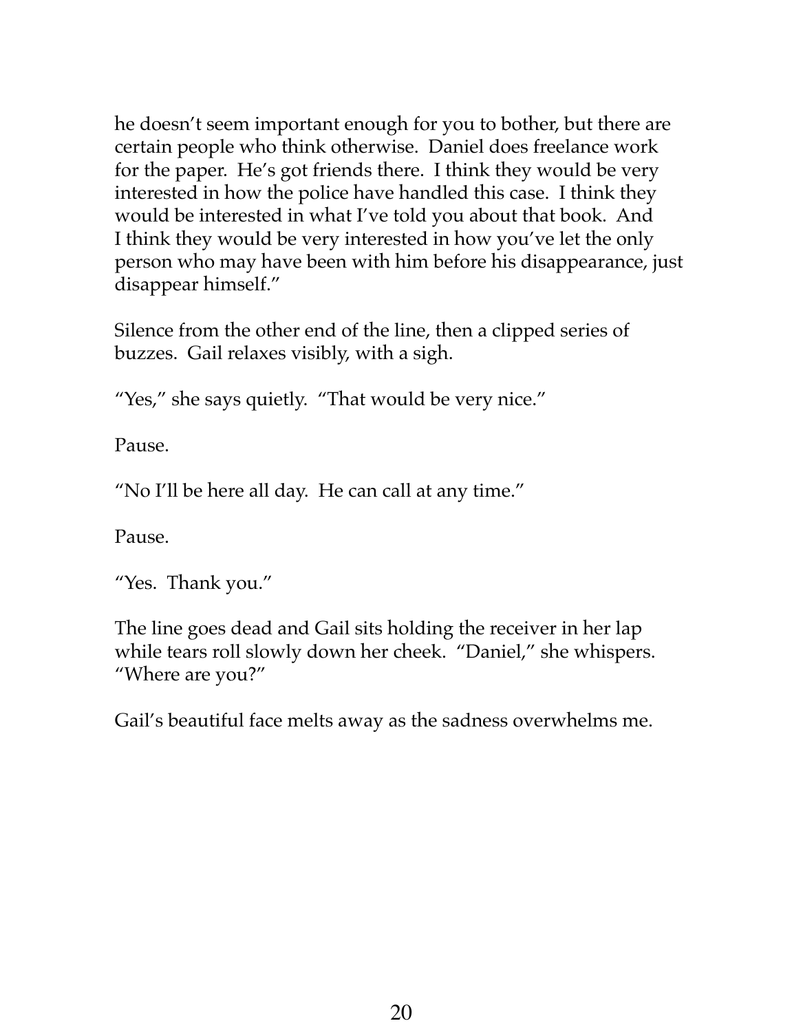he doesn't seem important enough for you to bother, but there are certain people who think otherwise. Daniel does freelance work for the paper. He's got friends there. I think they would be very interested in how the police have handled this case. I think they would be interested in what I've told you about that book. And I think they would be very interested in how you've let the only person who may have been with him before his disappearance, just disappear himself."

Silence from the other end of the line, then a clipped series of buzzes. Gail relaxes visibly, with a sigh.

"Yes," she says quietly. "That would be very nice."

Pause.

"No I'll be here all day. He can call at any time."

Pause.

"Yes. Thank you."

The line goes dead and Gail sits holding the receiver in her lap while tears roll slowly down her cheek. "Daniel," she whispers. "Where are you?"

Gail's beautiful face melts away as the sadness overwhelms me.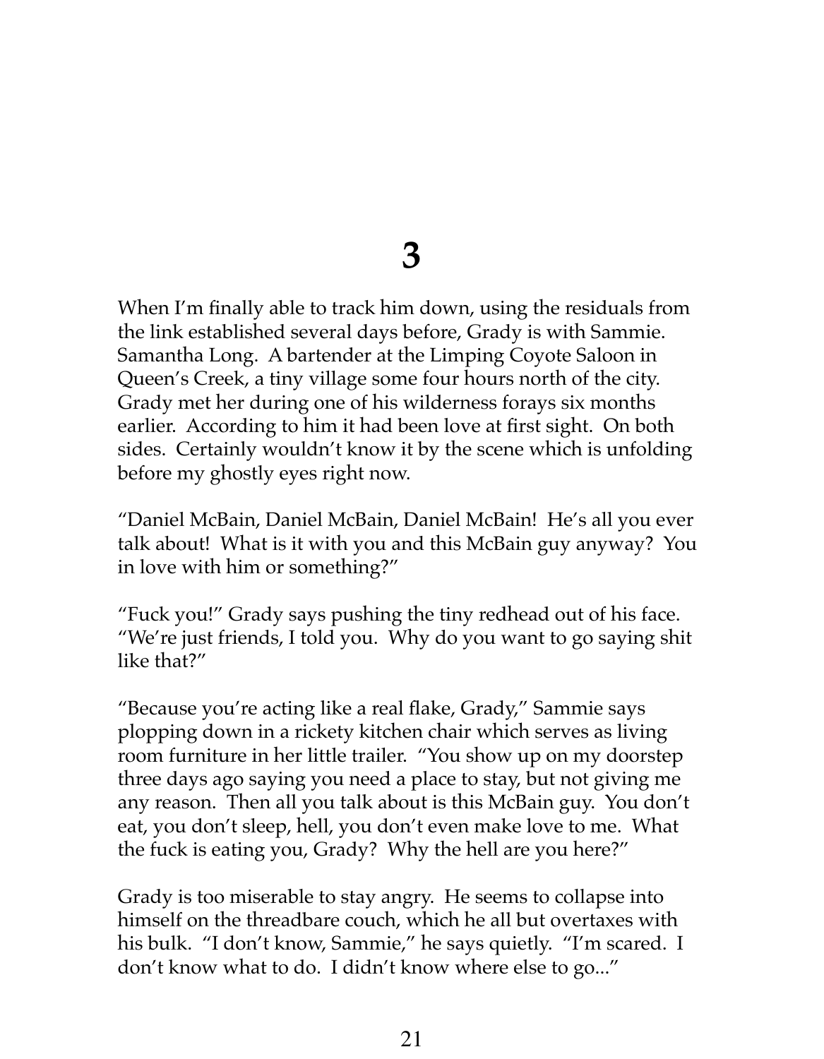# 3

When I'm finally able to track him down, using the residuals from the link established several days before, Grady is with Sammie. Samantha Long. A bartender at the Limping Coyote Saloon in Queen's Creek, a tiny village some four hours north of the city. Grady met her during one of his wilderness forays six months earlier. According to him it had been love at first sight. On both sides. Certainly wouldn't know it by the scene which is unfolding before my ghostly eyes right now.

"Daniel McBain, Daniel McBain, Daniel McBain! He's all you ever talk about! What is it with you and this McBain guy anyway? You in love with him or something?"

"Fuck you!" Grady says pushing the tiny redhead out of his face. "We're just friends, I told you. Why do you want to go saying shit like that?"

"Because you're acting like a real flake, Grady," Sammie says plopping down in a rickety kitchen chair which serves as living room furniture in her little trailer. "You show up on my doorstep three days ago saying you need a place to stay, but not giving me any reason. Then all you talk about is this McBain guy. You don't eat, you don't sleep, hell, you don't even make love to me. What the fuck is eating you, Grady? Why the hell are you here?"

Grady is too miserable to stay angry. He seems to collapse into himself on the threadbare couch, which he all but overtaxes with his bulk. "I don't know, Sammie," he says quietly. "I'm scared. I don't know what to do. I didn't know where else to go..."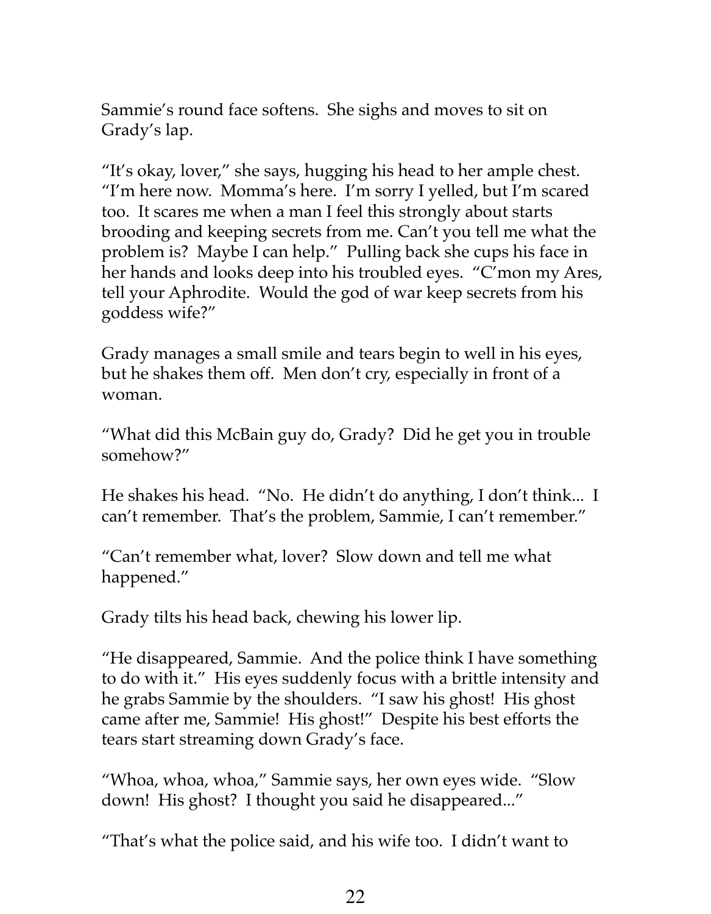Sammie's round face softens. She sighs and moves to sit on Grady's lap.

"It's okay, lover," she says, hugging his head to her ample chest. "I'm here now. Momma's here. I'm sorry I yelled, but I'm scared too. It scares me when a man I feel this strongly about starts brooding and keeping secrets from me. Can't you tell me what the problem is? Maybe I can help." Pulling back she cups his face in her hands and looks deep into his troubled eyes. "C'mon my Ares, tell your Aphrodite. Would the god of war keep secrets from his goddess wife?"

Grady manages a small smile and tears begin to well in his eyes, but he shakes them off. Men don't cry, especially in front of a woman.

"What did this McBain guy do, Grady? Did he get you in trouble somehow?"

He shakes his head. "No. He didn't do anything, I don't think... I can't remember. That's the problem, Sammie, I can't remember."

"Can't remember what, lover? Slow down and tell me what happened."

Grady tilts his head back, chewing his lower lip.

"He disappeared, Sammie. And the police think I have something to do with it." His eyes suddenly focus with a brittle intensity and he grabs Sammie by the shoulders. "I saw his ghost! His ghost came after me, Sammie! His ghost!" Despite his best efforts the tears start streaming down Grady's face.

"Whoa, whoa, whoa," Sammie says, her own eyes wide. "Slow down! His ghost? I thought you said he disappeared..."

"That's what the police said, and his wife too. I didn't want to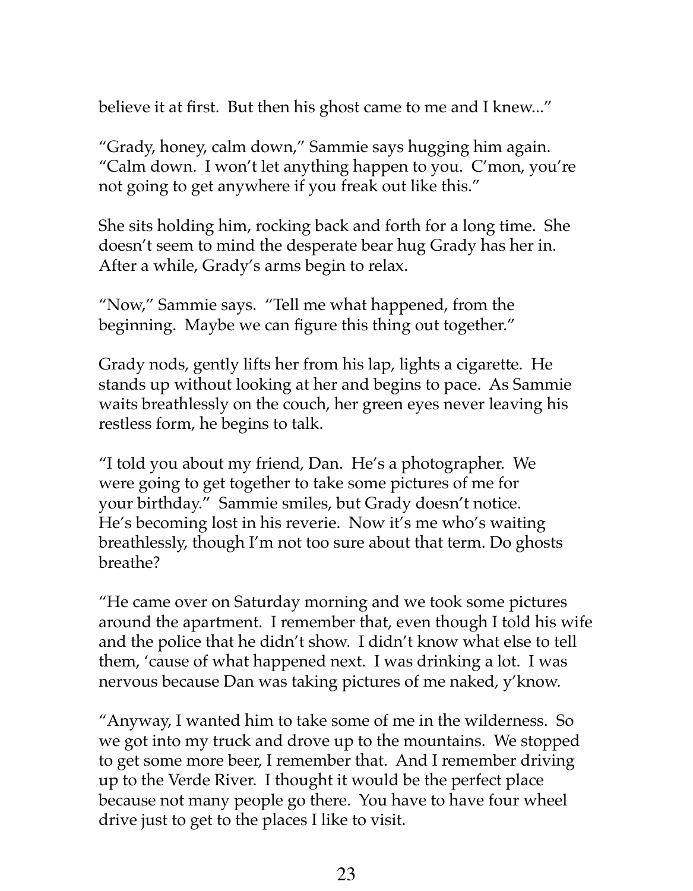believe it at first. But then his ghost came to me and I knew..."

"Grady, honey, calm down," Sammie says hugging him again. "Calm down. I won't let anything happen to you. C'mon, you're not going to get anywhere if you freak out like this."

She sits holding him, rocking back and forth for a long time. She doesn't seem to mind the desperate bear hug Grady has her in. After a while, Grady's arms begin to relax.

"Now," Sammie says. "Tell me what happened, from the beginning. Maybe we can figure this thing out together."

Grady nods, gently lifts her from his lap, lights a cigarette. He stands up without looking at her and begins to pace. As Sammie waits breathlessly on the couch, her green eyes never leaving his restless form, he begins to talk.

"I told you about my friend, Dan. He's a photographer. We were going to get together to take some pictures of me for your birthday." Sammie smiles, but Grady doesn't notice. He's becoming lost in his reverie. Now it's me who's waiting breathlessly, though I'm not too sure about that term. Do ghosts breathe?

"He came over on Saturday morning and we took some pictures around the apartment. I remember that, even though I told his wife and the police that he didn't show. I didn't know what else to tell them, 'cause of what happened next. I was drinking a lot. I was nervous because Dan was taking pictures of me naked, y'know.

"Anyway, I wanted him to take some of me in the wilderness. So we got into my truck and drove up to the mountains. We stopped to get some more beer, I remember that. And I remember driving up to the Verde River. I thought it would be the perfect place because not many people go there. You have to have four wheel drive just to get to the places I like to visit.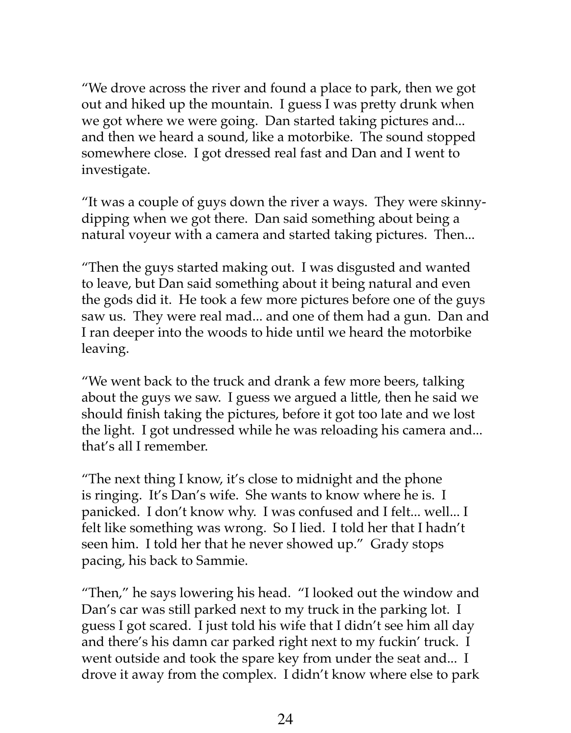"We drove across the river and found a place to park, then we got out and hiked up the mountain. I guess I was pretty drunk when we got where we were going. Dan started taking pictures and... and then we heard a sound, like a motorbike. The sound stopped somewhere close. I got dressed real fast and Dan and I went to investigate.

"It was a couple of guys down the river a ways. They were skinny-dipping when we got there. Dan said something about being a natural voyeur with a camera and started taking pictures. Then...

"Then the guys started making out. I was disgusted and wanted to leave, but Dan said something about it being natural and even the gods did it. He took a few more pictures before one of the guys saw us. They were real mad... and one of them had a gun. Dan and I ran deeper into the woods to hide until we heard the motorbike leaving.

"We went back to the truck and drank a few more beers, talking about the guys we saw. I guess we argued a little, then he said we should finish taking the pictures, before it got too late and we lost the light. I got undressed while he was reloading his camera and... that's all I remember.

"The next thing I know, it's close to midnight and the phone is ringing. It's Dan's wife. She wants to know where he is. I panicked. I don't know why. I was confused and I felt... well... I felt like something was wrong. So I lied. I told her that I hadn't seen him. I told her that he never showed up." Grady stops pacing, his back to Sammie.

"Then," he says lowering his head. "I looked out the window and Dan's car was still parked next to my truck in the parking lot. I guess I got scared. I just told his wife that I didn't see him all day and there's his damn car parked right next to my fuckin' truck. I went outside and took the spare key from under the seat and... I drove it away from the complex. I didn't know where else to park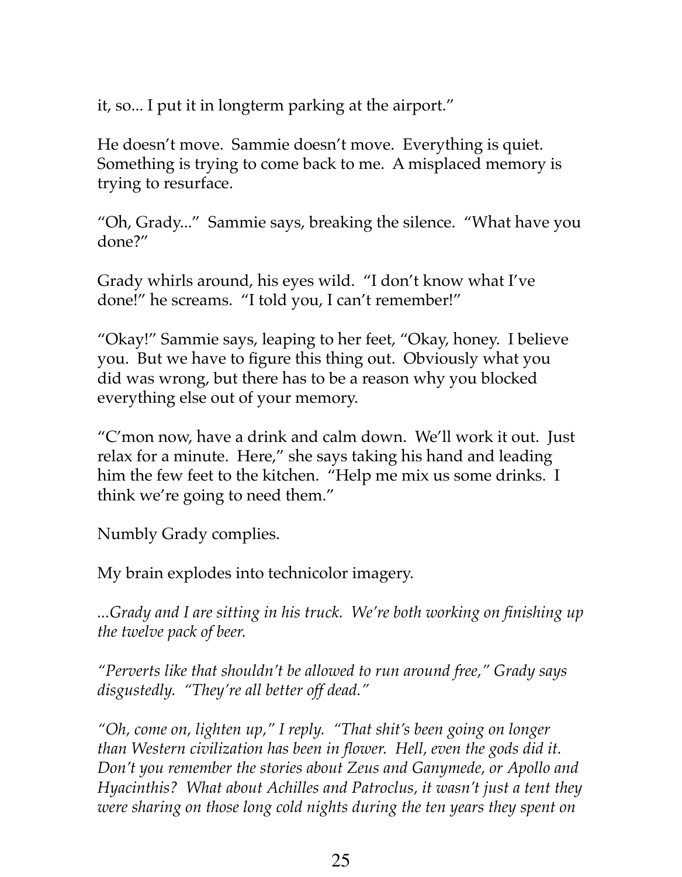it, so... I put it in longterm parking at the airport."

He doesn't move. Sammie doesn't move. Everything is quiet. Something is trying to come back to me. A misplaced memory is trying to resurface.

"Oh, Grady..." Sammie says, breaking the silence. "What have you done?"

Grady whirls around, his eyes wild. "I don't know what I've done!" he screams. "I told you, I can't remember!"

"Okay!" Sammie says, leaping to her feet, "Okay, honey. I believe you. But we have to figure this thing out. Obviously what you did was wrong, but there has to be a reason why you blocked everything else out of your memory.

"C'mon now, have a drink and calm down. We'll work it out. Just relax for a minute. Here," she says taking his hand and leading him the few feet to the kitchen. "Help me mix us some drinks. I think we're going to need them."

Numbly Grady complies.

My brain explodes into technicolor imagery.

*...Grady and I are sitting in his truck. We're both working on finishing up the twelve pack of beer.*

*"Perverts like that shouldn't be allowed to run around free," Grady says disgustedly. "They're all better off dead."*

*"Oh, come on, lighten up," I reply. "That shit's been going on longer than Western civilization has been in flower. Hell, even the gods did it. Don't you remember the stories about Zeus and Ganymede, or Apollo and Hyacinthis? What about Achilles and Patroclus, it wasn't just a tent they were sharing on those long cold nights during the ten years they spent on*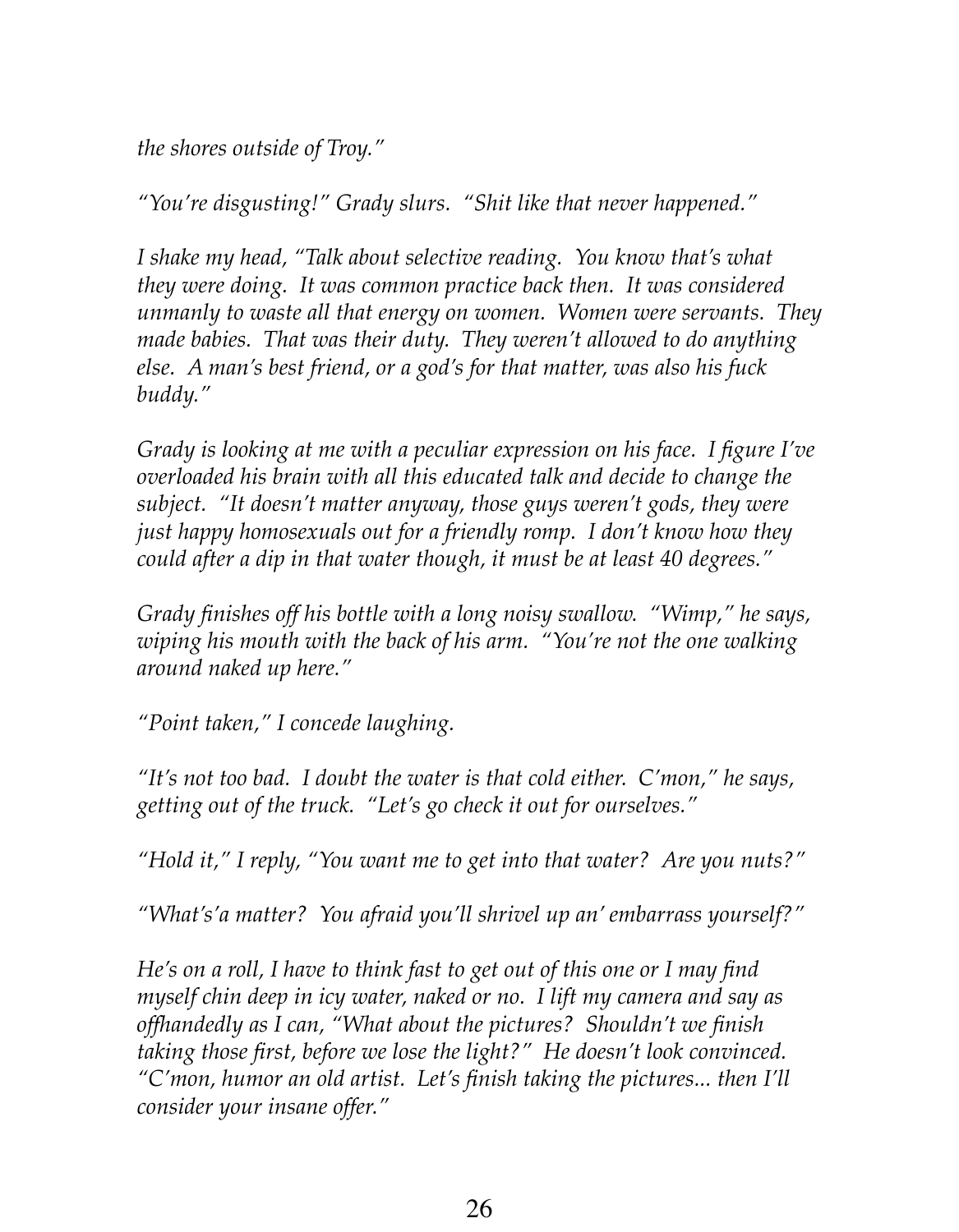*the shores outside of Troy."*

*"You're disgusting!" Grady slurs. "Shit like that never happened."*

*I shake my head, "Talk about selective reading. You know that's what they were doing. It was common practice back then. It was considered unmanly to waste all that energy on women. Women were servants. They made babies. That was their duty. They weren't allowed to do anything else. A man's best friend, or a god's for that matter, was also his fuck buddy."*

*Grady is looking at me with a peculiar expression on his face. I figure I've overloaded his brain with all this educated talk and decide to change the subject. "It doesn't matter anyway, those guys weren't gods, they were just happy homosexuals out for a friendly romp. I don't know how they could after a dip in that water though, it must be at least 40 degrees."*

*Grady finishes off his bottle with a long noisy swallow. "Wimp," he says, wiping his mouth with the back of his arm. "You're not the one walking around naked up here."*

*"Point taken," I concede laughing.*

*"It's not too bad. I doubt the water is that cold either. C'mon," he says, getting out of the truck. "Let's go check it out for ourselves."*

*"Hold it," I reply, "You want me to get into that water? Are you nuts?"*

*"What's'a matter? You afraid you'll shrivel up an' embarrass yourself?"*

*He's on a roll, I have to think fast to get out of this one or I may find myself chin deep in icy water, naked or no. I lift my camera and say as offhandedly as I can, "What about the pictures? Shouldn't we finish taking those first, before we lose the light?" He doesn't look convinced. "C'mon, humor an old artist. Let's finish taking the pictures... then I'll consider your insane offer."*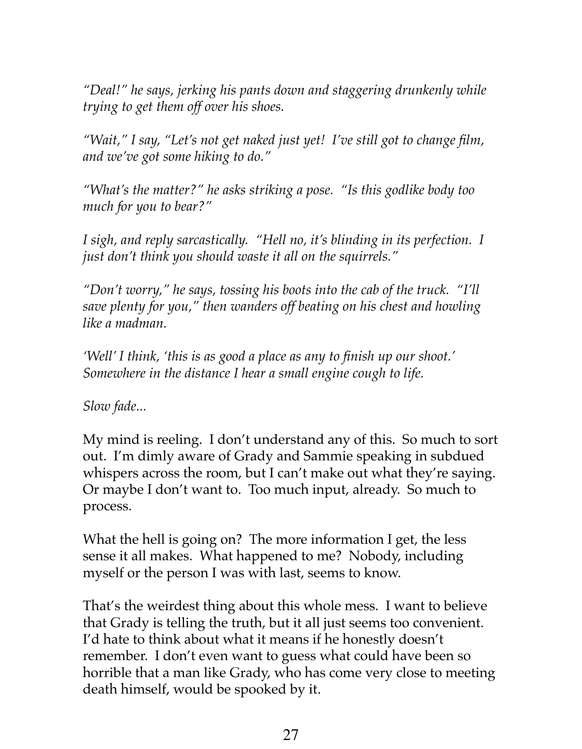*"Deal!" he says, jerking his pants down and staggering drunkenly while trying to get them off over his shoes.*

*"Wait," I say, "Let's not get naked just yet! I've still got to change film, and we've got some hiking to do."*

*"What's the matter?" he asks striking a pose. "Is this godlike body too much for you to bear?"*

*I sigh, and reply sarcastically. "Hell no, it's blinding in its perfection. I just don't think you should waste it all on the squirrels."*

*"Don't worry," he says, tossing his boots into the cab of the truck. "I'll save plenty for you," then wanders off beating on his chest and howling like a madman.*

*'Well' I think, 'this is as good a place as any to finish up our shoot.' Somewhere in the distance I hear a small engine cough to life.*

*Slow fade...*

My mind is reeling. I don't understand any of this. So much to sort out. I'm dimly aware of Grady and Sammie speaking in subdued whispers across the room, but I can't make out what they're saying. Or maybe I don't want to. Too much input, already. So much to process.

What the hell is going on? The more information I get, the less sense it all makes. What happened to me? Nobody, including myself or the person I was with last, seems to know.

That's the weirdest thing about this whole mess. I want to believe that Grady is telling the truth, but it all just seems too convenient. I'd hate to think about what it means if he honestly doesn't remember. I don't even want to guess what could have been so horrible that a man like Grady, who has come very close to meeting death himself, would be spooked by it.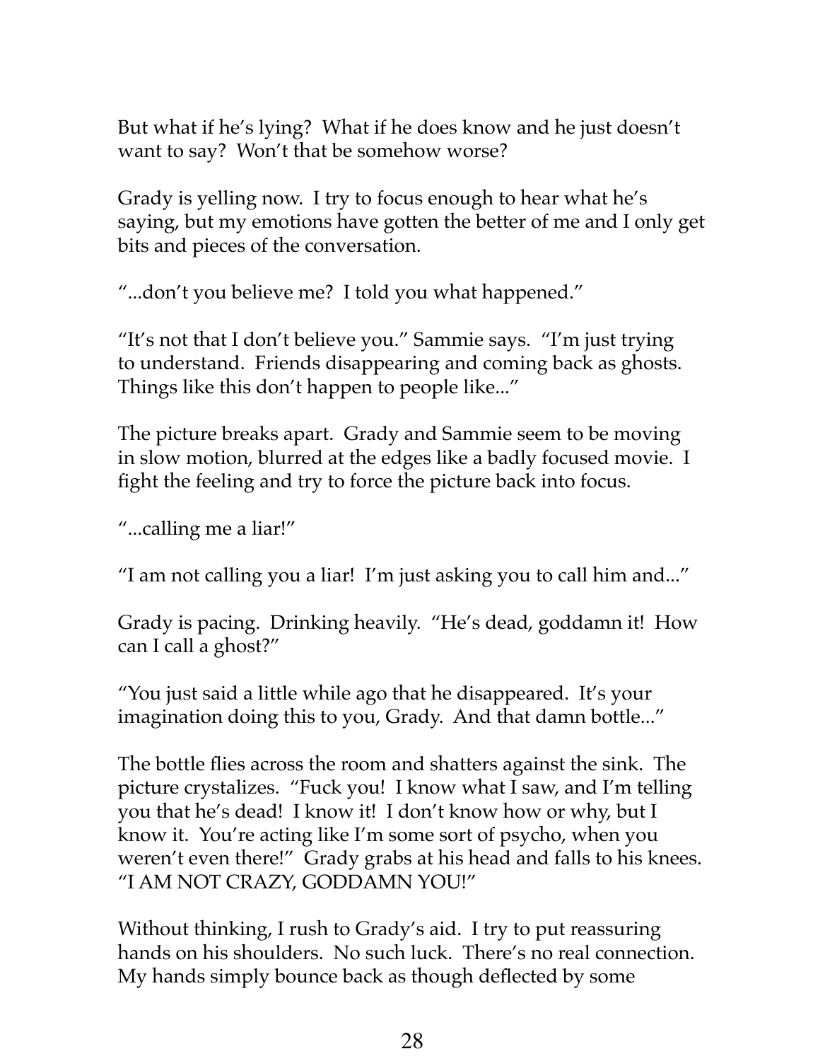But what if he's lying? What if he does know and he just doesn't want to say? Won't that be somehow worse?

Grady is yelling now. I try to focus enough to hear what he's saying, but my emotions have gotten the better of me and I only get bits and pieces of the conversation.

"...don't you believe me? I told you what happened."

"It's not that I don't believe you." Sammie says. "I'm just trying to understand. Friends disappearing and coming back as ghosts. Things like this don't happen to people like..."

The picture breaks apart. Grady and Sammie seem to be moving in slow motion, blurred at the edges like a badly focused movie. I fight the feeling and try to force the picture back into focus.

"...calling me a liar!"

"I am not calling you a liar! I'm just asking you to call him and..."

Grady is pacing. Drinking heavily. "He's dead, goddamn it! How can I call a ghost?"

"You just said a little while ago that he disappeared. It's your imagination doing this to you, Grady. And that damn bottle..."

The bottle flies across the room and shatters against the sink. The picture crystalizes. "Fuck you! I know what I saw, and I'm telling you that he's dead! I know it! I don't know how or why, but I know it. You're acting like I'm some sort of psycho, when you weren't even there!" Grady grabs at his head and falls to his knees. "I AM NOT CRAZY, GODDAMN YOU!"

Without thinking, I rush to Grady's aid. I try to put reassuring hands on his shoulders. No such luck. There's no real connection. My hands simply bounce back as though deflected by some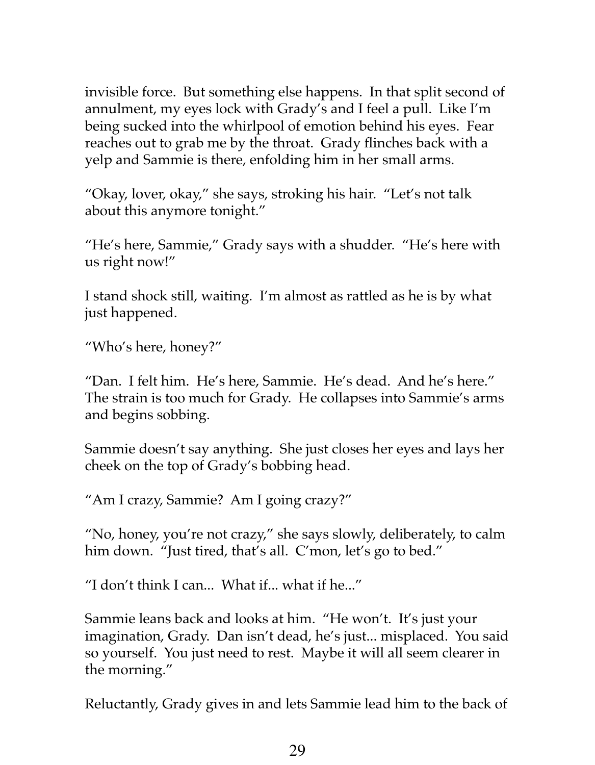invisible force. But something else happens. In that split second of annulment, my eyes lock with Grady's and I feel a pull. Like I'm being sucked into the whirlpool of emotion behind his eyes. Fear reaches out to grab me by the throat. Grady flinches back with a yelp and Sammie is there, enfolding him in her small arms.

"Okay, lover, okay," she says, stroking his hair. "Let's not talk about this anymore tonight."

"He's here, Sammie," Grady says with a shudder. "He's here with us right now!"

I stand shock still, waiting. I'm almost as rattled as he is by what just happened.

"Who's here, honey?"

"Dan. I felt him. He's here, Sammie. He's dead. And he's here." The strain is too much for Grady. He collapses into Sammie's arms and begins sobbing.

Sammie doesn't say anything. She just closes her eyes and lays her cheek on the top of Grady's bobbing head.

"Am I crazy, Sammie? Am I going crazy?"

"No, honey, you're not crazy," she says slowly, deliberately, to calm him down. "Just tired, that's all. C'mon, let's go to bed."

"I don't think I can... What if... what if he..."

Sammie leans back and looks at him. "He won't. It's just your imagination, Grady. Dan isn't dead, he's just... misplaced. You said so yourself. You just need to rest. Maybe it will all seem clearer in the morning."

Reluctantly, Grady gives in and lets Sammie lead him to the back of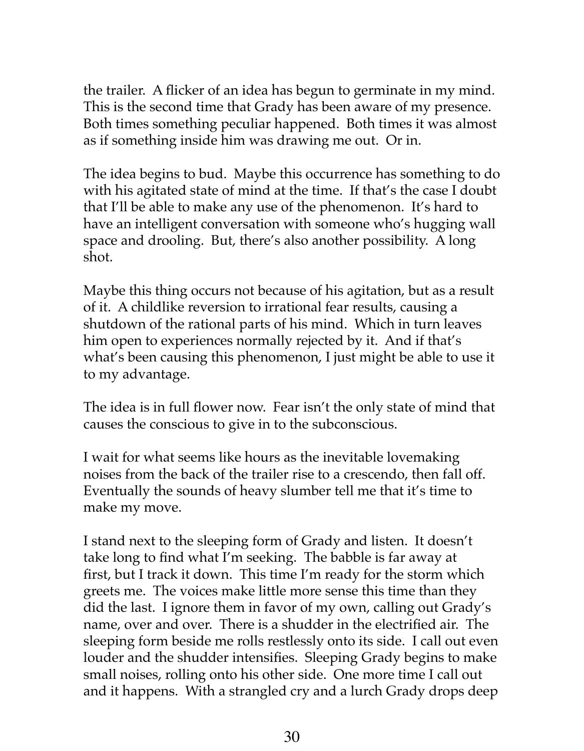the trailer. A flicker of an idea has begun to germinate in my mind. This is the second time that Grady has been aware of my presence. Both times something peculiar happened. Both times it was almost as if something inside him was drawing me out. Or in.

The idea begins to bud. Maybe this occurrence has something to do with his agitated state of mind at the time. If that's the case I doubt that I'll be able to make any use of the phenomenon. It's hard to have an intelligent conversation with someone who's hugging wall space and drooling. But, there's also another possibility. A long shot.

Maybe this thing occurs not because of his agitation, but as a result of it. A childlike reversion to irrational fear results, causing a shutdown of the rational parts of his mind. Which in turn leaves him open to experiences normally rejected by it. And if that's what's been causing this phenomenon, I just might be able to use it to my advantage.

The idea is in full flower now. Fear isn't the only state of mind that causes the conscious to give in to the subconscious.

I wait for what seems like hours as the inevitable lovemaking noises from the back of the trailer rise to a crescendo, then fall off. Eventually the sounds of heavy slumber tell me that it's time to make my move.

I stand next to the sleeping form of Grady and listen. It doesn't take long to find what I'm seeking. The babble is far away at first, but I track it down. This time I'm ready for the storm which greets me. The voices make little more sense this time than they did the last. I ignore them in favor of my own, calling out Grady's name, over and over. There is a shudder in the electrified air. The sleeping form beside me rolls restlessly onto its side. I call out even louder and the shudder intensifies. Sleeping Grady begins to make small noises, rolling onto his other side. One more time I call out and it happens. With a strangled cry and a lurch Grady drops deep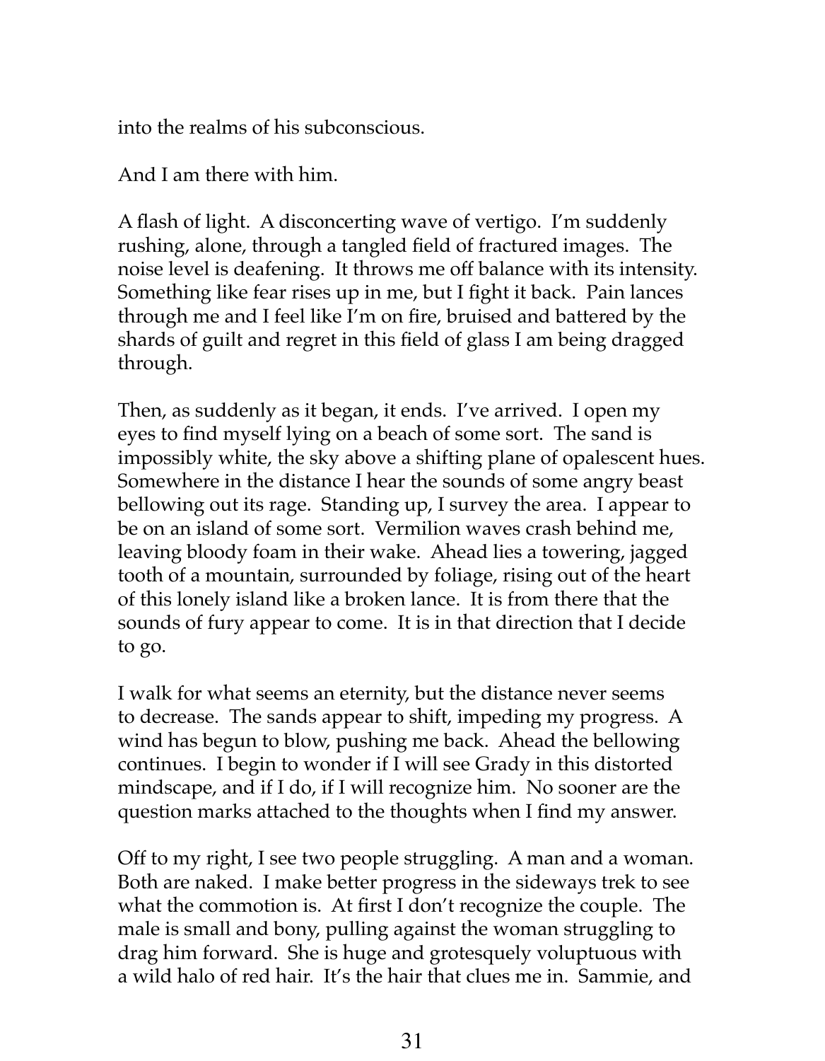into the realms of his subconscious.

And I am there with him.

A flash of light. A disconcerting wave of vertigo. I'm suddenly rushing, alone, through a tangled field of fractured images. The noise level is deafening. It throws me off balance with its intensity. Something like fear rises up in me, but I fight it back. Pain lances through me and I feel like I'm on fire, bruised and battered by the shards of guilt and regret in this field of glass I am being dragged through.

Then, as suddenly as it began, it ends. I've arrived. I open my eyes to find myself lying on a beach of some sort. The sand is impossibly white, the sky above a shifting plane of opalescent hues. Somewhere in the distance I hear the sounds of some angry beast bellowing out its rage. Standing up, I survey the area. I appear to be on an island of some sort. Vermilion waves crash behind me, leaving bloody foam in their wake. Ahead lies a towering, jagged tooth of a mountain, surrounded by foliage, rising out of the heart of this lonely island like a broken lance. It is from there that the sounds of fury appear to come. It is in that direction that I decide to go.

I walk for what seems an eternity, but the distance never seems to decrease. The sands appear to shift, impeding my progress. A wind has begun to blow, pushing me back. Ahead the bellowing continues. I begin to wonder if I will see Grady in this distorted mindscape, and if I do, if I will recognize him. No sooner are the question marks attached to the thoughts when I find my answer.

Off to my right, I see two people struggling. A man and a woman. Both are naked. I make better progress in the sideways trek to see what the commotion is. At first I don't recognize the couple. The male is small and bony, pulling against the woman struggling to drag him forward. She is huge and grotesquely voluptuous with a wild halo of red hair. It's the hair that clues me in. Sammie, and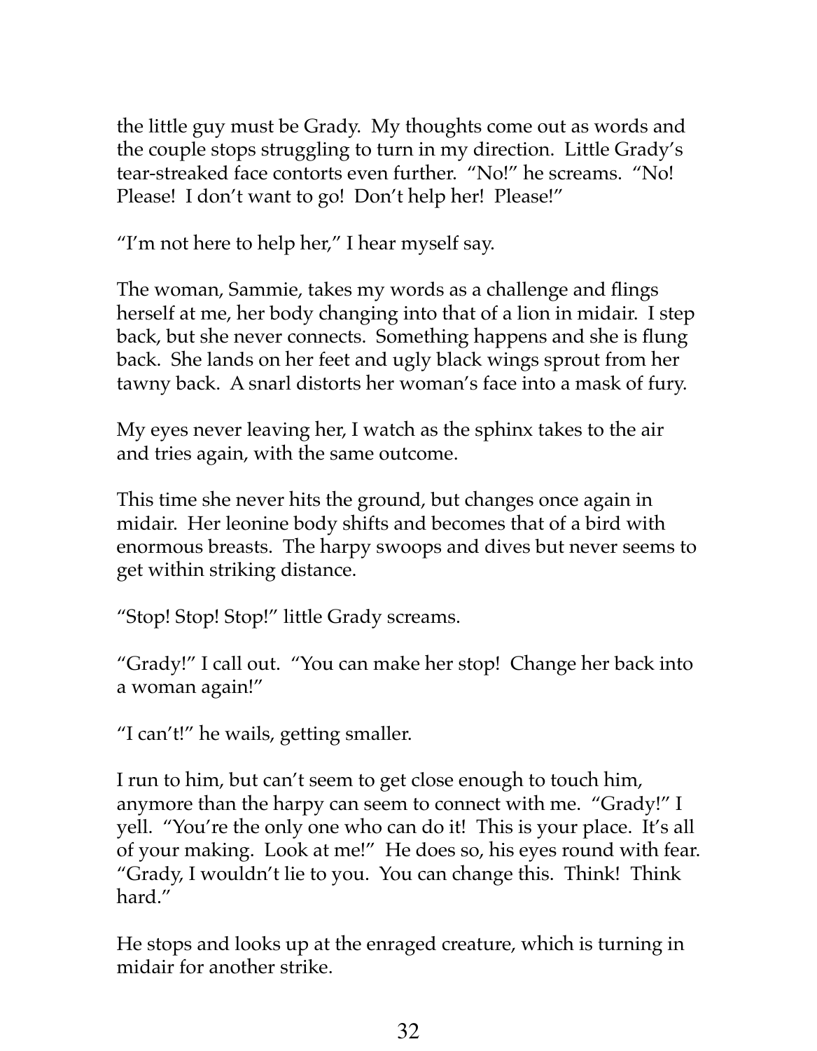the little guy must be Grady. My thoughts come out as words and the couple stops struggling to turn in my direction. Little Grady's tear-streaked face contorts even further. "No!" he screams. "No! Please! I don't want to go! Don't help her! Please!"

"I'm not here to help her," I hear myself say.

The woman, Sammie, takes my words as a challenge and flings herself at me, her body changing into that of a lion in midair. I step back, but she never connects. Something happens and she is flung back. She lands on her feet and ugly black wings sprout from her tawny back. A snarl distorts her woman's face into a mask of fury.

My eyes never leaving her, I watch as the sphinx takes to the air and tries again, with the same outcome.

This time she never hits the ground, but changes once again in midair. Her leonine body shifts and becomes that of a bird with enormous breasts. The harpy swoops and dives but never seems to get within striking distance.

"Stop! Stop! Stop!" little Grady screams.

"Grady!" I call out. "You can make her stop! Change her back into a woman again!"

"I can't!" he wails, getting smaller.

I run to him, but can't seem to get close enough to touch him, anymore than the harpy can seem to connect with me. "Grady!" I yell. "You're the only one who can do it! This is your place. It's all of your making. Look at me!" He does so, his eyes round with fear. "Grady, I wouldn't lie to you. You can change this. Think! Think hard."

He stops and looks up at the enraged creature, which is turning in midair for another strike.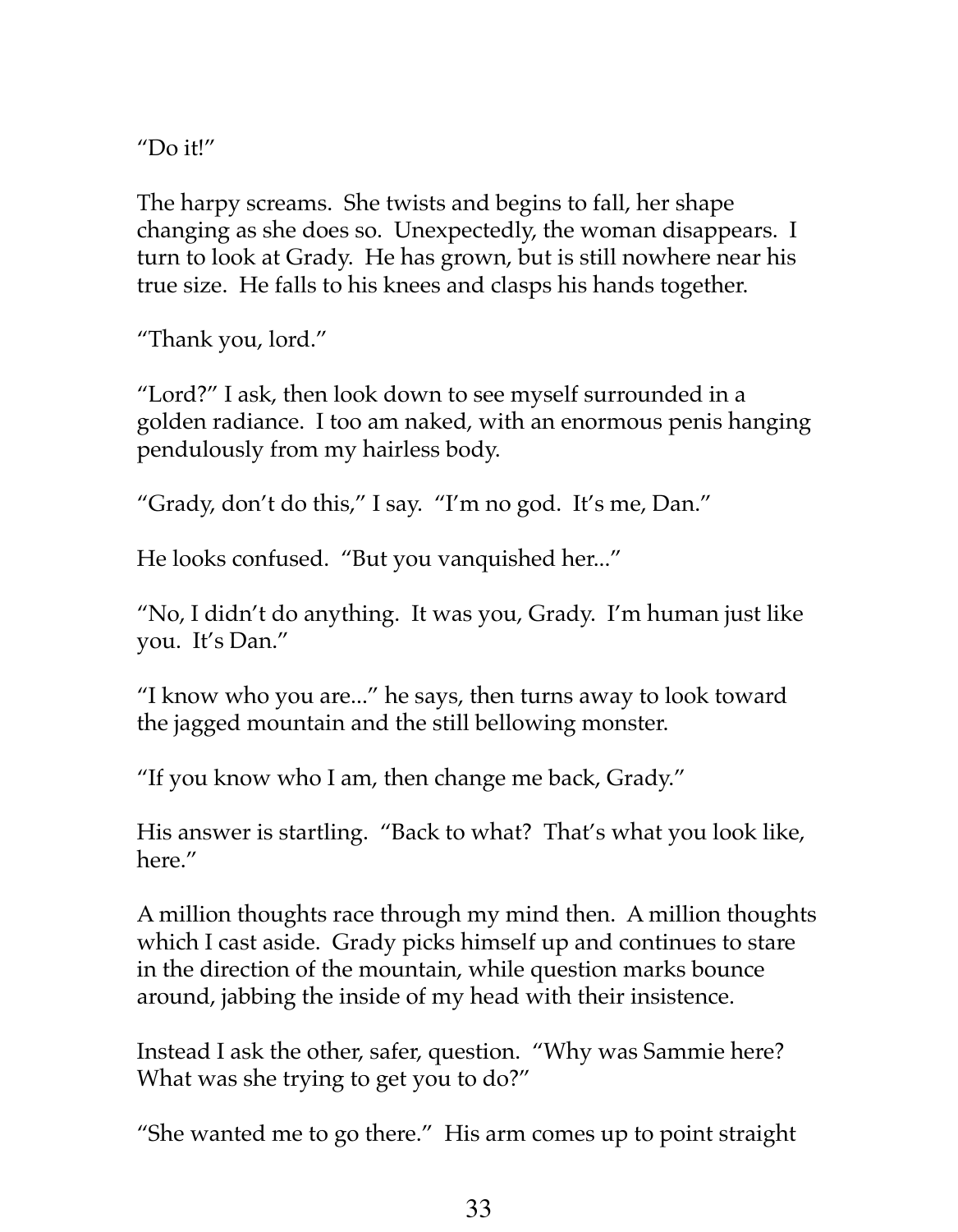"Do it!"

The harpy screams. She twists and begins to fall, her shape changing as she does so. Unexpectedly, the woman disappears. I turn to look at Grady. He has grown, but is still nowhere near his true size. He falls to his knees and clasps his hands together.

"Thank you, lord."

"Lord?" I ask, then look down to see myself surrounded in a golden radiance. I too am naked, with an enormous penis hanging pendulously from my hairless body.

"Grady, don't do this," I say. "I'm no god. It's me, Dan."

He looks confused. "But you vanquished her..."

"No, I didn't do anything. It was you, Grady. I'm human just like you. It's Dan."

"I know who you are..." he says, then turns away to look toward the jagged mountain and the still bellowing monster.

"If you know who I am, then change me back, Grady."

His answer is startling. "Back to what? That's what you look like, here."

A million thoughts race through my mind then. A million thoughts which I cast aside. Grady picks himself up and continues to stare in the direction of the mountain, while question marks bounce around, jabbing the inside of my head with their insistence.

Instead I ask the other, safer, question. "Why was Sammie here? What was she trying to get you to do?"

"She wanted me to go there." His arm comes up to point straight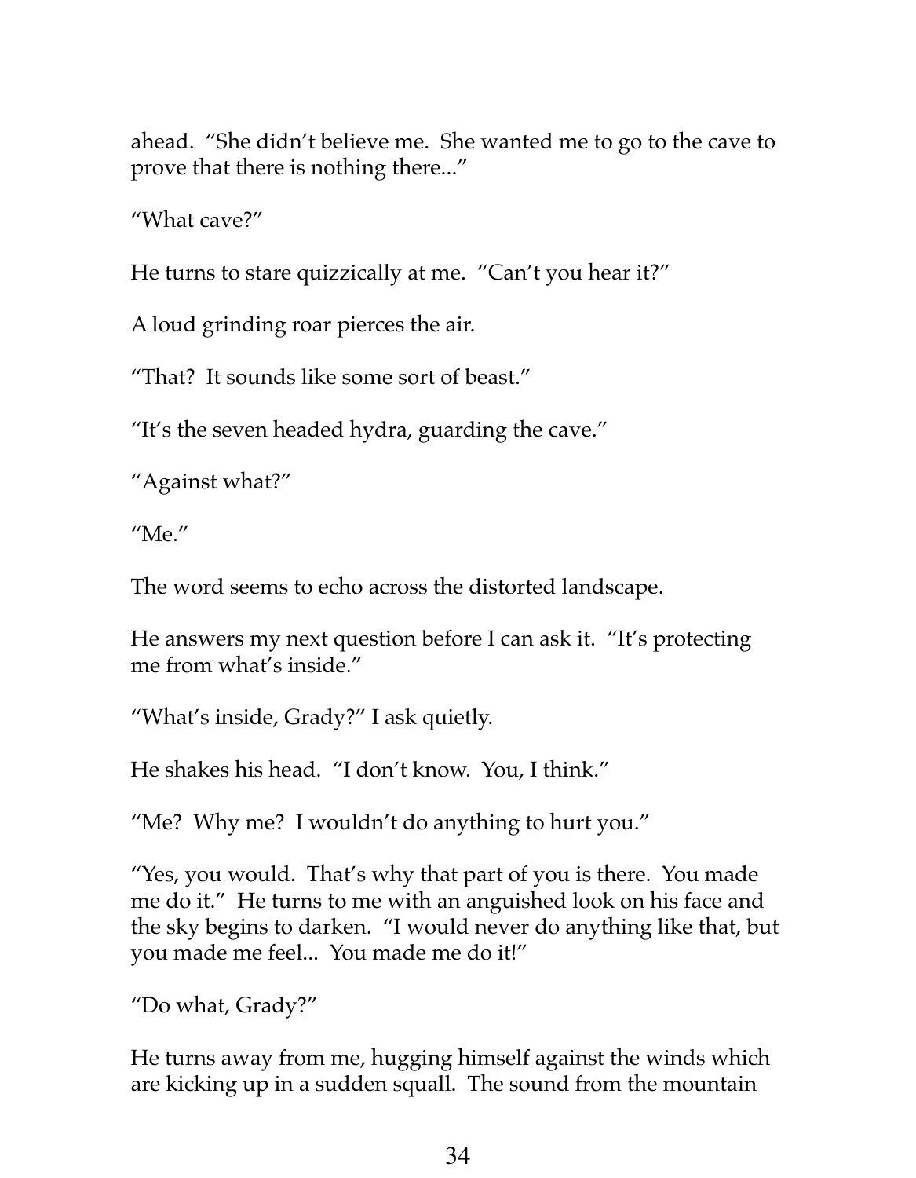ahead. "She didn't believe me. She wanted me to go to the cave to prove that there is nothing there..."

"What cave?"

He turns to stare quizzically at me. "Can't you hear it?"

A loud grinding roar pierces the air.

"That? It sounds like some sort of beast."

"It's the seven headed hydra, guarding the cave."

"Against what?"

"Me."

The word seems to echo across the distorted landscape.

He answers my next question before I can ask it. "It's protecting me from what's inside."

"What's inside, Grady?" I ask quietly.

He shakes his head. "I don't know. You, I think."

"Me? Why me? I wouldn't do anything to hurt you."

"Yes, you would. That's why that part of you is there. You made me do it." He turns to me with an anguished look on his face and the sky begins to darken. "I would never do anything like that, but you made me feel... You made me do it!"

"Do what, Grady?"

He turns away from me, hugging himself against the winds which are kicking up in a sudden squall. The sound from the mountain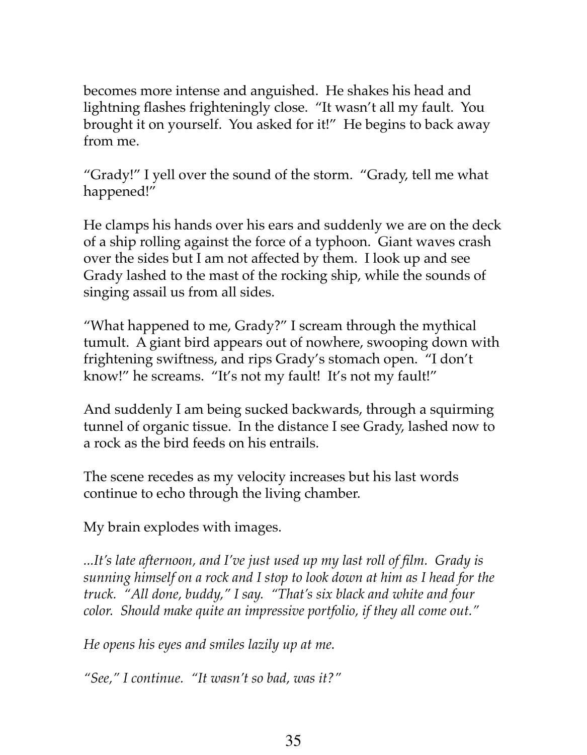becomes more intense and anguished. He shakes his head and lightning flashes frighteningly close. "It wasn't all my fault. You brought it on yourself. You asked for it!" He begins to back away from me.

"Grady!" I yell over the sound of the storm. "Grady, tell me what happened!"

He clamps his hands over his ears and suddenly we are on the deck of a ship rolling against the force of a typhoon. Giant waves crash over the sides but I am not affected by them. I look up and see Grady lashed to the mast of the rocking ship, while the sounds of singing assail us from all sides.

"What happened to me, Grady?" I scream through the mythical tumult. A giant bird appears out of nowhere, swooping down with frightening swiftness, and rips Grady's stomach open. "I don't know!" he screams. "It's not my fault! It's not my fault!"

And suddenly I am being sucked backwards, through a squirming tunnel of organic tissue. In the distance I see Grady, lashed now to a rock as the bird feeds on his entrails.

The scene recedes as my velocity increases but his last words continue to echo through the living chamber.

My brain explodes with images.

*...It's late afternoon, and I've just used up my last roll of film. Grady is sunning himself on a rock and I stop to look down at him as I head for the truck. "All done, buddy," I say. "That's six black and white and four color. Should make quite an impressive portfolio, if they all come out."*

*He opens his eyes and smiles lazily up at me.*

*"See," I continue. "It wasn't so bad, was it?"*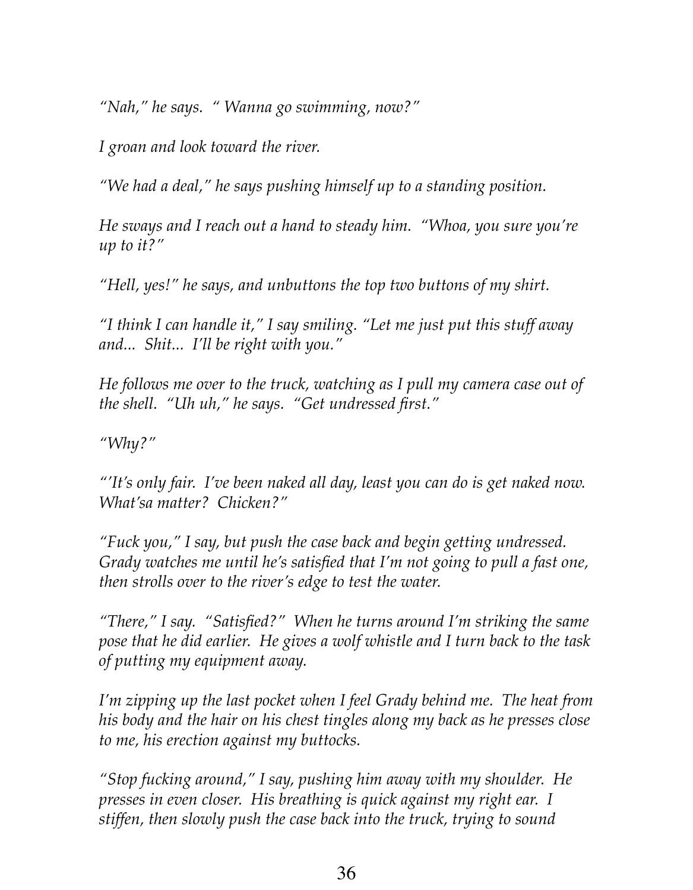*"Nah," he says. " Wanna go swimming, now?"*

*I groan and look toward the river.*

*"We had a deal," he says pushing himself up to a standing position.*

*He sways and I reach out a hand to steady him. "Whoa, you sure you're up to it?"*

*"Hell, yes!" he says, and unbuttons the top two buttons of my shirt.*

*"I think I can handle it," I say smiling. "Let me just put this stuff away and... Shit... I'll be right with you."*

*He follows me over to the truck, watching as I pull my camera case out of the shell. "Uh uh," he says. "Get undressed first."*

*"Why?"*

*"'It's only fair. I've been naked all day, least you can do is get naked now. What'sa matter? Chicken?"*

*"Fuck you," I say, but push the case back and begin getting undressed. Grady watches me until he's satisfied that I'm not going to pull a fast one, then strolls over to the river's edge to test the water.*

*"There," I say. "Satisfied?" When he turns around I'm striking the same pose that he did earlier. He gives a wolf whistle and I turn back to the task of putting my equipment away.*

*I'm zipping up the last pocket when I feel Grady behind me. The heat from his body and the hair on his chest tingles along my back as he presses close to me, his erection against my buttocks.*

*"Stop fucking around," I say, pushing him away with my shoulder. He presses in even closer. His breathing is quick against my right ear. I stiffen, then slowly push the case back into the truck, trying to sound*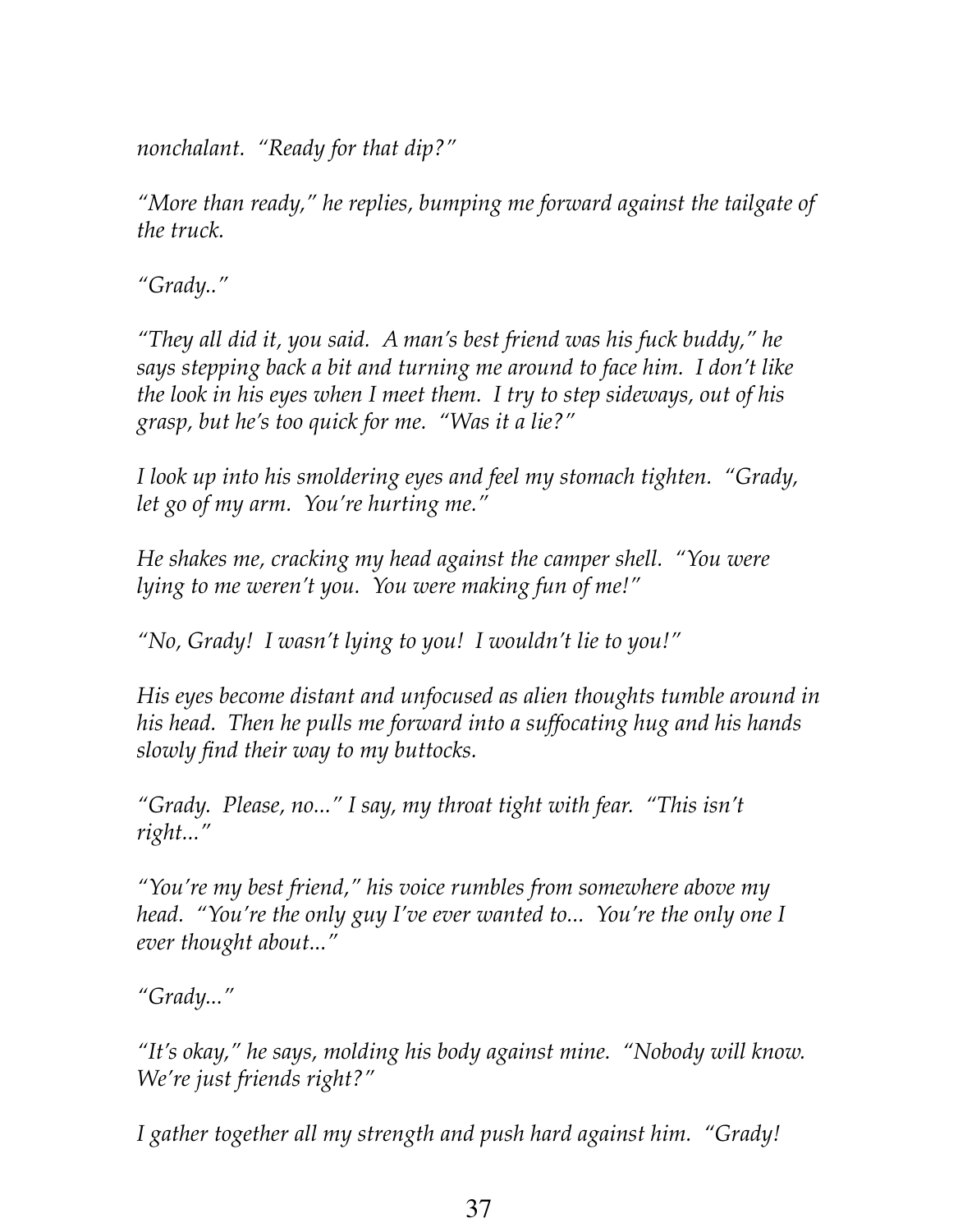*nonchalant. "Ready for that dip?"*

*"More than ready," he replies, bumping me forward against the tailgate of the truck.*

*"Grady.."*

*"They all did it, you said. A man's best friend was his fuck buddy," he says stepping back a bit and turning me around to face him. I don't like the look in his eyes when I meet them. I try to step sideways, out of his grasp, but he's too quick for me. "Was it a lie?"*

*I look up into his smoldering eyes and feel my stomach tighten. "Grady, let go of my arm. You're hurting me."*

*He shakes me, cracking my head against the camper shell. "You were lying to me weren't you. You were making fun of me!"*

*"No, Grady! I wasn't lying to you! I wouldn't lie to you!"*

*His eyes become distant and unfocused as alien thoughts tumble around in his head. Then he pulls me forward into a suffocating hug and his hands slowly find their way to my buttocks.*

*"Grady. Please, no..." I say, my throat tight with fear. "This isn't right..."*

*"You're my best friend," his voice rumbles from somewhere above my head. "You're the only guy I've ever wanted to... You're the only one I ever thought about..."*

*"Grady..."*

*"It's okay," he says, molding his body against mine. "Nobody will know. We're just friends right?"*

*I gather together all my strength and push hard against him. "Grady!*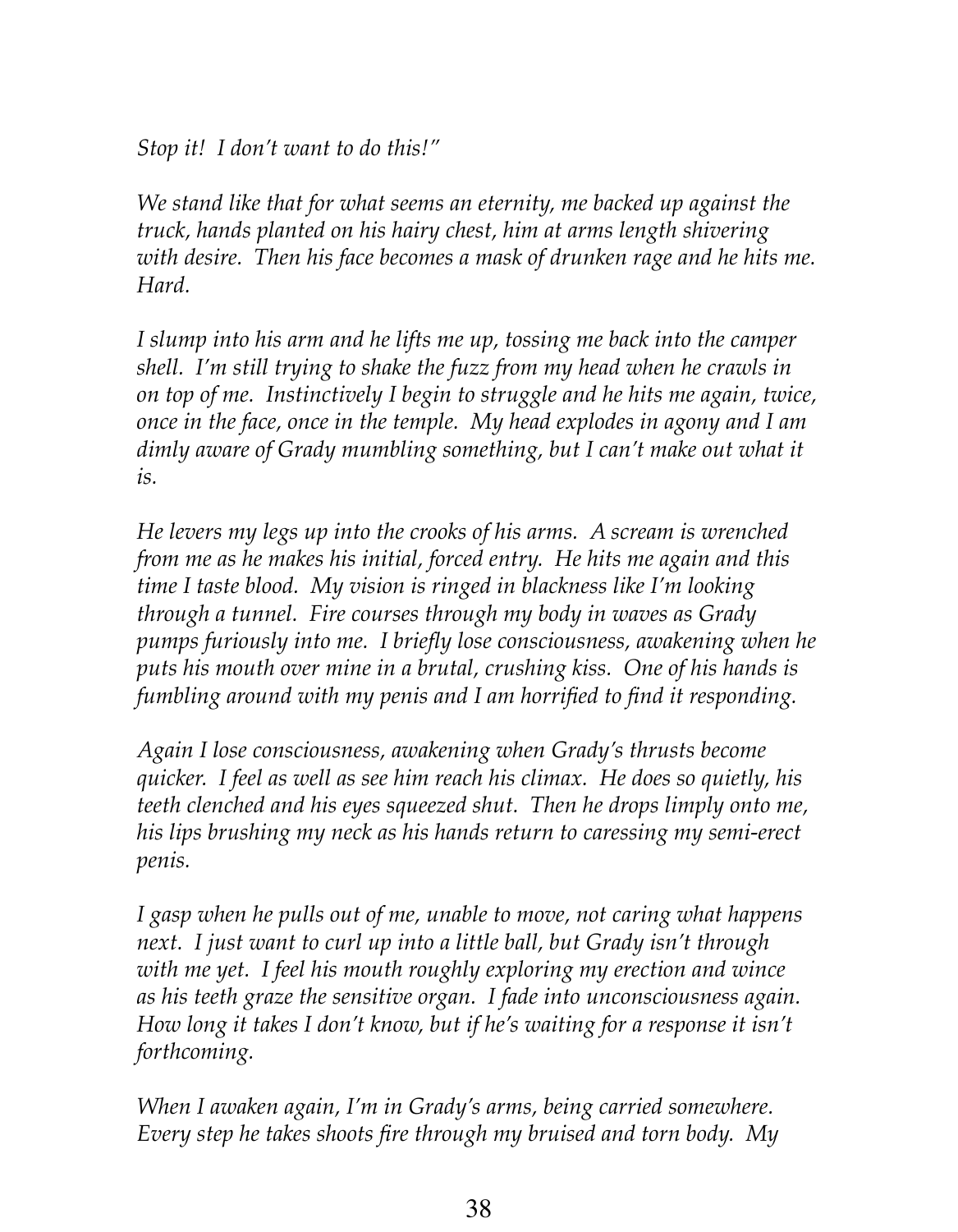*Stop it! I don't want to do this!"*

*We stand like that for what seems an eternity, me backed up against the truck, hands planted on his hairy chest, him at arms length shivering with desire. Then his face becomes a mask of drunken rage and he hits me. Hard.*

*I slump into his arm and he lifts me up, tossing me back into the camper shell. I'm still trying to shake the fuzz from my head when he crawls in on top of me. Instinctively I begin to struggle and he hits me again, twice, once in the face, once in the temple. My head explodes in agony and I am dimly aware of Grady mumbling something, but I can't make out what it is.*

*He levers my legs up into the crooks of his arms. A scream is wrenched from me as he makes his initial, forced entry. He hits me again and this time I taste blood. My vision is ringed in blackness like I'm looking through a tunnel. Fire courses through my body in waves as Grady pumps furiously into me. I briefly lose consciousness, awakening when he puts his mouth over mine in a brutal, crushing kiss. One of his hands is fumbling around with my penis and I am horrified to find it responding.*

*Again I lose consciousness, awakening when Grady's thrusts become quicker. I feel as well as see him reach his climax. He does so quietly, his teeth clenched and his eyes squeezed shut. Then he drops limply onto me, his lips brushing my neck as his hands return to caressing my semi-erect penis.*

*I gasp when he pulls out of me, unable to move, not caring what happens next. I just want to curl up into a little ball, but Grady isn't through with me yet. I feel his mouth roughly exploring my erection and wince as his teeth graze the sensitive organ. I fade into unconsciousness again. How long it takes I don't know, but if he's waiting for a response it isn't forthcoming.*

*When I awaken again, I'm in Grady's arms, being carried somewhere. Every step he takes shoots fire through my bruised and torn body. My*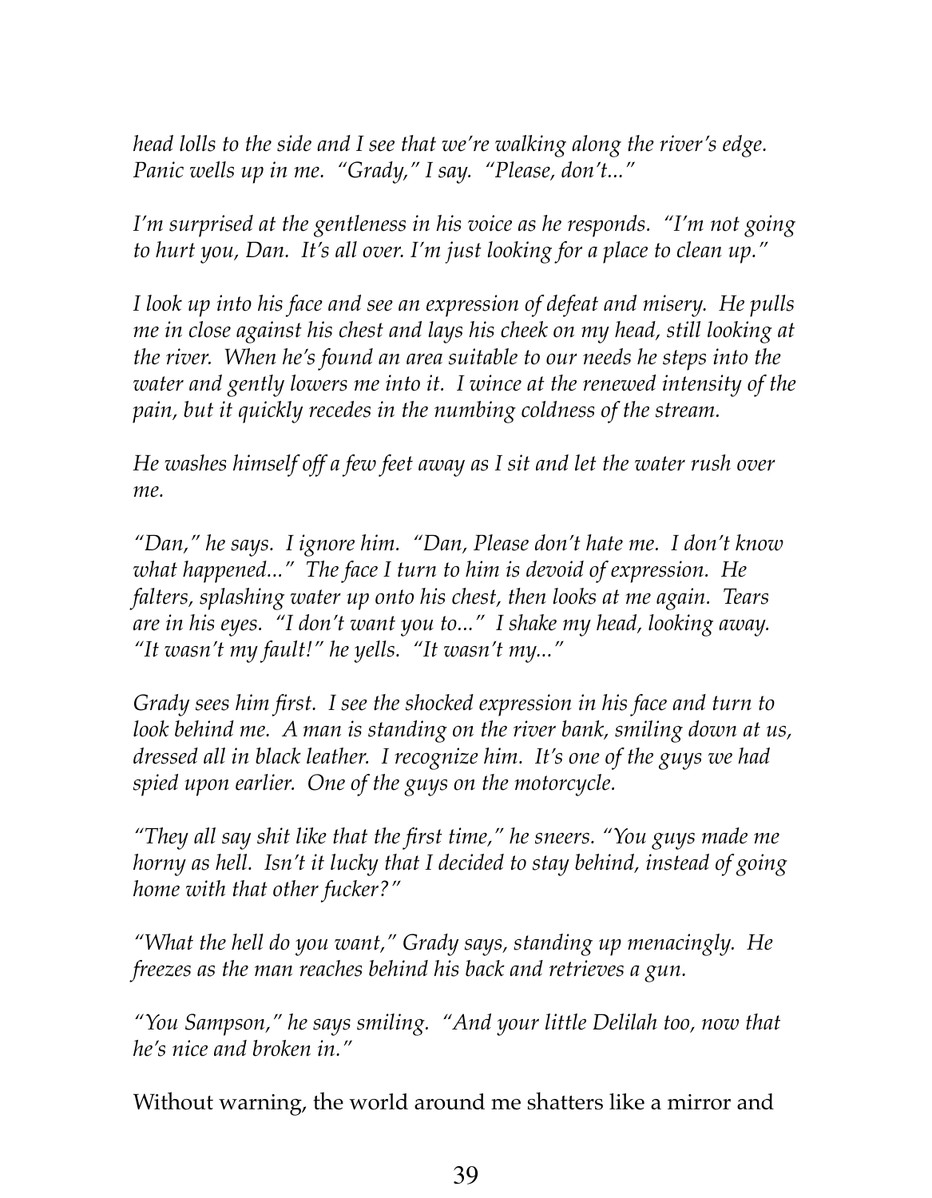*head lolls to the side and I see that we're walking along the river's edge. Panic wells up in me. "Grady," I say. "Please, don't..."*

*I'm surprised at the gentleness in his voice as he responds. "I'm not going to hurt you, Dan. It's all over. I'm just looking for a place to clean up."*

*I look up into his face and see an expression of defeat and misery. He pulls me in close against his chest and lays his cheek on my head, still looking at the river. When he's found an area suitable to our needs he steps into the water and gently lowers me into it. I wince at the renewed intensity of the pain, but it quickly recedes in the numbing coldness of the stream.*

*He washes himself off a few feet away as I sit and let the water rush over me.*

*"Dan," he says. I ignore him. "Dan, Please don't hate me. I don't know what happened..." The face I turn to him is devoid of expression. He falters, splashing water up onto his chest, then looks at me again. Tears are in his eyes. "I don't want you to..." I shake my head, looking away. "It wasn't my fault!" he yells. "It wasn't my..."*

*Grady sees him first. I see the shocked expression in his face and turn to look behind me. A man is standing on the river bank, smiling down at us, dressed all in black leather. I recognize him. It's one of the guys we had spied upon earlier. One of the guys on the motorcycle.*

*"They all say shit like that the first time," he sneers. "You guys made me horny as hell. Isn't it lucky that I decided to stay behind, instead of going home with that other fucker?"*

*"What the hell do you want," Grady says, standing up menacingly. He freezes as the man reaches behind his back and retrieves a gun.*

*"You Sampson," he says smiling. "And your little Delilah too, now that he's nice and broken in."*

Without warning, the world around me shatters like a mirror and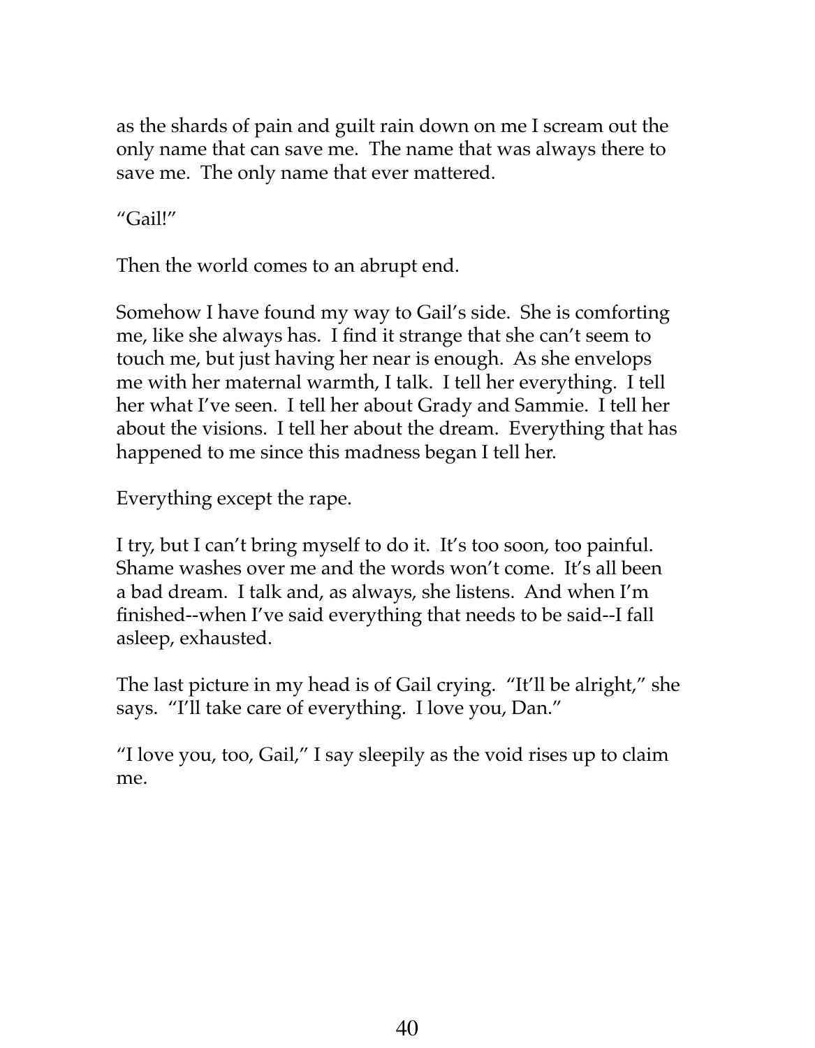as the shards of pain and guilt rain down on me I scream out the only name that can save me. The name that was always there to save me. The only name that ever mattered.

"Gail!"

Then the world comes to an abrupt end.

Somehow I have found my way to Gail's side. She is comforting me, like she always has. I find it strange that she can't seem to touch me, but just having her near is enough. As she envelops me with her maternal warmth, I talk. I tell her everything. I tell her what I've seen. I tell her about Grady and Sammie. I tell her about the visions. I tell her about the dream. Everything that has happened to me since this madness began I tell her.

Everything except the rape.

I try, but I can't bring myself to do it. It's too soon, too painful. Shame washes over me and the words won't come. It's all been a bad dream. I talk and, as always, she listens. And when I'm finished--when I've said everything that needs to be said--I fall asleep, exhausted.

The last picture in my head is of Gail crying. "It'll be alright," she says. "I'll take care of everything. I love you, Dan."

"I love you, too, Gail," I say sleepily as the void rises up to claim me.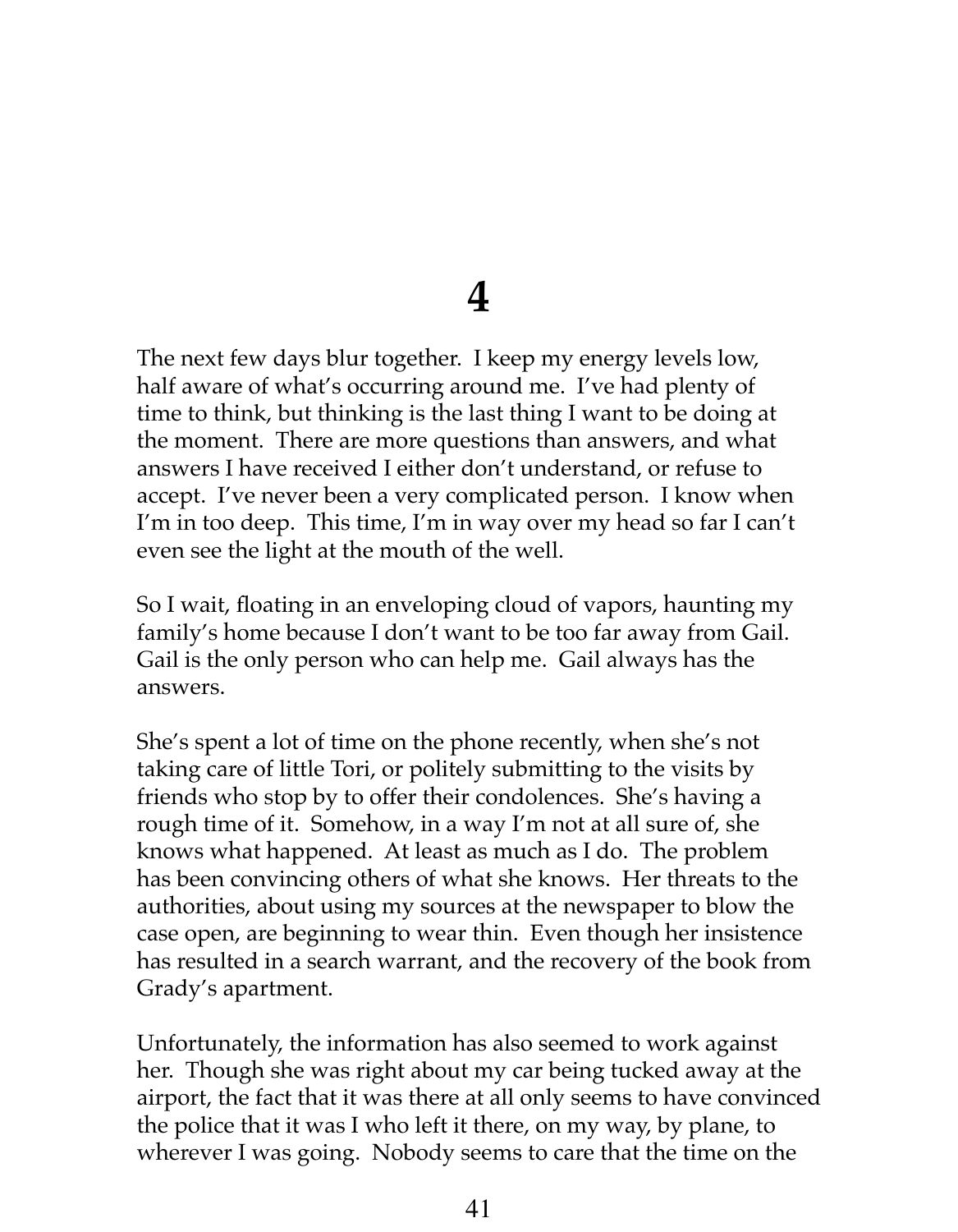# 4

The next few days blur together. I keep my energy levels low, half aware of what's occurring around me. I've had plenty of time to think, but thinking is the last thing I want to be doing at the moment. There are more questions than answers, and what answers I have received I either don't understand, or refuse to accept. I've never been a very complicated person. I know when I'm in too deep. This time, I'm in way over my head so far I can't even see the light at the mouth of the well.

So I wait, floating in an enveloping cloud of vapors, haunting my family's home because I don't want to be too far away from Gail. Gail is the only person who can help me. Gail always has the answers.

She's spent a lot of time on the phone recently, when she's not taking care of little Tori, or politely submitting to the visits by friends who stop by to offer their condolences. She's having a rough time of it. Somehow, in a way I'm not at all sure of, she knows what happened. At least as much as I do. The problem has been convincing others of what she knows. Her threats to the authorities, about using my sources at the newspaper to blow the case open, are beginning to wear thin. Even though her insistence has resulted in a search warrant, and the recovery of the book from Grady's apartment.

Unfortunately, the information has also seemed to work against her. Though she was right about my car being tucked away at the airport, the fact that it was there at all only seems to have convinced the police that it was I who left it there, on my way, by plane, to wherever I was going. Nobody seems to care that the time on the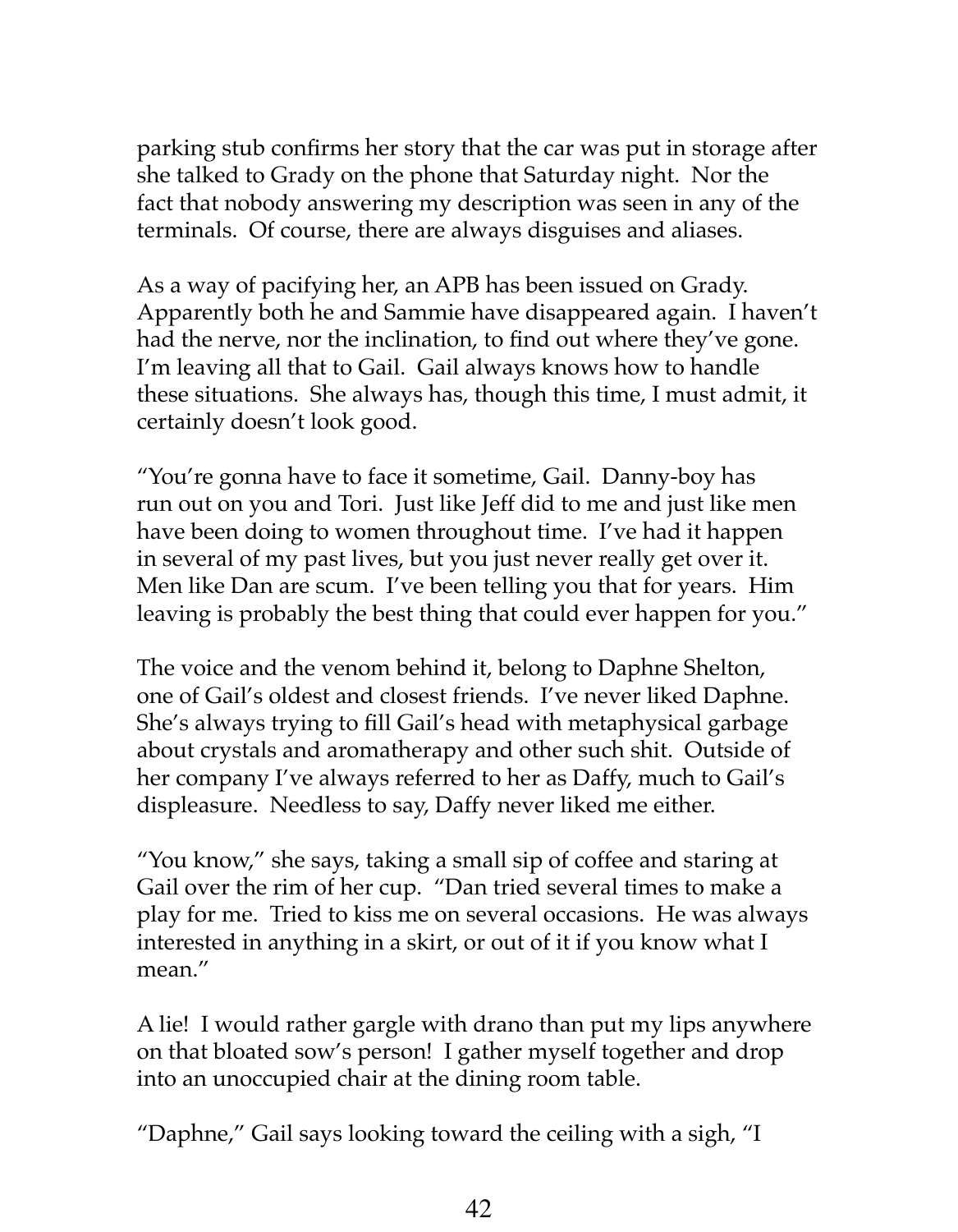parking stub confirms her story that the car was put in storage after she talked to Grady on the phone that Saturday night. Nor the fact that nobody answering my description was seen in any of the terminals. Of course, there are always disguises and aliases.

As a way of pacifying her, an APB has been issued on Grady. Apparently both he and Sammie have disappeared again. I haven't had the nerve, nor the inclination, to find out where they've gone. I'm leaving all that to Gail. Gail always knows how to handle these situations. She always has, though this time, I must admit, it certainly doesn't look good.

"You're gonna have to face it sometime, Gail. Danny-boy has run out on you and Tori. Just like Jeff did to me and just like men have been doing to women throughout time. I've had it happen in several of my past lives, but you just never really get over it. Men like Dan are scum. I've been telling you that for years. Him leaving is probably the best thing that could ever happen for you."

The voice and the venom behind it, belong to Daphne Shelton, one of Gail's oldest and closest friends. I've never liked Daphne. She's always trying to fill Gail's head with metaphysical garbage about crystals and aromatherapy and other such shit. Outside of her company I've always referred to her as Daffy, much to Gail's displeasure. Needless to say, Daffy never liked me either.

"You know," she says, taking a small sip of coffee and staring at Gail over the rim of her cup. "Dan tried several times to make a play for me. Tried to kiss me on several occasions. He was always interested in anything in a skirt, or out of it if you know what I mean."

A lie! I would rather gargle with drano than put my lips anywhere on that bloated sow's person! I gather myself together and drop into an unoccupied chair at the dining room table.

"Daphne," Gail says looking toward the ceiling with a sigh, "I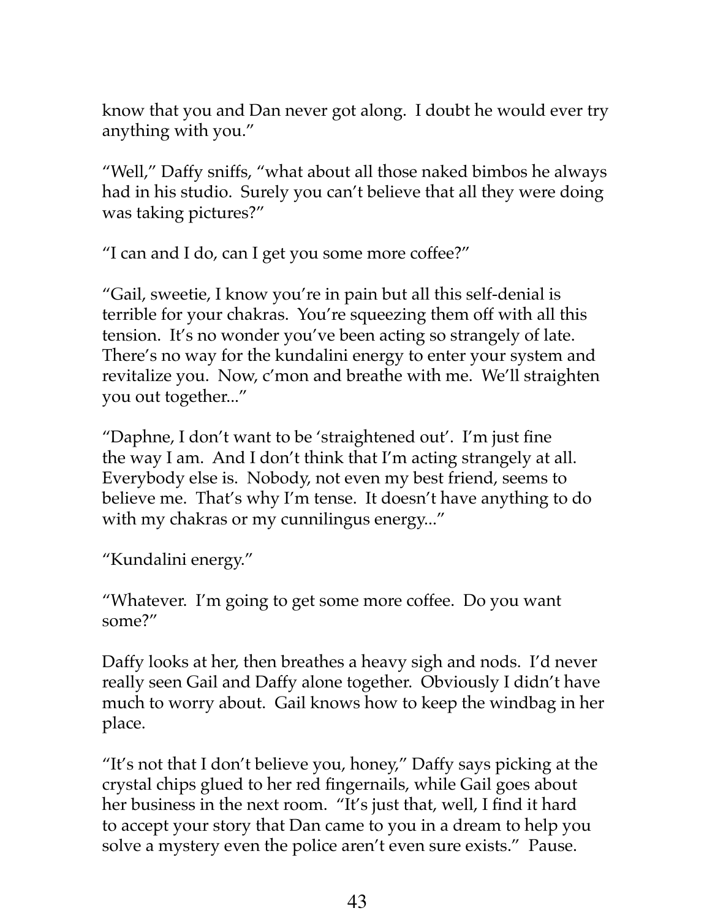know that you and Dan never got along. I doubt he would ever try anything with you."

"Well," Daffy sniffs, "what about all those naked bimbos he always had in his studio. Surely you can't believe that all they were doing was taking pictures?"

"I can and I do, can I get you some more coffee?"

"Gail, sweetie, I know you're in pain but all this self-denial is terrible for your chakras. You're squeezing them off with all this tension. It's no wonder you've been acting so strangely of late. There's no way for the kundalini energy to enter your system and revitalize you. Now, c'mon and breathe with me. We'll straighten you out together..."

"Daphne, I don't want to be 'straightened out'. I'm just fine the way I am. And I don't think that I'm acting strangely at all. Everybody else is. Nobody, not even my best friend, seems to believe me. That's why I'm tense. It doesn't have anything to do with my chakras or my cunnilingus energy..."

"Kundalini energy."

"Whatever. I'm going to get some more coffee. Do you want some?"

Daffy looks at her, then breathes a heavy sigh and nods. I'd never really seen Gail and Daffy alone together. Obviously I didn't have much to worry about. Gail knows how to keep the windbag in her place.

"It's not that I don't believe you, honey," Daffy says picking at the crystal chips glued to her red fingernails, while Gail goes about her business in the next room. "It's just that, well, I find it hard to accept your story that Dan came to you in a dream to help you solve a mystery even the police aren't even sure exists." Pause.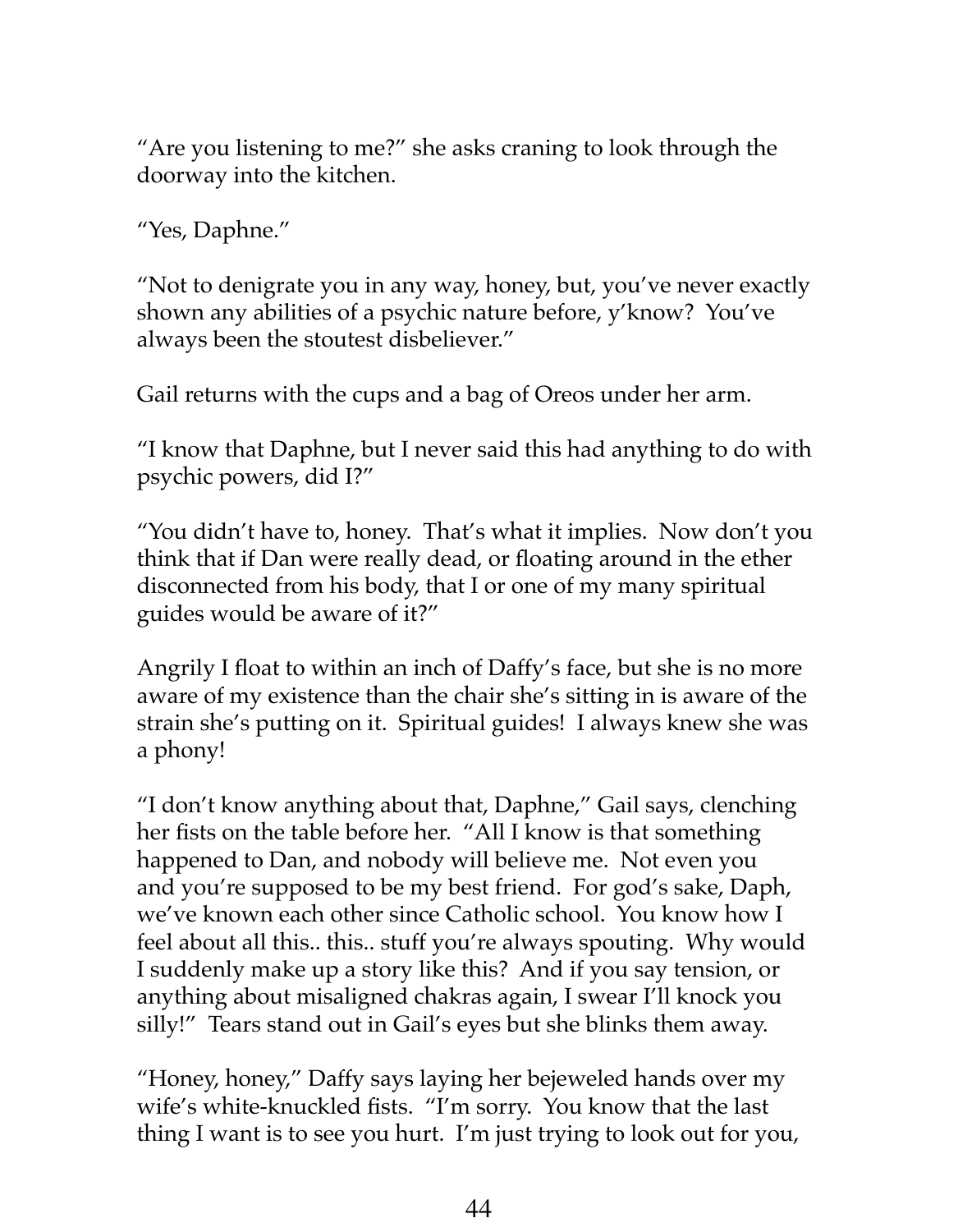"Are you listening to me?" she asks craning to look through the doorway into the kitchen.

"Yes, Daphne."

"Not to denigrate you in any way, honey, but, you've never exactly shown any abilities of a psychic nature before, y'know? You've always been the stoutest disbeliever."

Gail returns with the cups and a bag of Oreos under her arm.

"I know that Daphne, but I never said this had anything to do with psychic powers, did I?"

"You didn't have to, honey. That's what it implies. Now don't you think that if Dan were really dead, or floating around in the ether disconnected from his body, that I or one of my many spiritual guides would be aware of it?"

Angrily I float to within an inch of Daffy's face, but she is no more aware of my existence than the chair she's sitting in is aware of the strain she's putting on it. Spiritual guides! I always knew she was a phony!

"I don't know anything about that, Daphne," Gail says, clenching her fists on the table before her. "All I know is that something happened to Dan, and nobody will believe me. Not even you and you're supposed to be my best friend. For god's sake, Daph, we've known each other since Catholic school. You know how I feel about all this.. this.. stuff you're always spouting. Why would I suddenly make up a story like this? And if you say tension, or anything about misaligned chakras again, I swear I'll knock you silly!" Tears stand out in Gail's eyes but she blinks them away.

"Honey, honey," Daffy says laying her bejeweled hands over my wife's white-knuckled fists. "I'm sorry. You know that the last thing I want is to see you hurt. I'm just trying to look out for you,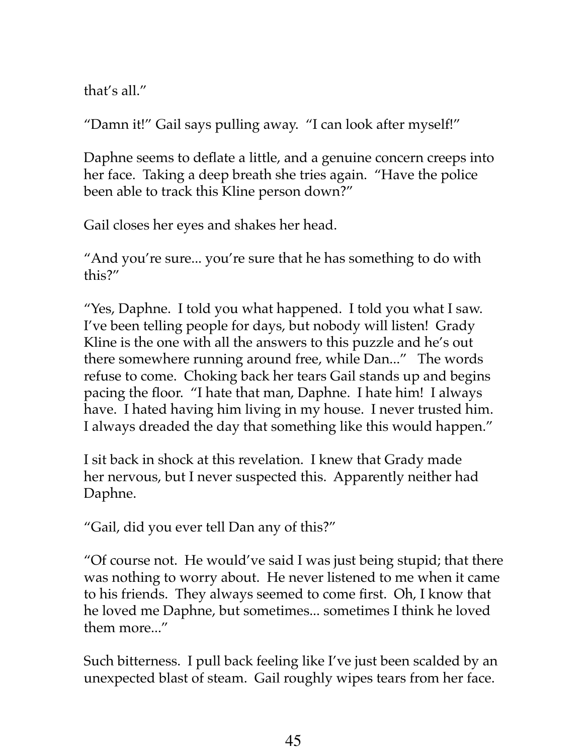that's all."

"Damn it!" Gail says pulling away. "I can look after myself!"

Daphne seems to deflate a little, and a genuine concern creeps into her face. Taking a deep breath she tries again. "Have the police been able to track this Kline person down?"

Gail closes her eyes and shakes her head.

"And you're sure... you're sure that he has something to do with this?"

"Yes, Daphne. I told you what happened. I told you what I saw. I've been telling people for days, but nobody will listen! Grady Kline is the one with all the answers to this puzzle and he's out there somewhere running around free, while Dan..." The words refuse to come. Choking back her tears Gail stands up and begins pacing the floor. "I hate that man, Daphne. I hate him! I always have. I hated having him living in my house. I never trusted him. I always dreaded the day that something like this would happen."

I sit back in shock at this revelation. I knew that Grady made her nervous, but I never suspected this. Apparently neither had Daphne.

"Gail, did you ever tell Dan any of this?"

"Of course not. He would've said I was just being stupid; that there was nothing to worry about. He never listened to me when it came to his friends. They always seemed to come first. Oh, I know that he loved me Daphne, but sometimes... sometimes I think he loved them more..."

Such bitterness. I pull back feeling like I've just been scalded by an unexpected blast of steam. Gail roughly wipes tears from her face.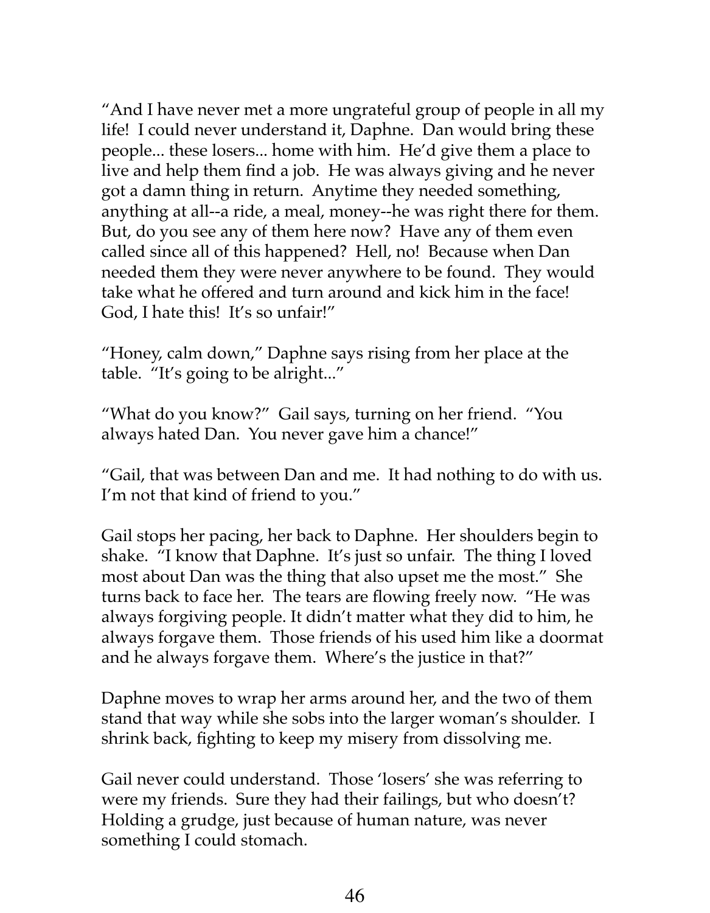"And I have never met a more ungrateful group of people in all my life! I could never understand it, Daphne. Dan would bring these people... these losers... home with him. He'd give them a place to live and help them find a job. He was always giving and he never got a damn thing in return. Anytime they needed something, anything at all--a ride, a meal, money--he was right there for them. But, do you see any of them here now? Have any of them even called since all of this happened? Hell, no! Because when Dan needed them they were never anywhere to be found. They would take what he offered and turn around and kick him in the face! God, I hate this! It's so unfair!"

"Honey, calm down," Daphne says rising from her place at the table. "It's going to be alright..."

"What do you know?" Gail says, turning on her friend. "You always hated Dan. You never gave him a chance!"

"Gail, that was between Dan and me. It had nothing to do with us. I'm not that kind of friend to you."

Gail stops her pacing, her back to Daphne. Her shoulders begin to shake. "I know that Daphne. It's just so unfair. The thing I loved most about Dan was the thing that also upset me the most." She turns back to face her. The tears are flowing freely now. "He was always forgiving people. It didn't matter what they did to him, he always forgave them. Those friends of his used him like a doormat and he always forgave them. Where's the justice in that?"

Daphne moves to wrap her arms around her, and the two of them stand that way while she sobs into the larger woman's shoulder. I shrink back, fighting to keep my misery from dissolving me.

Gail never could understand. Those 'losers' she was referring to were my friends. Sure they had their failings, but who doesn't? Holding a grudge, just because of human nature, was never something I could stomach.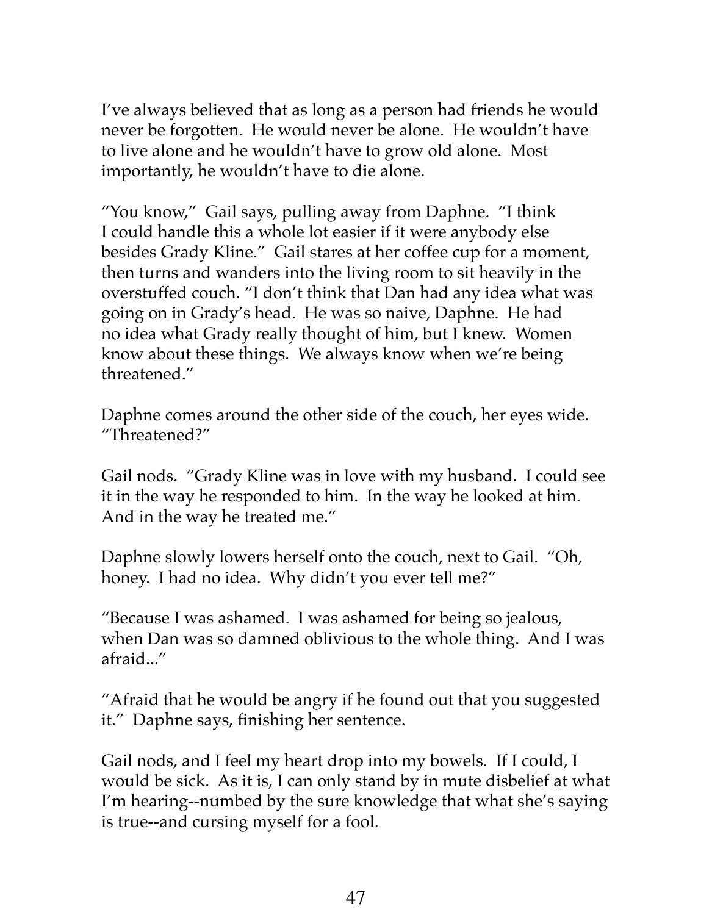I've always believed that as long as a person had friends he would never be forgotten. He would never be alone. He wouldn't have to live alone and he wouldn't have to grow old alone. Most importantly, he wouldn't have to die alone.

"You know," Gail says, pulling away from Daphne. "I think I could handle this a whole lot easier if it were anybody else besides Grady Kline." Gail stares at her coffee cup for a moment, then turns and wanders into the living room to sit heavily in the overstuffed couch. "I don't think that Dan had any idea what was going on in Grady's head. He was so naive, Daphne. He had no idea what Grady really thought of him, but I knew. Women know about these things. We always know when we're being threatened."

Daphne comes around the other side of the couch, her eyes wide. "Threatened?"

Gail nods. "Grady Kline was in love with my husband. I could see it in the way he responded to him. In the way he looked at him. And in the way he treated me."

Daphne slowly lowers herself onto the couch, next to Gail. "Oh, honey. I had no idea. Why didn't you ever tell me?"

"Because I was ashamed. I was ashamed for being so jealous, when Dan was so damned oblivious to the whole thing. And I was afraid..."

"Afraid that he would be angry if he found out that you suggested it." Daphne says, finishing her sentence.

Gail nods, and I feel my heart drop into my bowels. If I could, I would be sick. As it is, I can only stand by in mute disbelief at what I'm hearing--numbed by the sure knowledge that what she's saying is true--and cursing myself for a fool.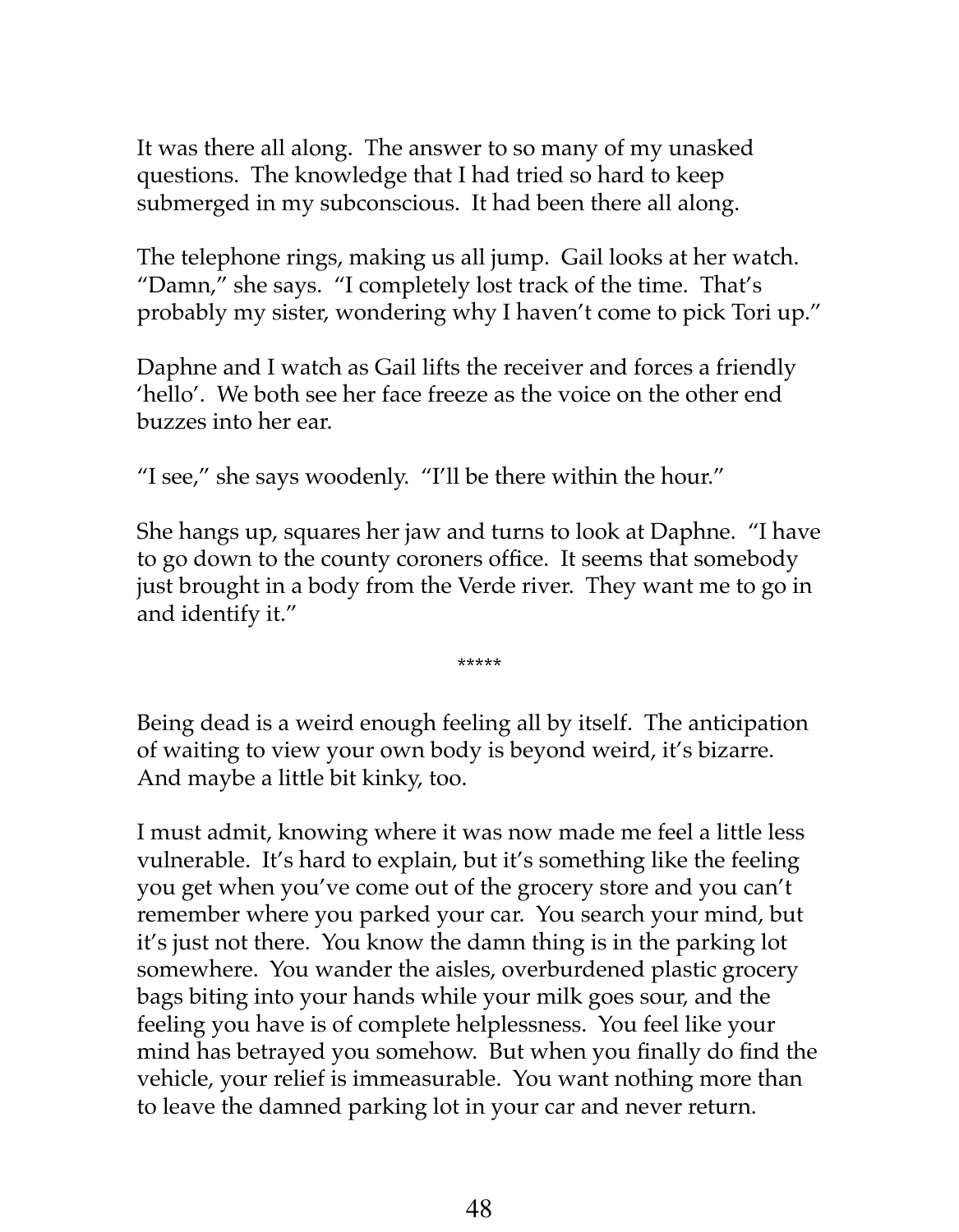It was there all along. The answer to so many of my unasked questions. The knowledge that I had tried so hard to keep submerged in my subconscious. It had been there all along.

The telephone rings, making us all jump. Gail looks at her watch. "Damn," she says. "I completely lost track of the time. That's probably my sister, wondering why I haven't come to pick Tori up."

Daphne and I watch as Gail lifts the receiver and forces a friendly 'hello'. We both see her face freeze as the voice on the other end buzzes into her ear.

"I see," she says woodenly. "I'll be there within the hour."

She hangs up, squares her jaw and turns to look at Daphne. "I have to go down to the county coroners office. It seems that somebody just brought in a body from the Verde river. They want me to go in and identify it."

*****

Being dead is a weird enough feeling all by itself. The anticipation of waiting to view your own body is beyond weird, it's bizarre. And maybe a little bit kinky, too.

I must admit, knowing where it was now made me feel a little less vulnerable. It's hard to explain, but it's something like the feeling you get when you've come out of the grocery store and you can't remember where you parked your car. You search your mind, but it's just not there. You know the damn thing is in the parking lot somewhere. You wander the aisles, overburdened plastic grocery bags biting into your hands while your milk goes sour, and the feeling you have is of complete helplessness. You feel like your mind has betrayed you somehow. But when you finally do find the vehicle, your relief is immeasurable. You want nothing more than to leave the damned parking lot in your car and never return.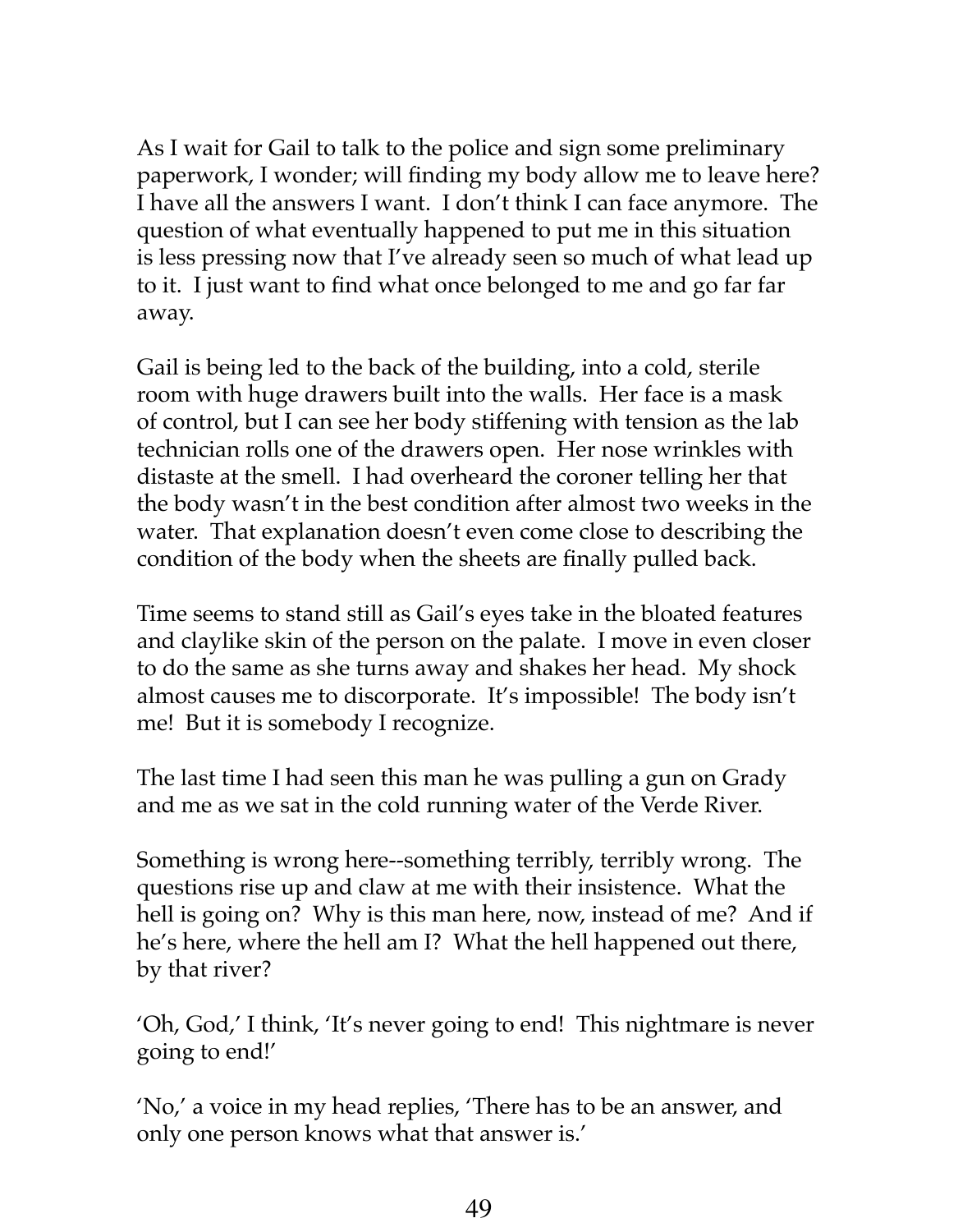As I wait for Gail to talk to the police and sign some preliminary paperwork, I wonder; will finding my body allow me to leave here? I have all the answers I want. I don't think I can face anymore. The question of what eventually happened to put me in this situation is less pressing now that I've already seen so much of what lead up to it. I just want to find what once belonged to me and go far far away.

Gail is being led to the back of the building, into a cold, sterile room with huge drawers built into the walls. Her face is a mask of control, but I can see her body stiffening with tension as the lab technician rolls one of the drawers open. Her nose wrinkles with distaste at the smell. I had overheard the coroner telling her that the body wasn't in the best condition after almost two weeks in the water. That explanation doesn't even come close to describing the condition of the body when the sheets are finally pulled back.

Time seems to stand still as Gail's eyes take in the bloated features and claylike skin of the person on the palate. I move in even closer to do the same as she turns away and shakes her head. My shock almost causes me to discorporate. It's impossible! The body isn't me! But it is somebody I recognize.

The last time I had seen this man he was pulling a gun on Grady and me as we sat in the cold running water of the Verde River.

Something is wrong here--something terribly, terribly wrong. The questions rise up and claw at me with their insistence. What the hell is going on? Why is this man here, now, instead of me? And if he's here, where the hell am I? What the hell happened out there, by that river?

'Oh, God,' I think, 'It's never going to end! This nightmare is never going to end!'

'No,' a voice in my head replies, 'There has to be an answer, and only one person knows what that answer is.'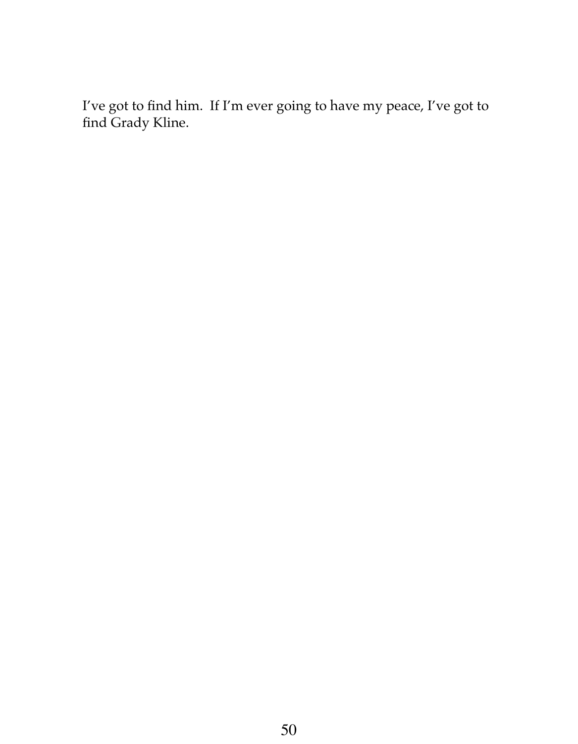I've got to find him. If I'm ever going to have my peace, I've got to find Grady Kline.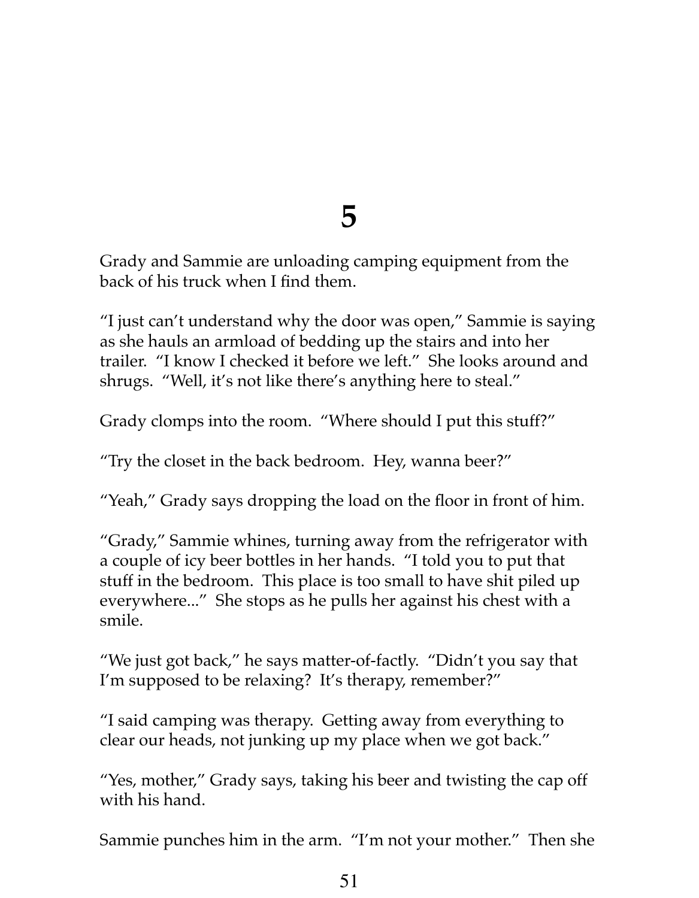# 5

Grady and Sammie are unloading camping equipment from the back of his truck when I find them.

"I just can't understand why the door was open," Sammie is saying as she hauls an armload of bedding up the stairs and into her trailer. "I know I checked it before we left." She looks around and shrugs. "Well, it's not like there's anything here to steal."

Grady clomps into the room. "Where should I put this stuff?"

"Try the closet in the back bedroom. Hey, wanna beer?"

"Yeah," Grady says dropping the load on the floor in front of him.

"Grady," Sammie whines, turning away from the refrigerator with a couple of icy beer bottles in her hands. "I told you to put that stuff in the bedroom. This place is too small to have shit piled up everywhere..." She stops as he pulls her against his chest with a smile.

"We just got back," he says matter-of-factly. "Didn't you say that I'm supposed to be relaxing? It's therapy, remember?"

"I said camping was therapy. Getting away from everything to clear our heads, not junking up my place when we got back."

"Yes, mother," Grady says, taking his beer and twisting the cap off with his hand.

Sammie punches him in the arm. "I'm not your mother." Then she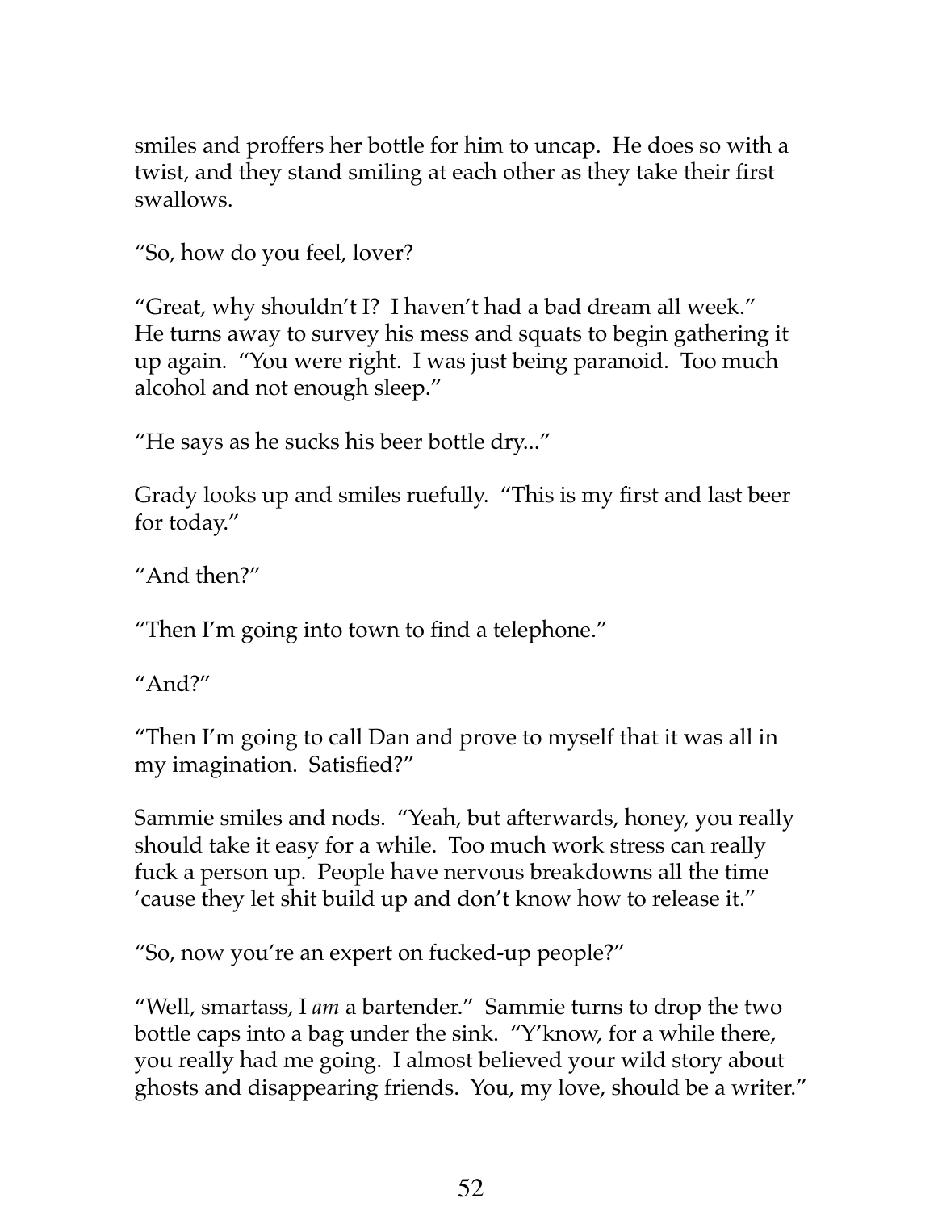smiles and proffers her bottle for him to uncap. He does so with a twist, and they stand smiling at each other as they take their first swallows.

"So, how do you feel, lover?

"Great, why shouldn't I? I haven't had a bad dream all week." He turns away to survey his mess and squats to begin gathering it up again. "You were right. I was just being paranoid. Too much alcohol and not enough sleep."

"He says as he sucks his beer bottle dry..."

Grady looks up and smiles ruefully. "This is my first and last beer for today."

"And then?"

"Then I'm going into town to find a telephone."

"And?"

"Then I'm going to call Dan and prove to myself that it was all in my imagination. Satisfied?"

Sammie smiles and nods. "Yeah, but afterwards, honey, you really should take it easy for a while. Too much work stress can really fuck a person up. People have nervous breakdowns all the time 'cause they let shit build up and don't know how to release it."

"So, now you're an expert on fucked-up people?"

"Well, smartass, I *am* a bartender." Sammie turns to drop the two bottle caps into a bag under the sink. "Y'know, for a while there, you really had me going. I almost believed your wild story about ghosts and disappearing friends. You, my love, should be a writer."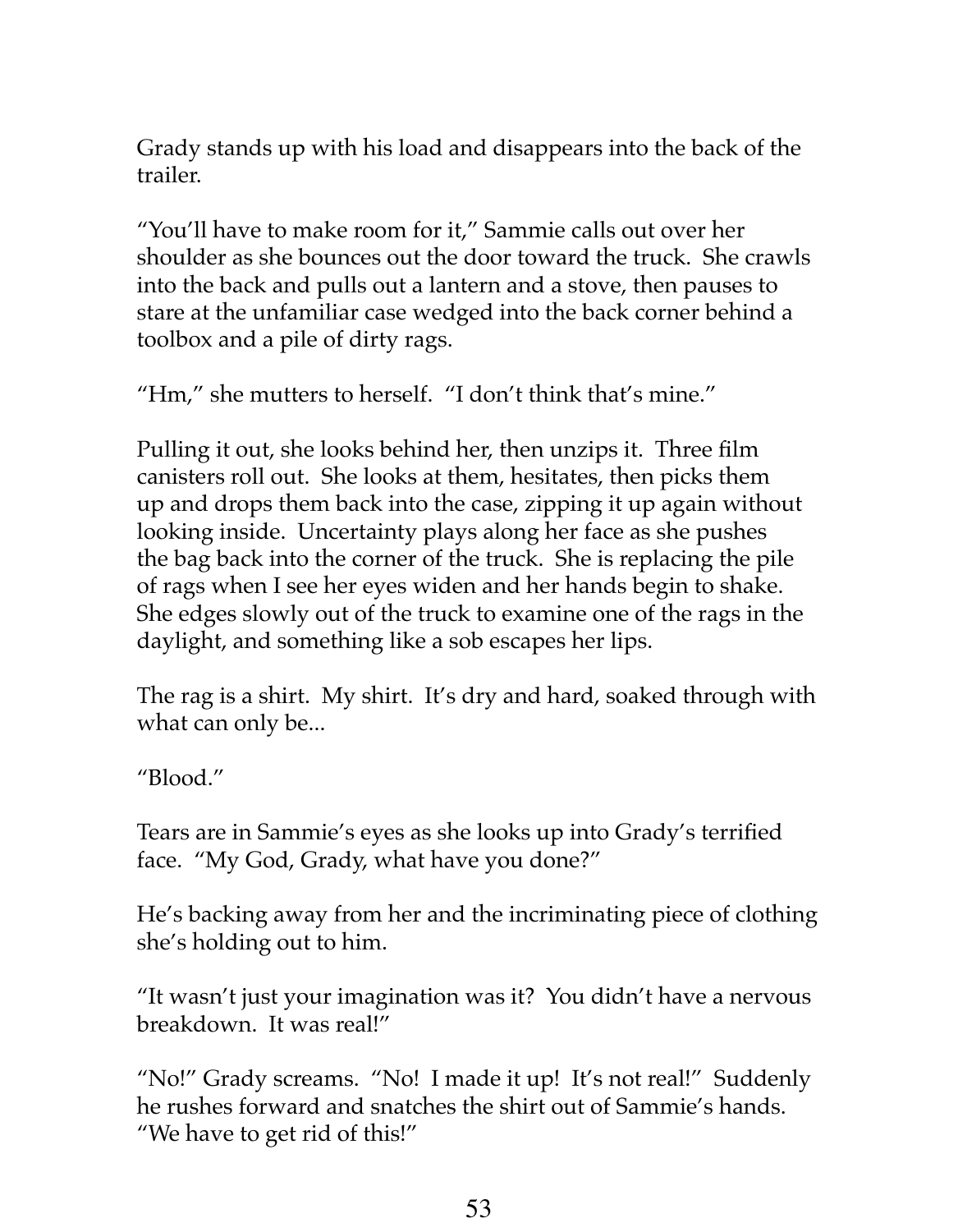Grady stands up with his load and disappears into the back of the trailer.

"You'll have to make room for it," Sammie calls out over her shoulder as she bounces out the door toward the truck. She crawls into the back and pulls out a lantern and a stove, then pauses to stare at the unfamiliar case wedged into the back corner behind a toolbox and a pile of dirty rags.

"Hm," she mutters to herself. "I don't think that's mine."

Pulling it out, she looks behind her, then unzips it. Three film canisters roll out. She looks at them, hesitates, then picks them up and drops them back into the case, zipping it up again without looking inside. Uncertainty plays along her face as she pushes the bag back into the corner of the truck. She is replacing the pile of rags when I see her eyes widen and her hands begin to shake. She edges slowly out of the truck to examine one of the rags in the daylight, and something like a sob escapes her lips.

The rag is a shirt. My shirt. It's dry and hard, soaked through with what can only be...

"Blood."

Tears are in Sammie's eyes as she looks up into Grady's terrified face. "My God, Grady, what have you done?"

He's backing away from her and the incriminating piece of clothing she's holding out to him.

"It wasn't just your imagination was it? You didn't have a nervous breakdown. It was real!"

"No!" Grady screams. "No! I made it up! It's not real!" Suddenly he rushes forward and snatches the shirt out of Sammie's hands. "We have to get rid of this!"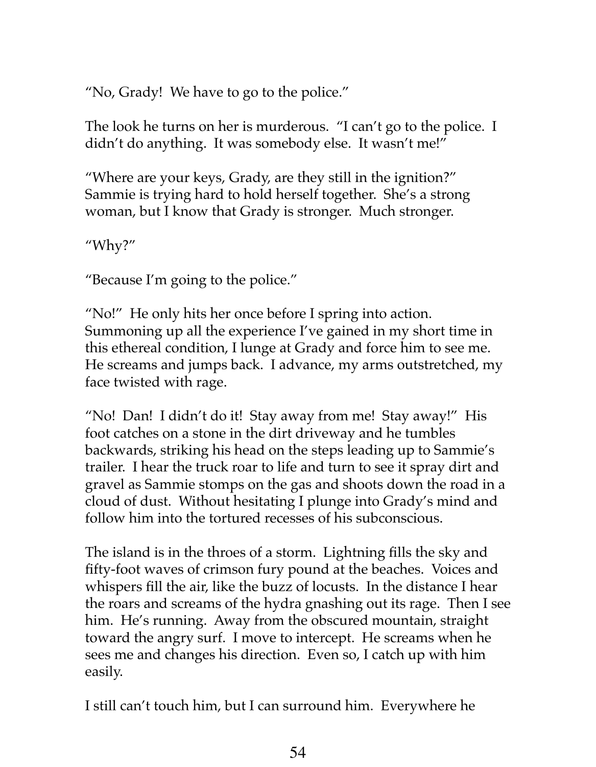"No, Grady! We have to go to the police."

The look he turns on her is murderous. "I can't go to the police. I didn't do anything. It was somebody else. It wasn't me!"

"Where are your keys, Grady, are they still in the ignition?" Sammie is trying hard to hold herself together. She's a strong woman, but I know that Grady is stronger. Much stronger.

"Why?"

"Because I'm going to the police."

"No!" He only hits her once before I spring into action. Summoning up all the experience I've gained in my short time in this ethereal condition, I lunge at Grady and force him to see me. He screams and jumps back. I advance, my arms outstretched, my face twisted with rage.

"No! Dan! I didn't do it! Stay away from me! Stay away!" His foot catches on a stone in the dirt driveway and he tumbles backwards, striking his head on the steps leading up to Sammie's trailer. I hear the truck roar to life and turn to see it spray dirt and gravel as Sammie stomps on the gas and shoots down the road in a cloud of dust. Without hesitating I plunge into Grady's mind and follow him into the tortured recesses of his subconscious.

The island is in the throes of a storm. Lightning fills the sky and fifty-foot waves of crimson fury pound at the beaches. Voices and whispers fill the air, like the buzz of locusts. In the distance I hear the roars and screams of the hydra gnashing out its rage. Then I see him. He's running. Away from the obscured mountain, straight toward the angry surf. I move to intercept. He screams when he sees me and changes his direction. Even so, I catch up with him easily.

I still can't touch him, but I can surround him. Everywhere he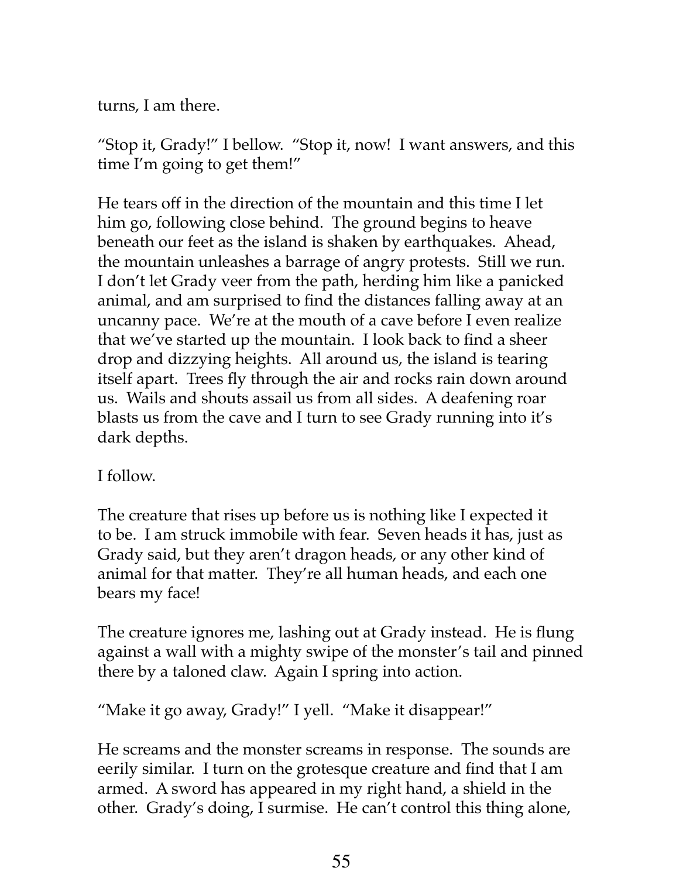turns, I am there.

"Stop it, Grady!" I bellow. "Stop it, now! I want answers, and this time I'm going to get them!"

He tears off in the direction of the mountain and this time I let him go, following close behind. The ground begins to heave beneath our feet as the island is shaken by earthquakes. Ahead, the mountain unleashes a barrage of angry protests. Still we run. I don't let Grady veer from the path, herding him like a panicked animal, and am surprised to find the distances falling away at an uncanny pace. We're at the mouth of a cave before I even realize that we've started up the mountain. I look back to find a sheer drop and dizzying heights. All around us, the island is tearing itself apart. Trees fly through the air and rocks rain down around us. Wails and shouts assail us from all sides. A deafening roar blasts us from the cave and I turn to see Grady running into it's dark depths.

I follow.

The creature that rises up before us is nothing like I expected it to be. I am struck immobile with fear. Seven heads it has, just as Grady said, but they aren't dragon heads, or any other kind of animal for that matter. They're all human heads, and each one bears my face!

The creature ignores me, lashing out at Grady instead. He is flung against a wall with a mighty swipe of the monster's tail and pinned there by a taloned claw. Again I spring into action.

"Make it go away, Grady!" I yell. "Make it disappear!"

He screams and the monster screams in response. The sounds are eerily similar. I turn on the grotesque creature and find that I am armed. A sword has appeared in my right hand, a shield in the other. Grady's doing, I surmise. He can't control this thing alone,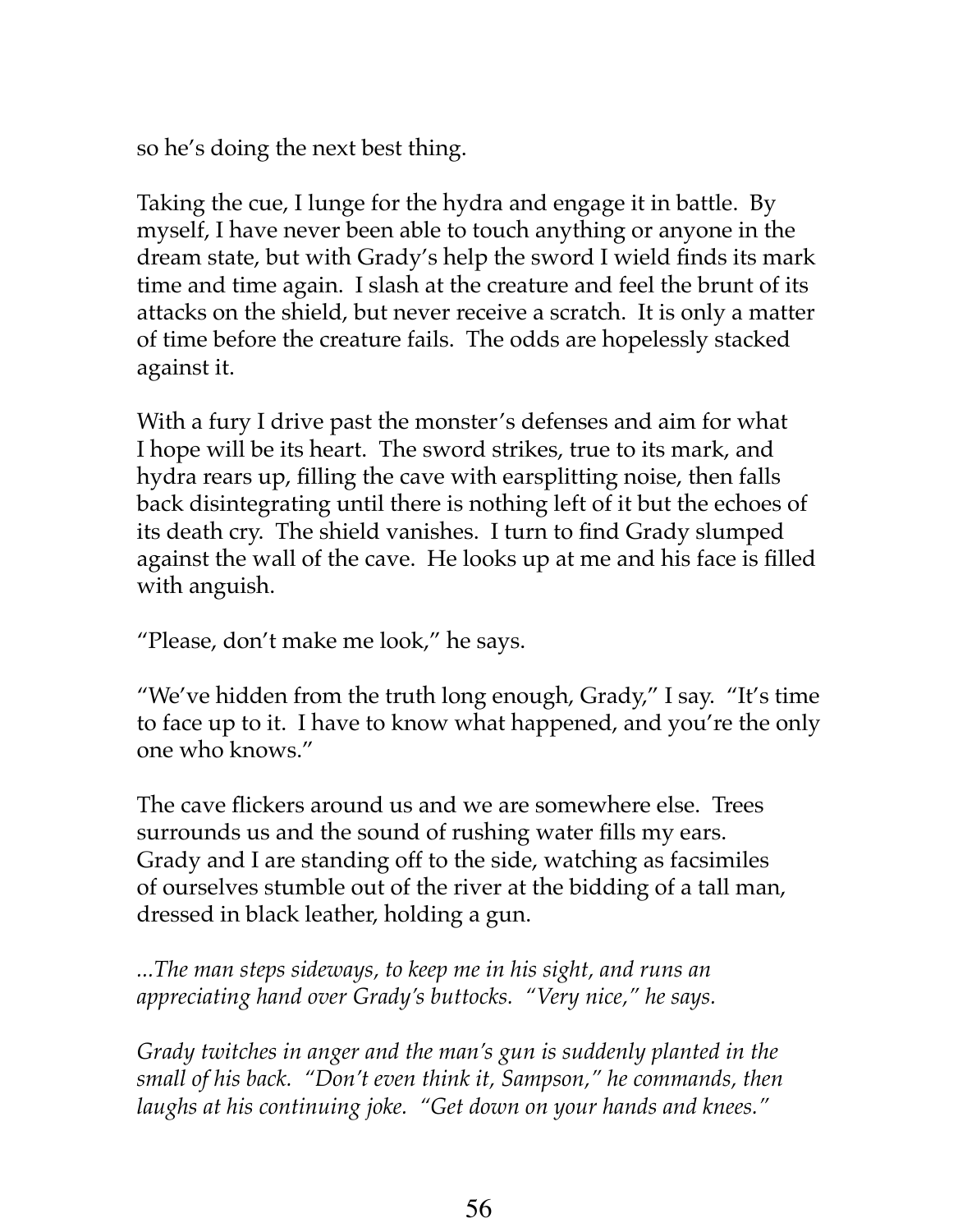so he's doing the next best thing.

Taking the cue, I lunge for the hydra and engage it in battle. By myself, I have never been able to touch anything or anyone in the dream state, but with Grady's help the sword I wield finds its mark time and time again. I slash at the creature and feel the brunt of its attacks on the shield, but never receive a scratch. It is only a matter of time before the creature fails. The odds are hopelessly stacked against it.

With a fury I drive past the monster's defenses and aim for what I hope will be its heart. The sword strikes, true to its mark, and hydra rears up, filling the cave with earsplitting noise, then falls back disintegrating until there is nothing left of it but the echoes of its death cry. The shield vanishes. I turn to find Grady slumped against the wall of the cave. He looks up at me and his face is filled with anguish.

"Please, don't make me look," he says.

"We've hidden from the truth long enough, Grady," I say. "It's time to face up to it. I have to know what happened, and you're the only one who knows."

The cave flickers around us and we are somewhere else. Trees surrounds us and the sound of rushing water fills my ears. Grady and I are standing off to the side, watching as facsimiles of ourselves stumble out of the river at the bidding of a tall man, dressed in black leather, holding a gun.

*...The man steps sideways, to keep me in his sight, and runs an appreciating hand over Grady's buttocks. "Very nice," he says.*

*Grady twitches in anger and the man's gun is suddenly planted in the small of his back. "Don't even think it, Sampson," he commands, then laughs at his continuing joke. "Get down on your hands and knees."*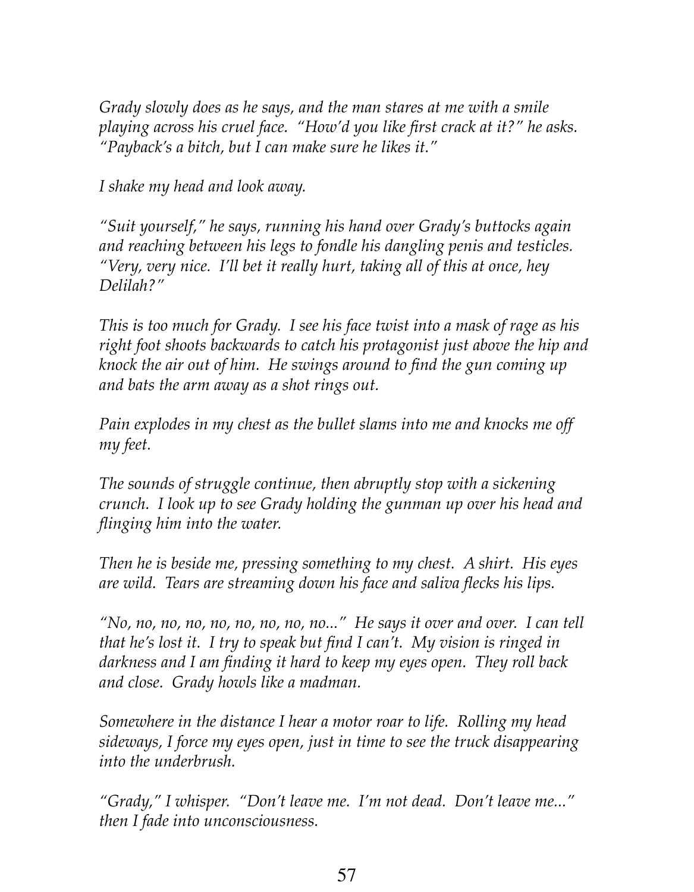*Grady slowly does as he says, and the man stares at me with a smile playing across his cruel face. "How'd you like first crack at it?" he asks. "Payback's a bitch, but I can make sure he likes it."*

*I shake my head and look away.*

*"Suit yourself," he says, running his hand over Grady's buttocks again and reaching between his legs to fondle his dangling penis and testicles. "Very, very nice. I'll bet it really hurt, taking all of this at once, hey Delilah?"*

*This is too much for Grady. I see his face twist into a mask of rage as his right foot shoots backwards to catch his protagonist just above the hip and knock the air out of him. He swings around to find the gun coming up and bats the arm away as a shot rings out.*

*Pain explodes in my chest as the bullet slams into me and knocks me off my feet.*

*The sounds of struggle continue, then abruptly stop with a sickening crunch. I look up to see Grady holding the gunman up over his head and flinging him into the water.*

*Then he is beside me, pressing something to my chest. A shirt. His eyes are wild. Tears are streaming down his face and saliva flecks his lips.*

*"No, no, no, no, no, no, no, no, no..." He says it over and over. I can tell that he's lost it. I try to speak but find I can't. My vision is ringed in darkness and I am finding it hard to keep my eyes open. They roll back and close. Grady howls like a madman.*

*Somewhere in the distance I hear a motor roar to life. Rolling my head sideways, I force my eyes open, just in time to see the truck disappearing into the underbrush.*

*"Grady," I whisper. "Don't leave me. I'm not dead. Don't leave me..." then I fade into unconsciousness.*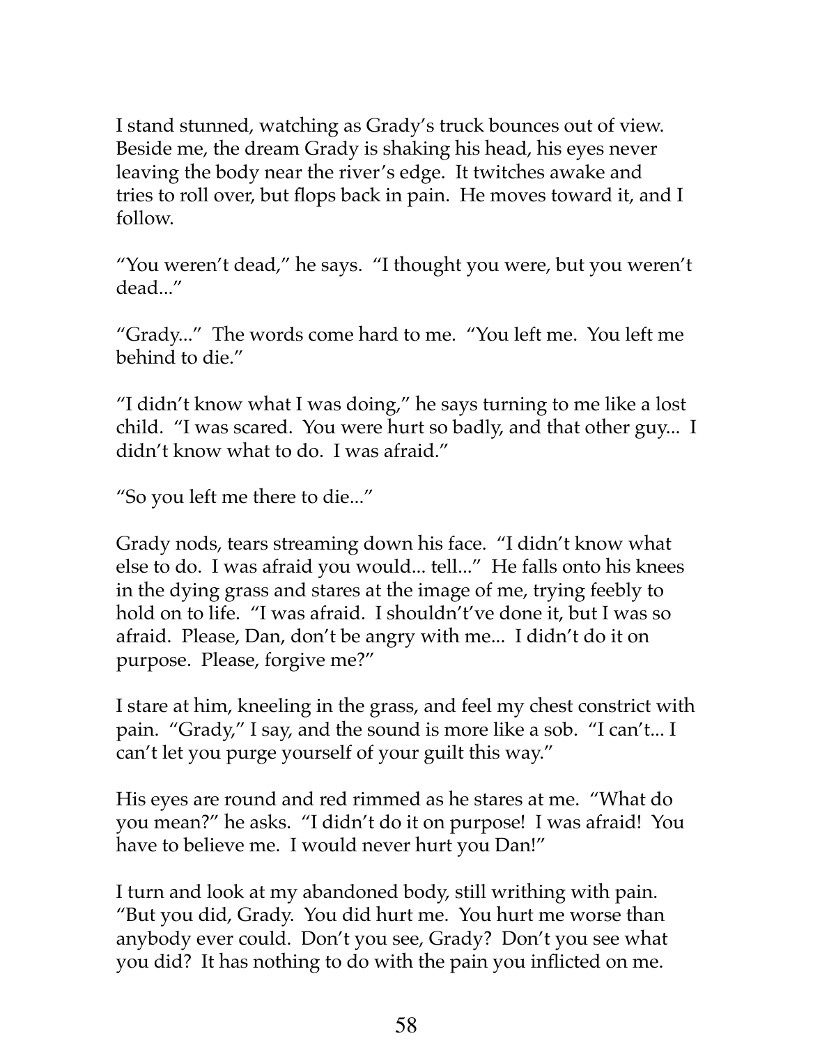I stand stunned, watching as Grady's truck bounces out of view. Beside me, the dream Grady is shaking his head, his eyes never leaving the body near the river's edge. It twitches awake and tries to roll over, but flops back in pain. He moves toward it, and I follow.

"You weren't dead," he says. "I thought you were, but you weren't dead..."

"Grady..." The words come hard to me. "You left me. You left me behind to die."

"I didn't know what I was doing," he says turning to me like a lost child. "I was scared. You were hurt so badly, and that other guy... I didn't know what to do. I was afraid."

"So you left me there to die..."

Grady nods, tears streaming down his face. "I didn't know what else to do. I was afraid you would... tell..." He falls onto his knees in the dying grass and stares at the image of me, trying feebly to hold on to life. "I was afraid. I shouldn't've done it, but I was so afraid. Please, Dan, don't be angry with me... I didn't do it on purpose. Please, forgive me?"

I stare at him, kneeling in the grass, and feel my chest constrict with pain. "Grady," I say, and the sound is more like a sob. "I can't... I can't let you purge yourself of your guilt this way."

His eyes are round and red rimmed as he stares at me. "What do you mean?" he asks. "I didn't do it on purpose! I was afraid! You have to believe me. I would never hurt you Dan!"

I turn and look at my abandoned body, still writhing with pain. "But you did, Grady. You did hurt me. You hurt me worse than anybody ever could. Don't you see, Grady? Don't you see what you did? It has nothing to do with the pain you inflicted on me.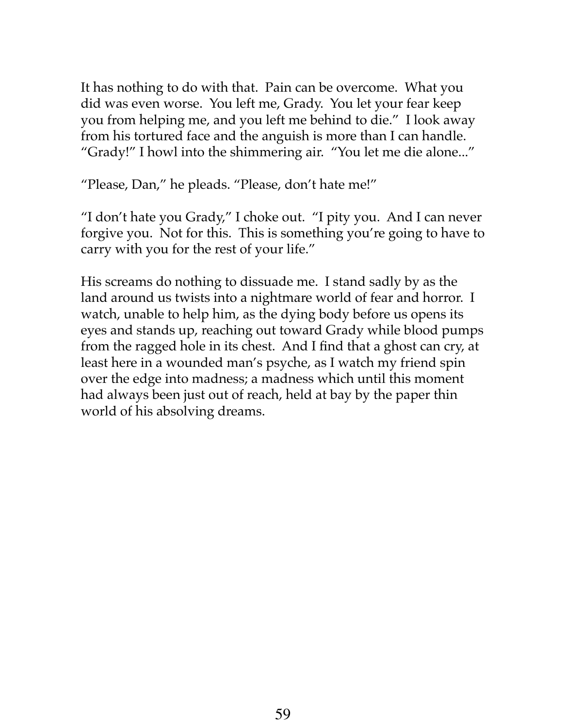It has nothing to do with that. Pain can be overcome. What you did was even worse. You left me, Grady. You let your fear keep you from helping me, and you left me behind to die." I look away from his tortured face and the anguish is more than I can handle. "Grady!" I howl into the shimmering air. "You let me die alone..."

"Please, Dan," he pleads. "Please, don't hate me!"

"I don't hate you Grady," I choke out. "I pity you. And I can never forgive you. Not for this. This is something you're going to have to carry with you for the rest of your life."

His screams do nothing to dissuade me. I stand sadly by as the land around us twists into a nightmare world of fear and horror. I watch, unable to help him, as the dying body before us opens its eyes and stands up, reaching out toward Grady while blood pumps from the ragged hole in its chest. And I find that a ghost can cry, at least here in a wounded man's psyche, as I watch my friend spin over the edge into madness; a madness which until this moment had always been just out of reach, held at bay by the paper thin world of his absolving dreams.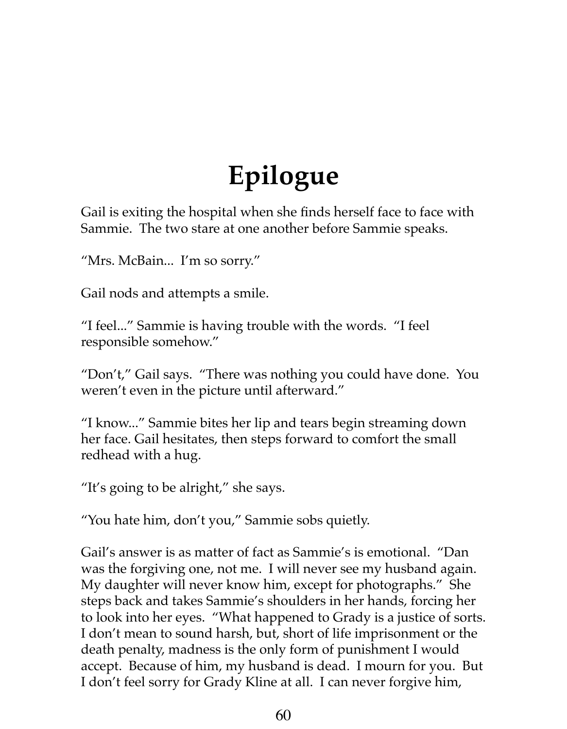# Epilogue

Gail is exiting the hospital when she finds herself face to face with Sammie. The two stare at one another before Sammie speaks.

"Mrs. McBain... I'm so sorry."

Gail nods and attempts a smile.

"I feel..." Sammie is having trouble with the words. "I feel responsible somehow."

"Don't," Gail says. "There was nothing you could have done. You weren't even in the picture until afterward."

"I know..." Sammie bites her lip and tears begin streaming down her face. Gail hesitates, then steps forward to comfort the small redhead with a hug.

"It's going to be alright," she says.

"You hate him, don't you," Sammie sobs quietly.

Gail's answer is as matter of fact as Sammie's is emotional. "Dan was the forgiving one, not me. I will never see my husband again. My daughter will never know him, except for photographs." She steps back and takes Sammie's shoulders in her hands, forcing her to look into her eyes. "What happened to Grady is a justice of sorts. I don't mean to sound harsh, but, short of life imprisonment or the death penalty, madness is the only form of punishment I would accept. Because of him, my husband is dead. I mourn for you. But I don't feel sorry for Grady Kline at all. I can never forgive him,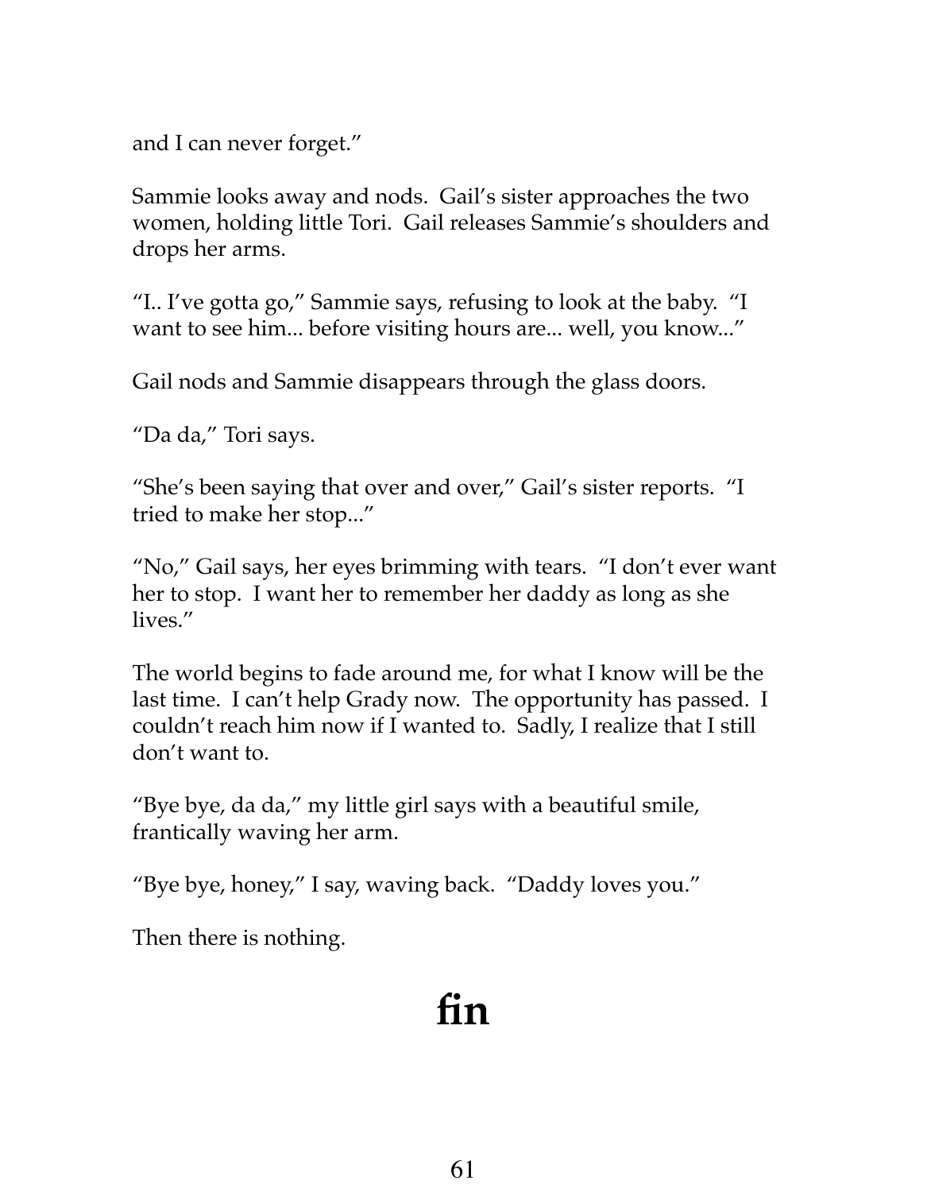and I can never forget."

Sammie looks away and nods. Gail's sister approaches the two women, holding little Tori. Gail releases Sammie's shoulders and drops her arms.

"I.. I've gotta go," Sammie says, refusing to look at the baby. "I want to see him... before visiting hours are... well, you know..."

Gail nods and Sammie disappears through the glass doors.

"Da da," Tori says.

"She's been saying that over and over," Gail's sister reports. "I tried to make her stop..."

"No," Gail says, her eyes brimming with tears. "I don't ever want her to stop. I want her to remember her daddy as long as she lives."

The world begins to fade around me, for what I know will be the last time. I can't help Grady now. The opportunity has passed. I couldn't reach him now if I wanted to. Sadly, I realize that I still don't want to.

"Bye bye, da da," my little girl says with a beautiful smile, frantically waving her arm.

"Bye bye, honey," I say, waving back. "Daddy loves you."

Then there is nothing.

# fin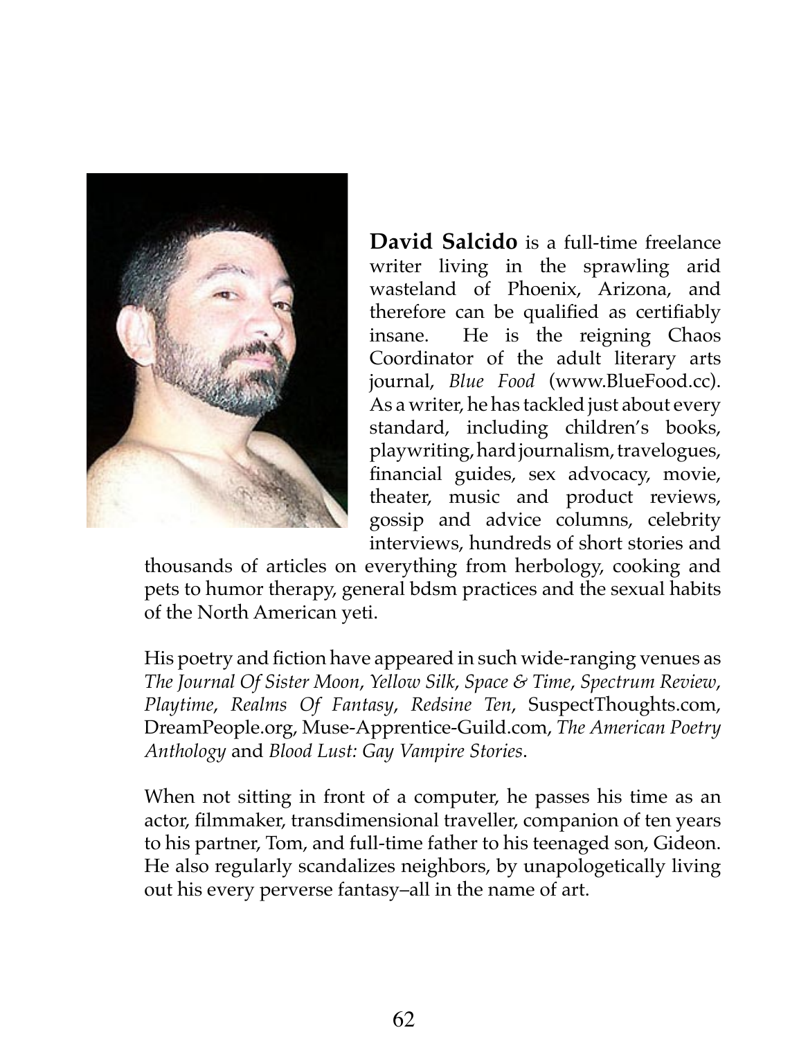**David Salcido** is a full-time freelance writer living in the sprawling arid wasteland of Phoenix, Arizona, and therefore can be qualified as certifiably insane. He is the reigning Chaos Coordinator of the adult literary arts journal, *Blue Food* (www.BlueFood.cc). As a writer, he has tackled just about every standard, including children's books, playwriting, hard journalism, travelogues, financial guides, sex advocacy, movie, theater, music and product reviews, gossip and advice columns, celebrity interviews, hundreds of short stories and thousands of articles on everything from herbology, cooking and pets to humor therapy, general bdsm practices and the sexual habits of the North American yeti.

His poetry and fiction have appeared in such wide-ranging venues as *The Journal Of Sister Moon*, *Yellow Silk*, *Space & Time*, *Spectrum Review*, *Playtime*, *Realms Of Fantasy*, *Redsine Ten*, SuspectThoughts.com, DreamPeople.org, Muse-Apprentice-Guild.com, *The American Poetry Anthology* and *Blood Lust: Gay Vampire Stories*.

When not sitting in front of a computer, he passes his time as an actor, filmmaker, transdimensional traveller, companion of ten years to his partner, Tom, and full-time father to his teenaged son, Gideon. He also regularly scandalizes neighbors, by unapologetically living out his every perverse fantasy–all in the name of art.